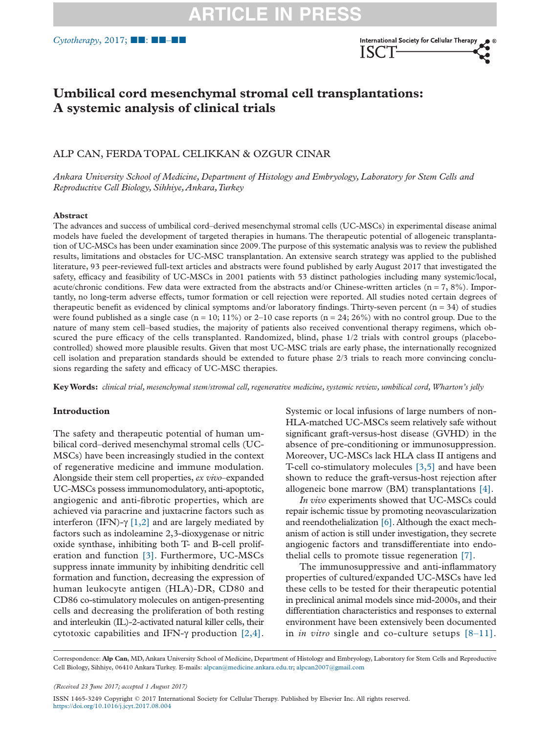# Umbilical cord mesenchymal stromal cell transplantations: A systemic analysis of clinical trials

ALP CAN, FERDA TOPAL CELIKKAN & OZGUR CINAR

*Ankara University School of Medicine, Department of Histology and Embryology, Laboratory for Stem Cells and Reproductive Cell Biology, Sihhiye, Ankara, Turkey*

### Abstract

The advances and success of umbilical cord–derived mesenchymal stromal cells (UC-MSCs) in experimental disease animal models have fueled the development of targeted therapies in humans. The therapeutic potential of allogeneic transplantation of UC-MSCs has been under examination since 2009. The purpose of this systematic analysis was to review the published results, limitations and obstacles for UC-MSC transplantation. An extensive search strategy was applied to the published literature, 93 peer-reviewed full-text articles and abstracts were found published by early August 2017 that investigated the safety, efficacy and feasibility of UC-MSCs in 2001 patients with 53 distinct pathologies including many systemic/local, acute/chronic conditions. Few data were extracted from the abstracts and/or Chinese-written articles (n = 7, 8%). Importantly, no long-term adverse effects, tumor formation or cell rejection were reported. All studies noted certain degrees of therapeutic benefit as evidenced by clinical symptoms and/or laboratory findings. Thirty-seven percent (n = 34) of studies were found published as a single case (n = 10; 11%) or 2–10 case reports (n = 24; 26%) with no control group. Due to the nature of many stem cell–based studies, the majority of patients also received conventional therapy regimens, which obscured the pure efficacy of the cells transplanted. Randomized, blind, phase 1/2 trials with control groups (placebo-controlled) showed more plausible results. Given that most UC-MSC trials are early phase, the internationally recognized cell isolation and preparation standards should be extended to future phase 2/3 trials to reach more convincing conclusions regarding the safety and efficacy of UC-MSC therapies.

**Key Words:** *clinical trial, mesenchymal stem/stromal cell, regenerative medicine, systemic review, umbilical cord, Wharton's jelly*

### Introduction

The safety and therapeutic potential of human umbilical cord–derived mesenchymal stromal cells (UC-MSCs) have been increasingly studied in the context of regenerative medicine and immune modulation. Alongside their stem cell properties, *ex vivo*–expanded UC-MSCs possess immunomodulatory, anti-apoptotic, angiogenic and anti-fibrotic properties, which are achieved via paracrine and juxtacrine factors such as interferon (IFN)-γ [1,2] and are largely mediated by factors such as indoleamine 2,3-dioxygenase or nitric oxide synthase, inhibiting both T- and B-cell proliferation and function [3]. Furthermore, UC-MSCs suppress innate immunity by inhibiting dendritic cell formation and function, decreasing the expression of human leukocyte antigen (HLA)-DR, CD80 and CD86 co-stimulatory molecules on antigen-presenting cells and decreasing the proliferation of both resting and interleukin (IL)-2-activated natural killer cells, their cytotoxic capabilities and IFN-γ production [2,4]. Systemic or local infusions of large numbers of non-HLA-matched UC-MSCs seem relatively safe without significant graft-versus-host disease (GVHD) in the absence of pre-conditioning or immunosuppression. Moreover, UC-MSCs lack HLA class II antigens and T-cell co-stimulatory molecules [3,5] and have been shown to reduce the graft-versus-host rejection after allogeneic bone marrow (BM) transplantations [4].

*In vivo* experiments showed that UC-MSCs could repair ischemic tissue by promoting neovascularization and reendothelialization [6]. Although the exact mechanism of action is still under investigation, they secrete angiogenic factors and transdifferentiate into endothelial cells to promote tissue regeneration [7].

The immunosuppressive and anti-inflammatory properties of cultured/expanded UC-MSCs have led these cells to be tested for their therapeutic potential in preclinical animal models since mid-2000s, and their differentiation characteristics and responses to external environment have been extensively been documented in *in vitro* single and co-culture setups [8–11].

Correspondence: **Alp Can**, MD, Ankara University School of Medicine, Department of Histology and Embryology, Laboratory for Stem Cells and Reproductive Cell Biology, Sihhiye, 06410 Ankara Turkey. E-mails: alpcan@medicine.ankara.edu.tr; alpcan2007@gmail.com

*(Received 23 June 2017; accepted 1 August 2017)*

ISSN 1465-3249 Copyright © 2017 International Society for Cellular Therapy. Published by Elsevier Inc. All rights reserved.
https://doi.org/10.1016/j.jcyt.2017.08.004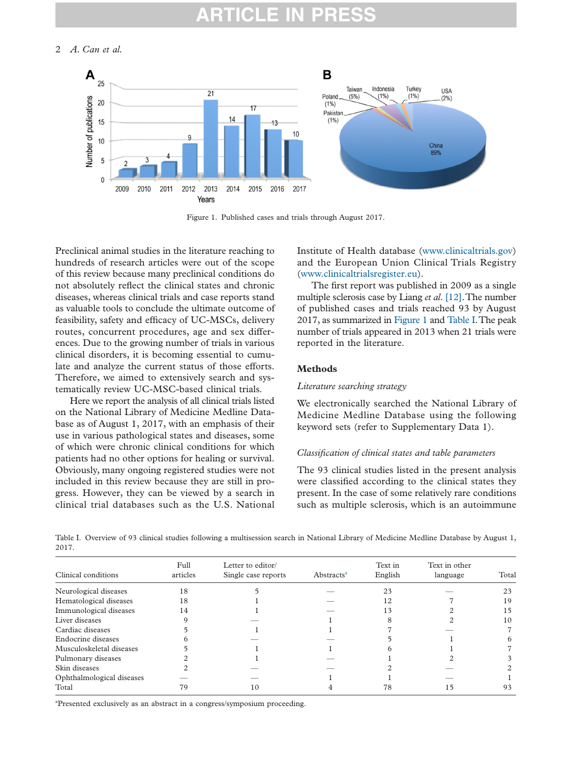Figure 1. Published cases and trials through August 2017.

Preclinical animal studies in the literature reaching to hundreds of research articles were out of the scope of this review because many preclinical conditions do not absolutely reflect the clinical states and chronic diseases, whereas clinical trials and case reports stand as valuable tools to conclude the ultimate outcome of feasibility, safety and efficacy of UC-MSCs, delivery routes, concurrent procedures, age and sex differences. Due to the growing number of trials in various clinical disorders, it is becoming essential to cumulate and analyze the current status of those efforts. Therefore, we aimed to extensively search and systematically review UC-MSC-based clinical trials.

Here we report the analysis of all clinical trials listed on the National Library of Medicine Medline Database as of August 1, 2017, with an emphasis of their use in various pathological states and diseases, some of which were chronic clinical conditions for which patients had no other options for healing or survival. Obviously, many ongoing registered studies were not included in this review because they are still in progress. However, they can be viewed by a search in clinical trial databases such as the U.S. National Institute of Health database (www.clinicaltrials.gov) and the European Union Clinical Trials Registry (www.clinicaltrialsregister.eu).

The first report was published in 2009 as a single multiple sclerosis case by Liang *et al.* [12]. The number of published cases and trials reached 93 by August 2017, as summarized in Figure 1 and Table I. The peak number of trials appeared in 2013 when 21 trials were reported in the literature.

## Methods

### *Literature searching strategy*

We electronically searched the National Library of Medicine Medline Database using the following keyword sets (refer to Supplementary Data 1).

### *Classification of clinical states and table parameters*

The 93 clinical studies listed in the present analysis were classified according to the clinical states they present. In the case of some relatively rare conditions such as multiple sclerosis, which is an autoimmune

Table I. Overview of 93 clinical studies following a multisession search in National Library of Medicine Medline Database by August 1, 2017.

| Clinical conditions | Full articles | Letter to editor/ Single case reports | Abstracts[a] | Text in English | Text in other language | Total |
|---|---|---|---|---|---|---|
| Neurological diseases | 18 | 5 | — | 23 | — | 23 |
| Hematological diseases | 18 | 1 | — | 12 | 7 | 19 |
| Immunological diseases | 14 | 1 | — | 13 | 2 | 15 |
| Liver diseases | 9 | — | 1 | 8 | 2 | 10 |
| Cardiac diseases | 5 | 1 | 1 | 7 | — | 7 |
| Endocrine diseases | 6 | — | — | 5 | 1 | 6 |
| Musculoskeletal diseases | 5 | 1 | 1 | 6 | 1 | 7 |
| Pulmonary diseases | 2 | 1 | — | 1 | 2 | 3 |
| Skin diseases | 2 | — | — | 2 | — | 2 |
| Ophthalmological diseases | — | — | 1 | 1 | — | 1 |
| Total | 79 | 10 | 4 | 78 | 15 | 93 |

[a]Presented exclusively as an abstract in a congress/symposium proceeding.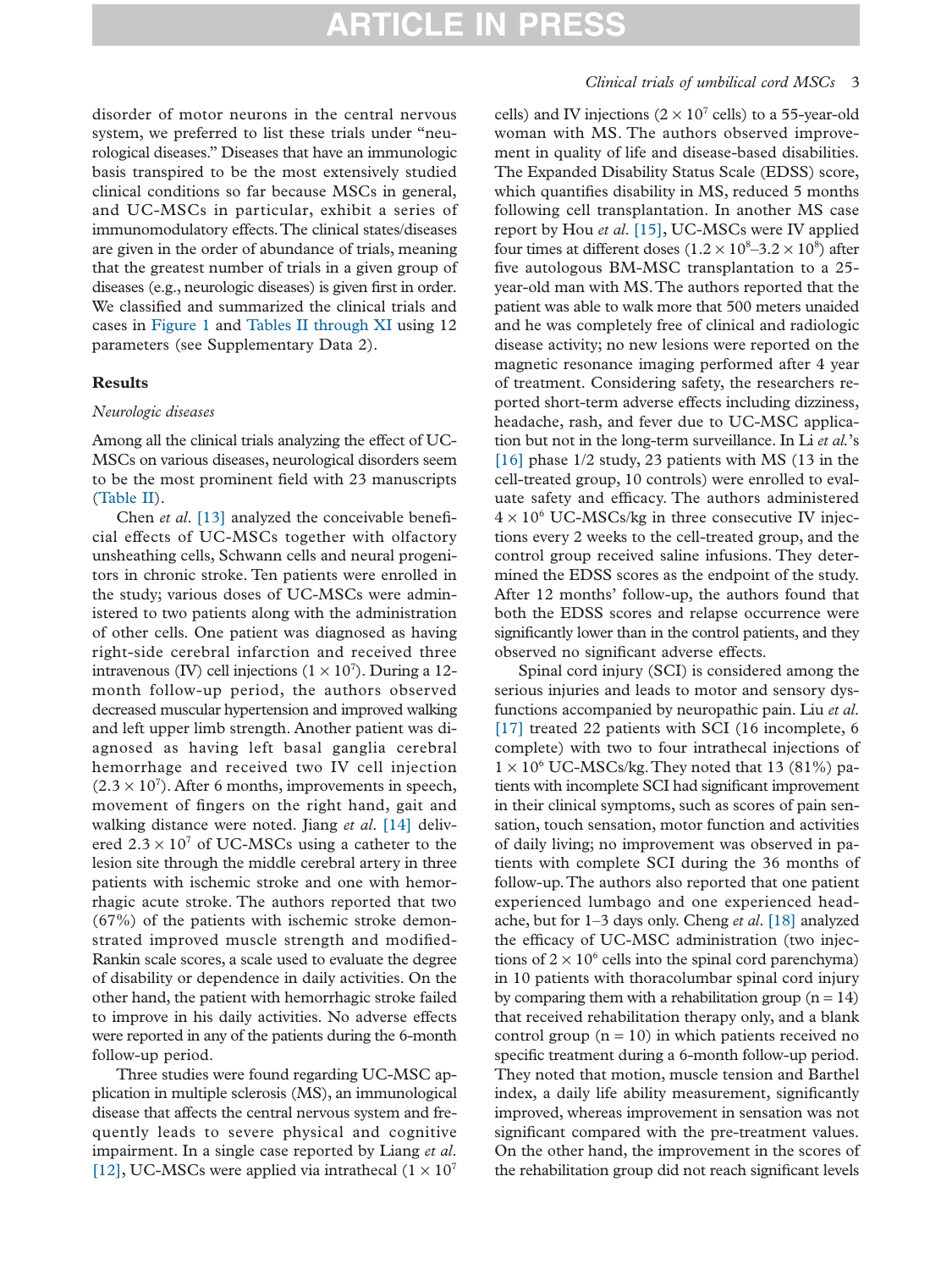disorder of motor neurons in the central nervous system, we preferred to list these trials under "neurological diseases." Diseases that have an immunologic basis transpired to be the most extensively studied clinical conditions so far because MSCs in general, and UC-MSCs in particular, exhibit a series of immunomodulatory effects. The clinical states/diseases are given in the order of abundance of trials, meaning that the greatest number of trials in a given group of diseases (e.g., neurologic diseases) is given first in order. We classified and summarized the clinical trials and cases in Figure 1 and Tables II through XI using 12 parameters (see Supplementary Data 2).

## Results

### *Neurologic diseases*

Among all the clinical trials analyzing the effect of UC-MSCs on various diseases, neurological disorders seem to be the most prominent field with 23 manuscripts (Table II).

Chen *et al.* [13] analyzed the conceivable beneficial effects of UC-MSCs together with olfactory unsheathing cells, Schwann cells and neural progenitors in chronic stroke. Ten patients were enrolled in the study; various doses of UC-MSCs were administered to two patients along with the administration of other cells. One patient was diagnosed as having right-side cerebral infarction and received three intravenous (IV) cell injections ($1 \times 10^7$). During a 12-month follow-up period, the authors observed decreased muscular hypertension and improved walking and left upper limb strength. Another patient was diagnosed as having left basal ganglia cerebral hemorrhage and received two IV cell injection ($2.3 \times 10^7$). After 6 months, improvements in speech, movement of fingers on the right hand, gait and walking distance were noted. Jiang *et al.* [14] delivered $2.3 \times 10^7$ of UC-MSCs using a catheter to the lesion site through the middle cerebral artery in three patients with ischemic stroke and one with hemorrhagic acute stroke. The authors reported that two (67%) of the patients with ischemic stroke demonstrated improved muscle strength and modified-Rankin scale scores, a scale used to evaluate the degree of disability or dependence in daily activities. On the other hand, the patient with hemorrhagic stroke failed to improve in his daily activities. No adverse effects were reported in any of the patients during the 6-month follow-up period.

Three studies were found regarding UC-MSC application in multiple sclerosis (MS), an immunological disease that affects the central nervous system and frequently leads to severe physical and cognitive impairment. In a single case reported by Liang *et al.* [12], UC-MSCs were applied via intrathecal ($1 \times 10^7$ cells) and IV injections ($2 \times 10^7$ cells) to a 55-year-old woman with MS. The authors observed improvement in quality of life and disease-based disabilities. The Expanded Disability Status Scale (EDSS) score, which quantifies disability in MS, reduced 5 months following cell transplantation. In another MS case report by Hou *et al.* [15], UC-MSCs were IV applied four times at different doses ($1.2 \times 10^8$–$3.2 \times 10^8$) after five autologous BM-MSC transplantation to a 25-year-old man with MS. The authors reported that the patient was able to walk more that 500 meters unaided and he was completely free of clinical and radiologic disease activity; no new lesions were reported on the magnetic resonance imaging performed after 4 year of treatment. Considering safety, the researchers reported short-term adverse effects including dizziness, headache, rash, and fever due to UC-MSC application but not in the long-term surveillance. In Li *et al.*'s [16] phase 1/2 study, 23 patients with MS (13 in the cell-treated group, 10 controls) were enrolled to evaluate safety and efficacy. The authors administered $4 \times 10^6$ UC-MSCs/kg in three consecutive IV injections every 2 weeks to the cell-treated group, and the control group received saline infusions. They determined the EDSS scores as the endpoint of the study. After 12 months' follow-up, the authors found that both the EDSS scores and relapse occurrence were significantly lower than in the control patients, and they observed no significant adverse effects.

Spinal cord injury (SCI) is considered among the serious injuries and leads to motor and sensory dysfunctions accompanied by neuropathic pain. Liu *et al.* [17] treated 22 patients with SCI (16 incomplete, 6 complete) with two to four intrathecal injections of $1 \times 10^6$ UC-MSCs/kg. They noted that 13 (81%) patients with incomplete SCI had significant improvement in their clinical symptoms, such as scores of pain sensation, touch sensation, motor function and activities of daily living; no improvement was observed in patients with complete SCI during the 36 months of follow-up. The authors also reported that one patient experienced lumbago and one experienced headache, but for 1–3 days only. Cheng *et al.* [18] analyzed the efficacy of UC-MSC administration (two injections of $2 \times 10^6$ cells into the spinal cord parenchyma) in 10 patients with thoracolumbar spinal cord injury by comparing them with a rehabilitation group (n = 14) that received rehabilitation therapy only, and a blank control group (n = 10) in which patients received no specific treatment during a 6-month follow-up period. They noted that motion, muscle tension and Barthel index, a daily life ability measurement, significantly improved, whereas improvement in sensation was not significant compared with the pre-treatment values. On the other hand, the improvement in the scores of the rehabilitation group did not reach significant levels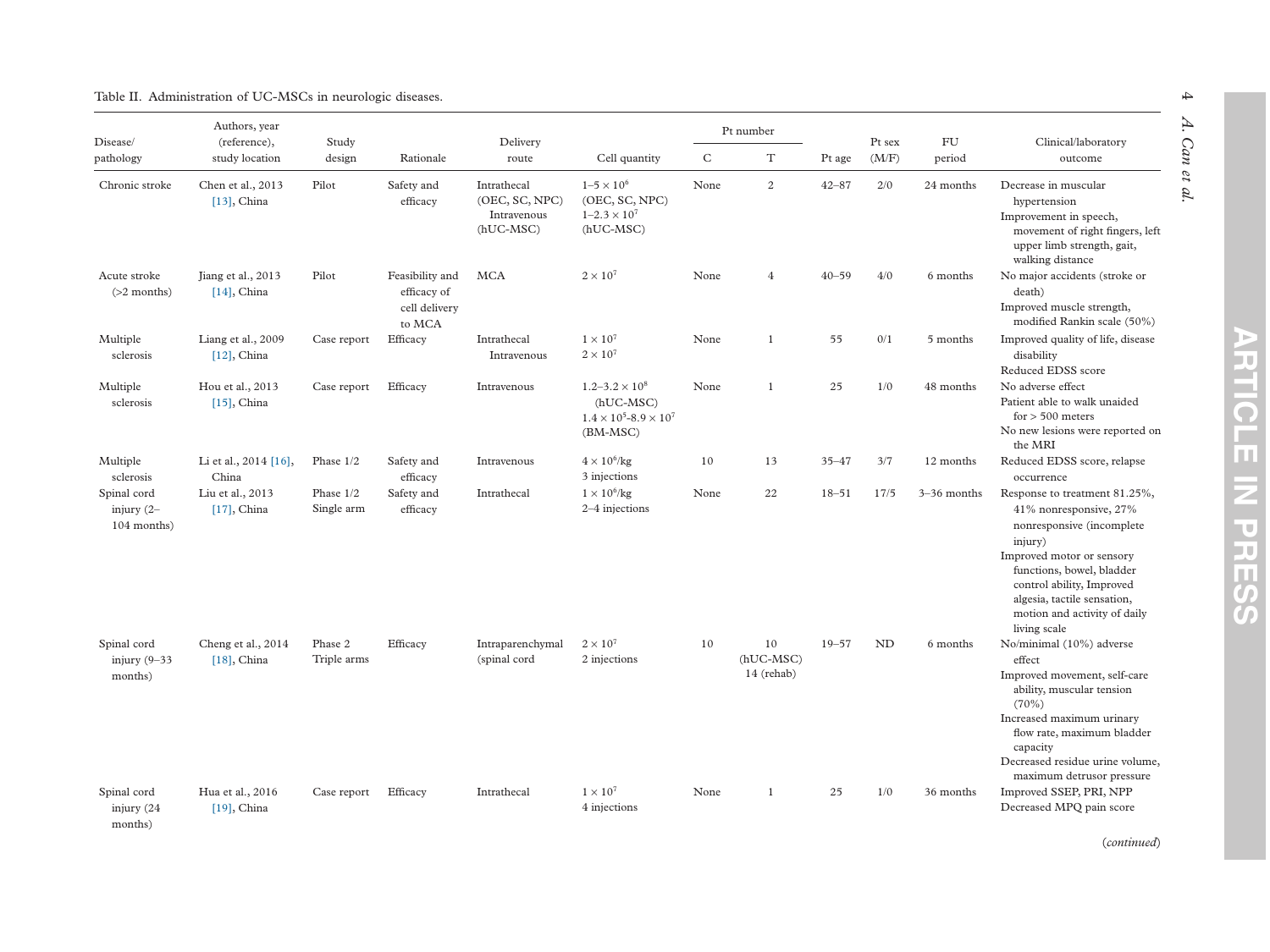Table II. Administration of UC-MSCs in neurologic diseases.

| Disease/ pathology | Authors, year (reference), study location | Study design | Rationale | Delivery route | Cell quantity | Pt number | | Pt age | Pt sex (M/F) | FU period | Clinical/laboratory outcome |
|---|---|---|---|---|---|---|---|---|---|---|---|
| | | | | | | C | T | | | | |
| Chronic stroke | Chen et al., 2013 [13], China | Pilot | Safety and efficacy | Intrathecal (OEC, SC, NPC) Intravenous (hUC-MSC) | $1–5 \times 10^6$ (OEC, SC, NPC) $1–2.3 \times 10^7$ (hUC-MSC) | None | 2 | 42–87 | 2/0 | 24 months | Decrease in muscular hypertension<br>Improvement in speech, movement of right fingers, left upper limb strength, gait, walking distance |
| Acute stroke (>2 months) | Jiang et al., 2013 [14], China | Pilot | Feasibility and efficacy of cell delivery to MCA | MCA | $2 \times 10^7$ | None | 4 | 40–59 | 4/0 | 6 months | No major accidents (stroke or death)<br>Improved muscle strength, modified Rankin scale (50%) |
| Multiple sclerosis | Liang et al., 2009 [12], China | Case report | Efficacy | Intrathecal Intravenous | $1 \times 10^7$ $2 \times 10^7$ | None | 1 | 55 | 0/1 | 5 months | Improved quality of life, disease disability<br>Reduced EDSS score |
| Multiple sclerosis | Hou et al., 2013 [15], China | Case report | Efficacy | Intravenous | $1.2–3.2 \times 10^8$ (hUC-MSC) $1.4 \times 10^5$-$8.9 \times 10^7$ (BM-MSC) | None | 1 | 25 | 1/0 | 48 months | No adverse effect<br>Patient able to walk unaided for > 500 meters<br>No new lesions were reported on the MRI |
| Multiple sclerosis | Li et al., 2014 [16], China | Phase 1/2 | Safety and efficacy | Intravenous | $4 \times 10^6$/kg 3 injections | 10 | 13 | 35–47 | 3/7 | 12 months | Reduced EDSS score, relapse occurrence |
| Spinal cord injury (2–104 months) | Liu et al., 2013 [17], China | Phase 1/2 Single arm | Safety and efficacy | Intrathecal | $1 \times 10^6$/kg 2–4 injections | None | 22 | 18–51 | 17/5 | 3–36 months | Response to treatment 81.25%, 41% nonresponsive, 27% nonresponsive (incomplete injury)<br>Improved motor or sensory functions, bowel, bladder control ability, Improved algesia, tactile sensation, motion and activity of daily living scale |
| Spinal cord injury (9–33 months) | Cheng et al., 2014 [18], China | Phase 2 Triple arms | Efficacy | Intraparenchymal (spinal cord | $2 \times 10^7$ 2 injections | 10 | 10 (hUC-MSC) 14 (rehab) | 19–57 | ND | 6 months | No/minimal (10%) adverse effect<br>Improved movement, self-care ability, muscular tension (70%)<br>Increased maximum urinary flow rate, maximum bladder capacity<br>Decreased residue urine volume, maximum detrusor pressure |
| Spinal cord injury (24 months) | Hua et al., 2016 [19], China | Case report | Efficacy | Intrathecal | $1 \times 10^7$ 4 injections | None | 1 | 25 | 1/0 | 36 months | Improved SSEP, PRI, NPP<br>Decreased MPQ pain score |

(*continued*)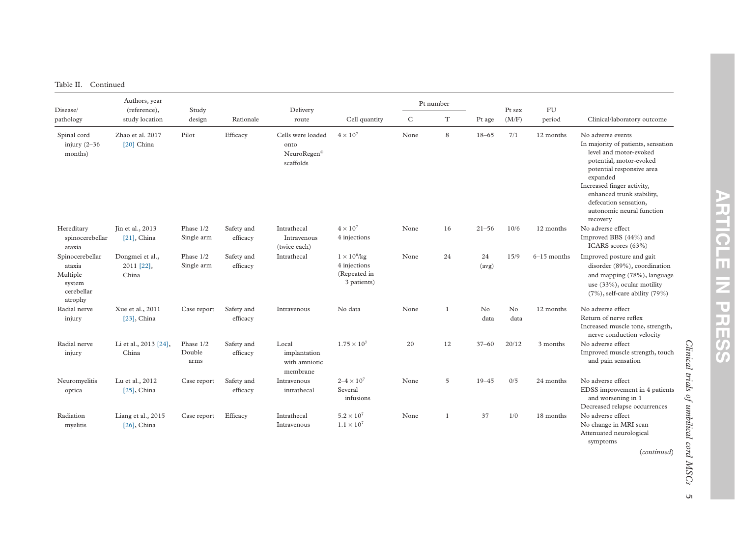Table II. Continued

| Disease/ pathology | Authors, year (reference), study location | Study design | Rationale | Delivery route | Cell quantity | Pt number | | Pt age | Pt sex (M/F) | FU period | Clinical/laboratory outcome |
|---|---|---|---|---|---|---|---|---|---|---|---|
| | | | | | | C | T | | | | |
| Spinal cord injury (2–36 months) | Zhao et al. 2017 [20] China | Pilot | Efficacy | Cells were loaded onto NeuroRegen® scaffolds | $4 \times 10^7$ | None | 8 | 18–65 | 7/1 | 12 months | No adverse events<br>In majority of patients, sensation level and motor-evoked potential, motor-evoked potential responsive area expanded<br>Increased finger activity, enhanced trunk stability, defecation sensation, autonomic neural function recovery |
| Hereditary spinocerebellar ataxia | Jin et al., 2013 [21], China | Phase 1/2 Single arm | Safety and efficacy | Intrathecal Intravenous (twice each) | $4 \times 10^7$<br>4 injections | None | 16 | 21–56 | 10/6 | 12 months | No adverse effect<br>Improved BBS (44%) and ICARS scores (63%) |
| Spinocerebellar ataxia<br>Multiple system cerebellar atrophy | Dongmei et al., 2011 [22], China | Phase 1/2 Single arm | Safety and efficacy | Intrathecal | $1 \times 10^6$/kg<br>4 injections<br>(Repeated in 3 patients) | None | 24 | 24 (avg) | 15/9 | 6–15 months | Improved posture and gait disorder (89%), coordination and mapping (78%), language use (33%), ocular motility (7%), self-care ability (79%) |
| Radial nerve injury | Xue et al., 2011 [23], China | Case report | Safety and efficacy | Intravenous | No data | None | 1 | No data | No data | 12 months | No adverse effect<br>Return of nerve reflex<br>Increased muscle tone, strength, nerve conduction velocity |
| Radial nerve injury | Li et al., 2013 [24], China | Phase 1/2 Double arms | Safety and efficacy | Local implantation with amniotic membrane | $1.75 \times 10^7$ | 20 | 12 | 37–60 | 20/12 | 3 months | No adverse effect<br>Improved muscle strength, touch and pain sensation |
| Neuromyelitis optica | Lu et al., 2012 [25], China | Case report | Safety and efficacy | Intravenous intrathecal | $2–4 \times 10^7$<br>Several infusions | None | 5 | 19–45 | 0/5 | 24 months | No adverse effect<br>EDSS improvement in 4 patients and worsening in 1<br>Decreased relapse occurrences |
| Radiation myelitis | Liang et al., 2015 [26], China | Case report | Efficacy | Intrathecal<br>Intravenous | $5.2 \times 10^7$<br>$1.1 \times 10^7$ | None | 1 | 37 | 1/0 | 18 months | No adverse effect<br>No change in MRI scan<br>Attenuated neurological symptoms |

(*continued*)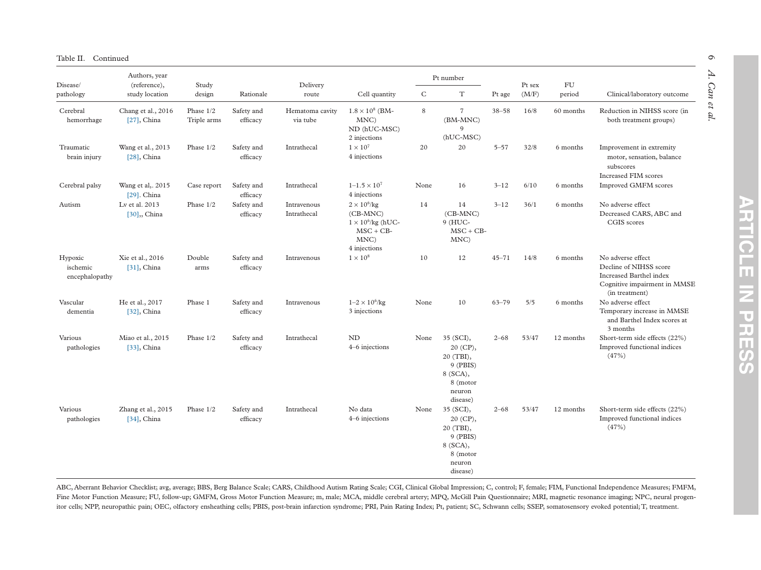Table II. Continued

| Disease/ pathology | Authors, year (reference), study location | Study design | Rationale | Delivery route | Cell quantity | Pt number | | Pt age | Pt sex (M/F) | FU period | Clinical/laboratory outcome |
|---|---|---|---|---|---|---|---|---|---|---|---|
| | | | | | | C | T | | | | |
| Cerebral hemorrhage | Chang et al., 2016 [27], China | Phase 1/2 Triple arms | Safety and efficacy | Hematoma cavity via tube | $1.8 \times 10^8$ (BM-MNC) ND (hUC-MSC) 2 injections | 8 | 7 (BM-MNC) 9 (hUC-MSC) | 38–58 | 16/8 | 60 months | Reduction in NIHSS score (in both treatment groups) |
| Traumatic brain injury | Wang et al., 2013 [28], China | Phase 1/2 | Safety and efficacy | Intrathecal | $1 \times 10^7$ 4 injections | 20 | 20 | 5–57 | 32/8 | 6 months | Improvement in extremity motor, sensation, balance subscores Increased FIM scores |
| Cerebral palsy | Wang et al,. 2015 [29]. China | Case report | Safety and efficacy | Intrathecal | $1–1.5 \times 10^7$ 4 injections | None | 16 | 3–12 | 6/10 | 6 months | Improved GMFM scores |
| Autism | Lv et al. 2013 [30],, China | Phase 1/2 | Safety and efficacy | Intravenous Intrathecal | $2 \times 10^6$/kg (CB-MNC) $1 \times 10^6$/kg (hUC-MSC + CB-MNC) 4 injections | 14 | 14 (CB-MNC) 9 (HUC-MSC + CB-MNC) | 3–12 | 36/1 | 6 months | No adverse effect Decreased CARS, ABC and CGIS scores |
| Hypoxic ischemic encephalopathy | Xie et al., 2016 [31], China | Double arms | Safety and efficacy | Intravenous | $1 \times 10^8$ | 10 | 12 | 45–71 | 14/8 | 6 months | No adverse effect Decline of NIHSS score Increased Barthel index Cognitive impairment in MMSE (in treatment) |
| Vascular dementia | He et al., 2017 [32], China | Phase 1 | Safety and efficacy | Intravenous | $1–2 \times 10^6$/kg 3 injections | None | 10 | 63–79 | 5/5 | 6 months | No adverse effect Temporary increase in MMSE and Barthel Index scores at 3 months |
| Various pathologies | Miao et al., 2015 [33], China | Phase 1/2 | Safety and efficacy | Intrathecal | ND 4–6 injections | None | 35 (SCI), 20 (CP), 20 (TBI), 9 (PBIS) 8 (SCA), 8 (motor neuron disease) | 2–68 | 53/47 | 12 months | Short-term side effects (22%) Improved functional indices (47%) |
| Various pathologies | Zhang et al., 2015 [34], China | Phase 1/2 | Safety and efficacy | Intrathecal | No data 4–6 injections | None | 35 (SCI), 20 (CP), 20 (TBI), 9 (PBIS) 8 (SCA), 8 (motor neuron disease) | 2–68 | 53/47 | 12 months | Short-term side effects (22%) Improved functional indices (47%) |

ABC, Aberrant Behavior Checklist; avg, average; BBS, Berg Balance Scale; CARS, Childhood Autism Rating Scale; CGI, Clinical Global Impression; C, control; F, female; FIM, Functional Independence Measures; FMFM, Fine Motor Function Measure; FU, follow-up; GMFM, Gross Motor Function Measure; m, male; MCA, middle cerebral artery; MPQ, McGill Pain Questionnaire; MRI, magnetic resonance imaging; NPC, neural progenitor cells; NPP, neuropathic pain; OEC, olfactory ensheathing cells; PBIS, post-brain infarction syndrome; PRI, Pain Rating Index; Pt, patient; SC, Schwann cells; SSEP, somatosensory evoked potential; T, treatment.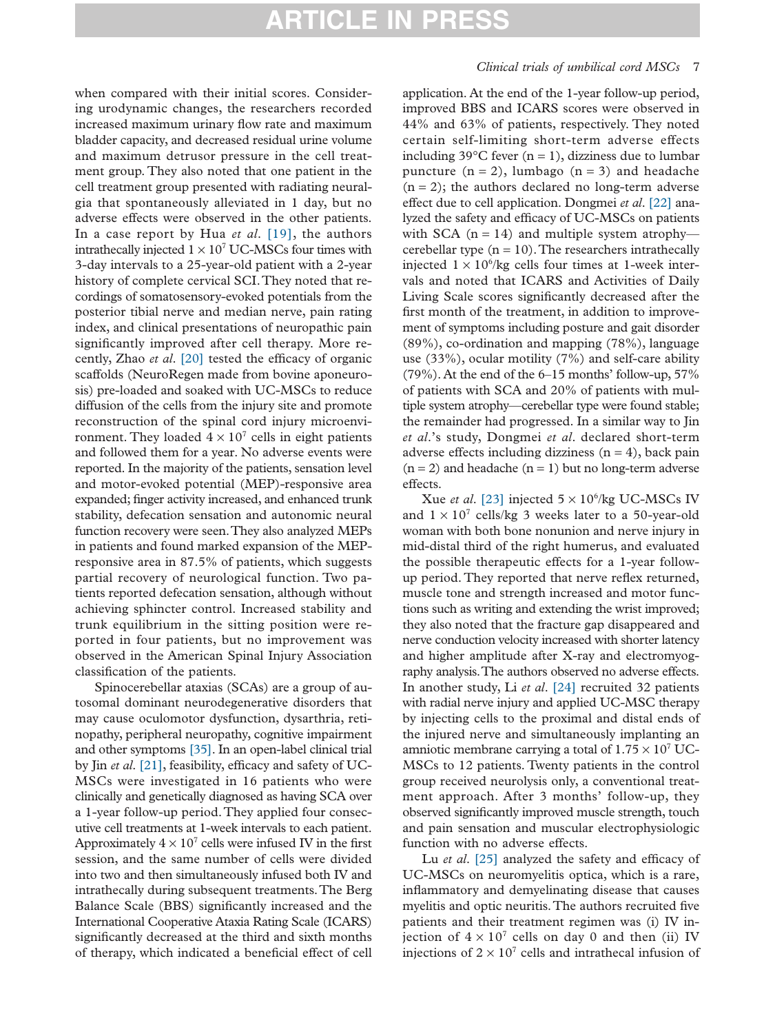when compared with their initial scores. Considering urodynamic changes, the researchers recorded increased maximum urinary flow rate and maximum bladder capacity, and decreased residual urine volume and maximum detrusor pressure in the cell treatment group. They also noted that one patient in the cell treatment group presented with radiating neuralgia that spontaneously alleviated in 1 day, but no adverse effects were observed in the other patients. In a case report by Hua *et al*. [19], the authors intrathecally injected $1 \times 10^7$ UC-MSCs four times with 3-day intervals to a 25-year-old patient with a 2-year history of complete cervical SCI. They noted that recordings of somatosensory-evoked potentials from the posterior tibial nerve and median nerve, pain rating index, and clinical presentations of neuropathic pain significantly improved after cell therapy. More recently, Zhao *et al*. [20] tested the efficacy of organic scaffolds (NeuroRegen made from bovine aponeurosis) pre-loaded and soaked with UC-MSCs to reduce diffusion of the cells from the injury site and promote reconstruction of the spinal cord injury microenvironment. They loaded $4 \times 10^7$ cells in eight patients and followed them for a year. No adverse events were reported. In the majority of the patients, sensation level and motor-evoked potential (MEP)-responsive area expanded; finger activity increased, and enhanced trunk stability, defecation sensation and autonomic neural function recovery were seen. They also analyzed MEPs in patients and found marked expansion of the MEP-responsive area in 87.5% of patients, which suggests partial recovery of neurological function. Two patients reported defecation sensation, although without achieving sphincter control. Increased stability and trunk equilibrium in the sitting position were reported in four patients, but no improvement was observed in the American Spinal Injury Association classification of the patients.

Spinocerebellar ataxias (SCAs) are a group of autosomal dominant neurodegenerative disorders that may cause oculomotor dysfunction, dysarthria, retinopathy, peripheral neuropathy, cognitive impairment and other symptoms [35]. In an open-label clinical trial by Jin *et al*. [21], feasibility, efficacy and safety of UC-MSCs were investigated in 16 patients who were clinically and genetically diagnosed as having SCA over a 1-year follow-up period. They applied four consecutive cell treatments at 1-week intervals to each patient. Approximately $4 \times 10^7$ cells were infused IV in the first session, and the same number of cells were divided into two and then simultaneously infused both IV and intrathecally during subsequent treatments. The Berg Balance Scale (BBS) significantly increased and the International Cooperative Ataxia Rating Scale (ICARS) significantly decreased at the third and sixth months of therapy, which indicated a beneficial effect of cell application. At the end of the 1-year follow-up period, improved BBS and ICARS scores were observed in 44% and 63% of patients, respectively. They noted certain self-limiting short-term adverse effects including 39°C fever (n = 1), dizziness due to lumbar puncture (n = 2), lumbago (n = 3) and headache (n = 2); the authors declared no long-term adverse effect due to cell application. Dongmei *et al*. [22] analyzed the safety and efficacy of UC-MSCs on patients with SCA (n = 14) and multiple system atrophy—cerebellar type (n = 10). The researchers intrathecally injected $1 \times 10^6$/kg cells four times at 1-week intervals and noted that ICARS and Activities of Daily Living Scale scores significantly decreased after the first month of the treatment, in addition to improvement of symptoms including posture and gait disorder (89%), co-ordination and mapping (78%), language use (33%), ocular motility (7%) and self-care ability (79%). At the end of the 6–15 months' follow-up, 57% of patients with SCA and 20% of patients with multiple system atrophy—cerebellar type were found stable; the remainder had progressed. In a similar way to Jin *et al*.'s study, Dongmei *et al*. declared short-term adverse effects including dizziness (n = 4), back pain (n = 2) and headache (n = 1) but no long-term adverse effects.

Xue *et al*. [23] injected $5 \times 10^6$/kg UC-MSCs IV and $1 \times 10^7$ cells/kg 3 weeks later to a 50-year-old woman with both bone nonunion and nerve injury in mid-distal third of the right humerus, and evaluated the possible therapeutic effects for a 1-year follow-up period. They reported that nerve reflex returned, muscle tone and strength increased and motor functions such as writing and extending the wrist improved; they also noted that the fracture gap disappeared and nerve conduction velocity increased with shorter latency and higher amplitude after X-ray and electromyography analysis. The authors observed no adverse effects. In another study, Li *et al*. [24] recruited 32 patients with radial nerve injury and applied UC-MSC therapy by injecting cells to the proximal and distal ends of the injured nerve and simultaneously implanting an amniotic membrane carrying a total of $1.75 \times 10^7$ UC-MSCs to 12 patients. Twenty patients in the control group received neurolysis only, a conventional treatment approach. After 3 months' follow-up, they observed significantly improved muscle strength, touch and pain sensation and muscular electrophysiologic function with no adverse effects.

Lu *et al*. [25] analyzed the safety and efficacy of UC-MSCs on neuromyelitis optica, which is a rare, inflammatory and demyelinating disease that causes myelitis and optic neuritis. The authors recruited five patients and their treatment regimen was (i) IV injection of $4 \times 10^7$ cells on day 0 and then (ii) IV injections of $2 \times 10^7$ cells and intrathecal infusion of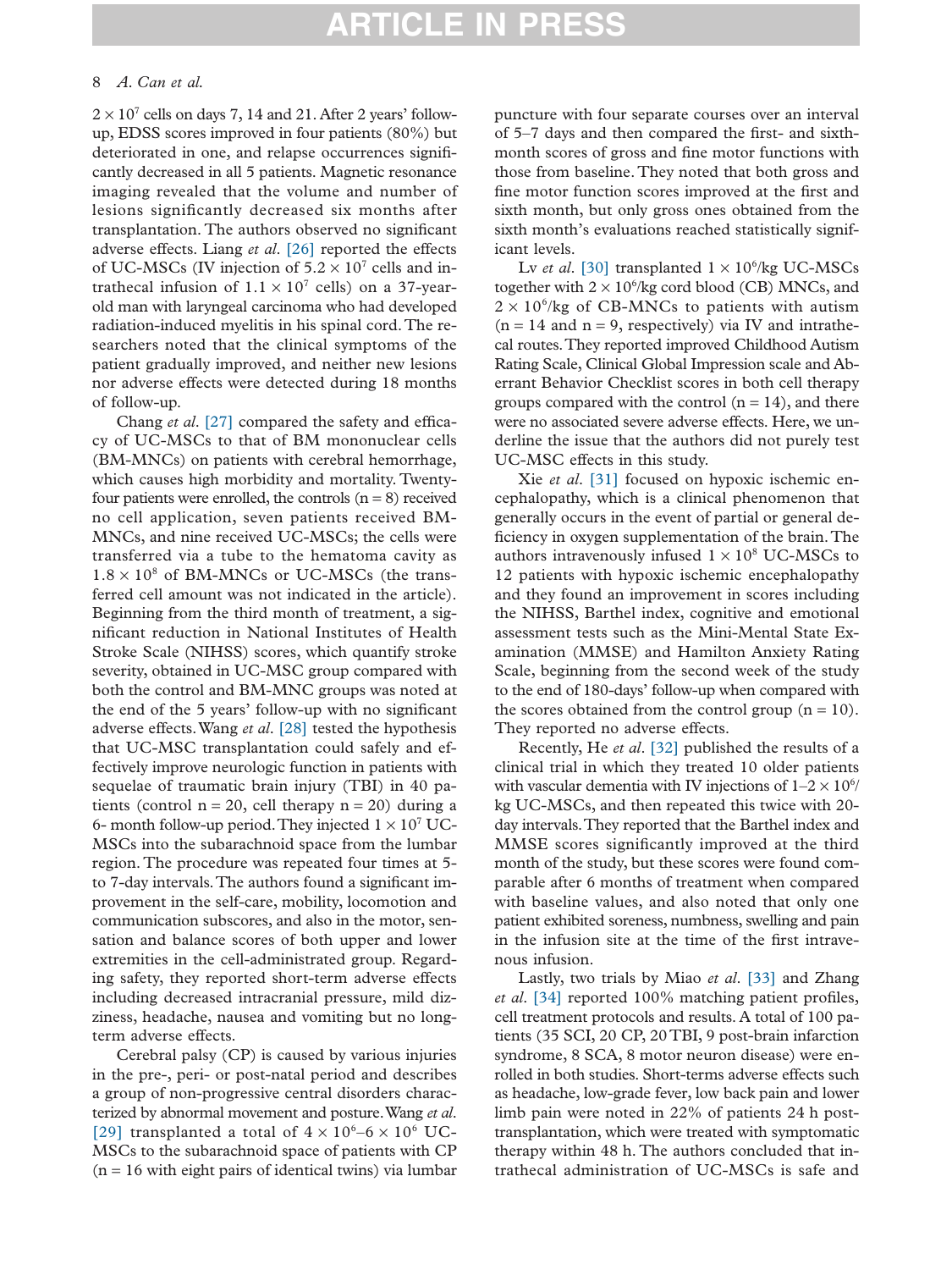$2 \times 10^7$ cells on days 7, 14 and 21. After 2 years' follow-up, EDSS scores improved in four patients (80%) but deteriorated in one, and relapse occurrences significantly decreased in all 5 patients. Magnetic resonance imaging revealed that the volume and number of lesions significantly decreased six months after transplantation. The authors observed no significant adverse effects. Liang *et al.* [26] reported the effects of UC-MSCs (IV injection of $5.2 \times 10^7$ cells and intrathecal infusion of $1.1 \times 10^7$ cells) on a 37-year-old man with laryngeal carcinoma who had developed radiation-induced myelitis in his spinal cord. The researchers noted that the clinical symptoms of the patient gradually improved, and neither new lesions nor adverse effects were detected during 18 months of follow-up.

Chang *et al.* [27] compared the safety and efficacy of UC-MSCs to that of BM mononuclear cells (BM-MNCs) on patients with cerebral hemorrhage, which causes high morbidity and mortality. Twenty-four patients were enrolled, the controls (n = 8) received no cell application, seven patients received BM-MNCs, and nine received UC-MSCs; the cells were transferred via a tube to the hematoma cavity as $1.8 \times 10^8$ of BM-MNCs or UC-MSCs (the transferred cell amount was not indicated in the article). Beginning from the third month of treatment, a significant reduction in National Institutes of Health Stroke Scale (NIHSS) scores, which quantify stroke severity, obtained in UC-MSC group compared with both the control and BM-MNC groups was noted at the end of the 5 years' follow-up with no significant adverse effects. Wang *et al.* [28] tested the hypothesis that UC-MSC transplantation could safely and effectively improve neurologic function in patients with sequelae of traumatic brain injury (TBI) in 40 patients (control n = 20, cell therapy n = 20) during a 6- month follow-up period. They injected $1 \times 10^7$ UC-MSCs into the subarachnoid space from the lumbar region. The procedure was repeated four times at 5- to 7-day intervals. The authors found a significant improvement in the self-care, mobility, locomotion and communication subscores, and also in the motor, sensation and balance scores of both upper and lower extremities in the cell-administrated group. Regarding safety, they reported short-term adverse effects including decreased intracranial pressure, mild dizziness, headache, nausea and vomiting but no long-term adverse effects.

Cerebral palsy (CP) is caused by various injuries in the pre-, peri- or post-natal period and describes a group of non-progressive central disorders characterized by abnormal movement and posture. Wang *et al.* [29] transplanted a total of $4 \times 10^6$–$6 \times 10^6$ UC-MSCs to the subarachnoid space of patients with CP (n = 16 with eight pairs of identical twins) via lumbar puncture with four separate courses over an interval of 5–7 days and then compared the first- and sixth-month scores of gross and fine motor functions with those from baseline. They noted that both gross and fine motor function scores improved at the first and sixth month, but only gross ones obtained from the sixth month's evaluations reached statistically significant levels.

Lv *et al.* [30] transplanted $1 \times 10^6$/kg UC-MSCs together with $2 \times 10^6$/kg cord blood (CB) MNCs, and $2 \times 10^6$/kg of CB-MNCs to patients with autism (n = 14 and n = 9, respectively) via IV and intrathecal routes. They reported improved Childhood Autism Rating Scale, Clinical Global Impression scale and Aberrant Behavior Checklist scores in both cell therapy groups compared with the control (n = 14), and there were no associated severe adverse effects. Here, we underline the issue that the authors did not purely test UC-MSC effects in this study.

Xie *et al.* [31] focused on hypoxic ischemic encephalopathy, which is a clinical phenomenon that generally occurs in the event of partial or general deficiency in oxygen supplementation of the brain. The authors intravenously infused $1 \times 10^8$ UC-MSCs to 12 patients with hypoxic ischemic encephalopathy and they found an improvement in scores including the NIHSS, Barthel index, cognitive and emotional assessment tests such as the Mini-Mental State Examination (MMSE) and Hamilton Anxiety Rating Scale, beginning from the second week of the study to the end of 180-days' follow-up when compared with the scores obtained from the control group (n = 10). They reported no adverse effects.

Recently, He *et al.* [32] published the results of a clinical trial in which they treated 10 older patients with vascular dementia with IV injections of $1$–$2 \times 10^6$/kg UC-MSCs, and then repeated this twice with 20-day intervals. They reported that the Barthel index and MMSE scores significantly improved at the third month of the study, but these scores were found comparable after 6 months of treatment when compared with baseline values, and also noted that only one patient exhibited soreness, numbness, swelling and pain in the infusion site at the time of the first intravenous infusion.

Lastly, two trials by Miao *et al.* [33] and Zhang *et al.* [34] reported 100% matching patient profiles, cell treatment protocols and results. A total of 100 patients (35 SCI, 20 CP, 20 TBI, 9 post-brain infarction syndrome, 8 SCA, 8 motor neuron disease) were enrolled in both studies. Short-terms adverse effects such as headache, low-grade fever, low back pain and lower limb pain were noted in 22% of patients 24 h post-transplantation, which were treated with symptomatic therapy within 48 h. The authors concluded that intrathecal administration of UC-MSCs is safe and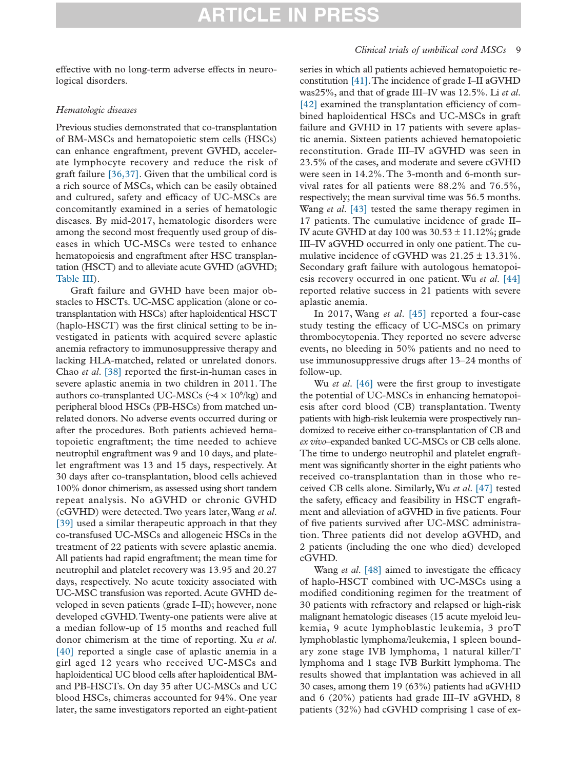effective with no long-term adverse effects in neurological disorders.

*Hematologic diseases*

Previous studies demonstrated that co-transplantation of BM-MSCs and hematopoietic stem cells (HSCs) can enhance engraftment, prevent GVHD, accelerate lymphocyte recovery and reduce the risk of graft failure [36,37]. Given that the umbilical cord is a rich source of MSCs, which can be easily obtained and cultured, safety and efficacy of UC-MSCs are concomitantly examined in a series of hematologic diseases. By mid-2017, hematologic disorders were among the second most frequently used group of diseases in which UC-MSCs were tested to enhance hematopoiesis and engraftment after HSC transplantation (HSCT) and to alleviate acute GVHD (aGVHD; Table III).

Graft failure and GVHD have been major obstacles to HSCTs. UC-MSC application (alone or co-transplantation with HSCs) after haploidentical HSCT (haplo-HSCT) was the first clinical setting to be investigated in patients with acquired severe aplastic anemia refractory to immunosuppressive therapy and lacking HLA-matched, related or unrelated donors. Chao *et al*. [38] reported the first-in-human cases in severe aplastic anemia in two children in 2011. The authors co-transplanted UC-MSCs (~$4 \times 10^6$/kg) and peripheral blood HSCs (PB-HSCs) from matched unrelated donors. No adverse events occurred during or after the procedures. Both patients achieved hematopoietic engraftment; the time needed to achieve neutrophil engraftment was 9 and 10 days, and platelet engraftment was 13 and 15 days, respectively. At 30 days after co-transplantation, blood cells achieved 100% donor chimerism, as assessed using short tandem repeat analysis. No aGVHD or chronic GVHD (cGVHD) were detected. Two years later, Wang *et al*. [39] used a similar therapeutic approach in that they co-transfused UC-MSCs and allogeneic HSCs in the treatment of 22 patients with severe aplastic anemia. All patients had rapid engraftment; the mean time for neutrophil and platelet recovery was 13.95 and 20.27 days, respectively. No acute toxicity associated with UC-MSC transfusion was reported. Acute GVHD developed in seven patients (grade I–II); however, none developed cGVHD. Twenty-one patients were alive at a median follow-up of 15 months and reached full donor chimerism at the time of reporting. Xu *et al*. [40] reported a single case of aplastic anemia in a girl aged 12 years who received UC-MSCs and haploidentical UC blood cells after haploidentical BM- and PB-HSCTs. On day 35 after UC-MSCs and UC blood HSCs, chimeras accounted for 94%. One year later, the same investigators reported an eight-patient series in which all patients achieved hematopoietic reconstitution [41]. The incidence of grade I–II aGVHD was25%, and that of grade III–IV was 12.5%. Li *et al*. [42] examined the transplantation efficiency of combined haploidentical HSCs and UC-MSCs in graft failure and GVHD in 17 patients with severe aplastic anemia. Sixteen patients achieved hematopoietic reconstitution. Grade III–IV aGVHD was seen in 23.5% of the cases, and moderate and severe cGVHD were seen in 14.2%. The 3-month and 6-month survival rates for all patients were 88.2% and 76.5%, respectively; the mean survival time was 56.5 months. Wang *et al*. [43] tested the same therapy regimen in 17 patients. The cumulative incidence of grade II–IV acute GVHD at day 100 was 30.53 ± 11.12%; grade III–IV aGVHD occurred in only one patient. The cumulative incidence of cGVHD was 21.25 ± 13.31%. Secondary graft failure with autologous hematopoiesis recovery occurred in one patient. Wu *et al*. [44] reported relative success in 21 patients with severe aplastic anemia.

In 2017, Wang *et al*. [45] reported a four-case study testing the efficacy of UC-MSCs on primary thrombocytopenia. They reported no severe adverse events, no bleeding in 50% patients and no need to use immunosuppressive drugs after 13–24 months of follow-up.

Wu *et al*. [46] were the first group to investigate the potential of UC-MSCs in enhancing hematopoiesis after cord blood (CB) transplantation. Twenty patients with high-risk leukemia were prospectively randomized to receive either co-transplantation of CB and *ex vivo*–expanded banked UC-MSCs or CB cells alone. The time to undergo neutrophil and platelet engraftment was significantly shorter in the eight patients who received co-transplantation than in those who received CB cells alone. Similarly, Wu *et al*. [47] tested the safety, efficacy and feasibility in HSCT engraftment and alleviation of aGVHD in five patients. Four of five patients survived after UC-MSC administration. Three patients did not develop aGVHD, and 2 patients (including the one who died) developed cGVHD.

Wang *et al*. [48] aimed to investigate the efficacy of haplo-HSCT combined with UC-MSCs using a modified conditioning regimen for the treatment of 30 patients with refractory and relapsed or high-risk malignant hematologic diseases (15 acute myeloid leukemia, 9 acute lymphoblastic leukemia, 3 proT lymphoblastic lymphoma/leukemia, 1 spleen boundary zone stage IVB lymphoma, 1 natural killer/T lymphoma and 1 stage IVB Burkitt lymphoma. The results showed that implantation was achieved in all 30 cases, among them 19 (63%) patients had aGVHD and 6 (20%) patients had grade III–IV aGVHD, 8 patients (32%) had cGVHD comprising 1 case of ex-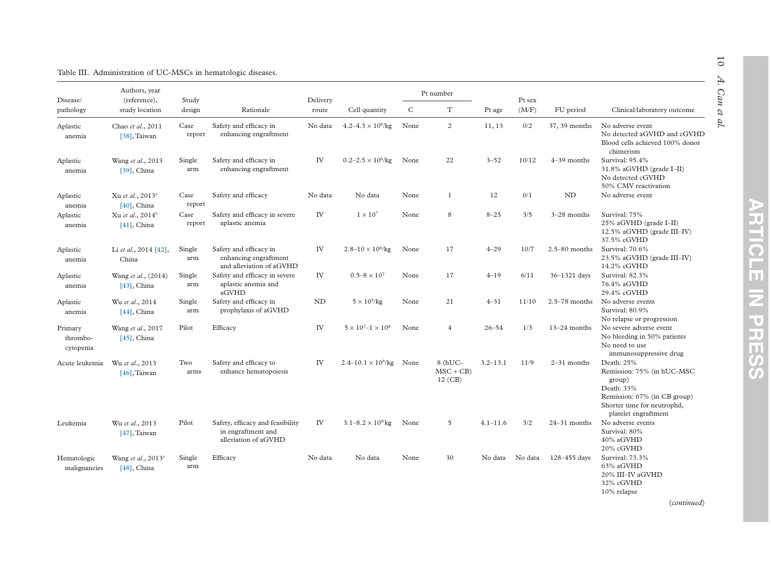Table III. Administration of UC-MSCs in hematologic diseases.

| Disease/ pathology | Authors, year (reference), study location | Study design | Rationale | Delivery route | Cell quantity | Pt number | | Pt age | Pt sex (M/F) | FU period | Clinical/laboratory outcome |
|---|---|---|---|---|---|---|---|---|---|---|---|
| | | | | | | C | T | | | | |
| Aplastic anemia | Chao *et al.*, 2011 [38], Taiwan | Case report | Safety and efficacy in enhancing engraftment | No data | 4.2–4.3 × $10^6$/kg | None | 2 | 11, 13 | 0/2 | 37, 39 months | No adverse event<br>No detected aGVHD and cGVHD<br>Blood cells achieved 100% donor chimerism |
| Aplastic anemia | Wang *et al.*, 2013 [39], China | Single arm | Safety and efficacy in enhancing engraftment | IV | 0.2–2.5 × $10^6$/kg | None | 22 | 3–52 | 10/12 | 4–39 months | Survival: 95.4%<br>31.8% aGVHD (grade I–II)<br>No detected cGVHD<br>50% CMV reactivation |
| Aplastic anemia | Xu *et al.*, 2013[a] [40], China | Case report | Safety and efficacy | No data | No data | None | 1 | 12 | 0/1 | ND | No adverse event |
| Aplastic anemia | Xu *et al.*, 2014[b] [41], China | Case report | Safety and efficacy in severe aplastic anemia | IV | 1 × $10^7$ | None | 8 | 8–25 | 3/5 | 3–28 months | Survival: 75%<br>25% aGVHD (grade I–II)<br>12.5% aGVHD (grade III–IV)<br>37.5% cGVHD |
| Aplastic anemia | Li *et al.*, 2014 [42], China | Single arm | Safety and efficacy in enhancing engraftment and alleviation of aGVHD | IV | 2.8–10 × $10^6$/kg | None | 17 | 4–29 | 10/7 | 2.5–80 months | Survival: 70.6%<br>23.5% aGVHD (grade III–IV)<br>14.2% cGVHD |
| Aplastic anemia | Wang *et al.*, (2014) [43], China | Single arm | Safety and efficacy in severe aplastic anemia and aGVHD | IV | 0.5–8 × $10^7$ | None | 17 | 4–19 | 6/11 | 36–1321 days | Survival: 82.3%<br>76.4% aGVHD<br>29.4% cGVHD |
| Aplastic anemia | Wu *et al.*, 2014 [44], China | Single arm | Safety and efficacy in prophylaxis of aGVHD | ND | 5 × $10^5$/kg | None | 21 | 4–31 | 11/10 | 2.5–78 months | No adverse events<br>Survival: 80.9%<br>No relapse or progression |
| Primary thrombo-cytopenia | Wang *et al.*, 2017 [45], China | Pilot | Efficacy | IV | 5 × $10^7$–1 × $10^8$ | None | 4 | 26–54 | 1/3 | 13–24 months | No severe adverse event<br>No bleeding in 50% patients<br>No need to use immunosuppressive drug |
| Acute leukemia | Wu *et al.*, 2013 [46], Taiwan | Two arms | Safety and efficacy to enhance hematopoiesis | IV | 2.4–10.1 × $10^6$/kg | None | 8 (hUC-MSC + CB)<br>12 (CB) | 3.2–13.1 | 11/9 | 2–31 months | Death: 25%<br>Remission: 75% (in hUC-MSC group)<br>Death: 33%<br>Remission: 67% (in CB group)<br>Shorter time for neutrophil, platelet engraftment |
| Leukemia | Wu *et al.*, 2013 [47], Taiwan | Pilot | Safety, efficacy and feasibility in engraftment and alleviation of aGVHD | IV | 3.1–8.2 × $10^6$kg | None | 5 | 4.1–11.6 | 3/2 | 24–31 months | No adverse events<br>Survival: 80%<br>40% aGVHD<br>20% cGVHD |
| Hematologic malignancies | Wang *et al.*, 2013[a] [48], China | Single arm | Efficacy | No data | No data | None | 30 | No data | No data | 128–455 days | Survival: 73.3%<br>63% aGVHD<br>20% III–IV aGVHD<br>32% cGVHD<br>10% relapse |

(*continued*)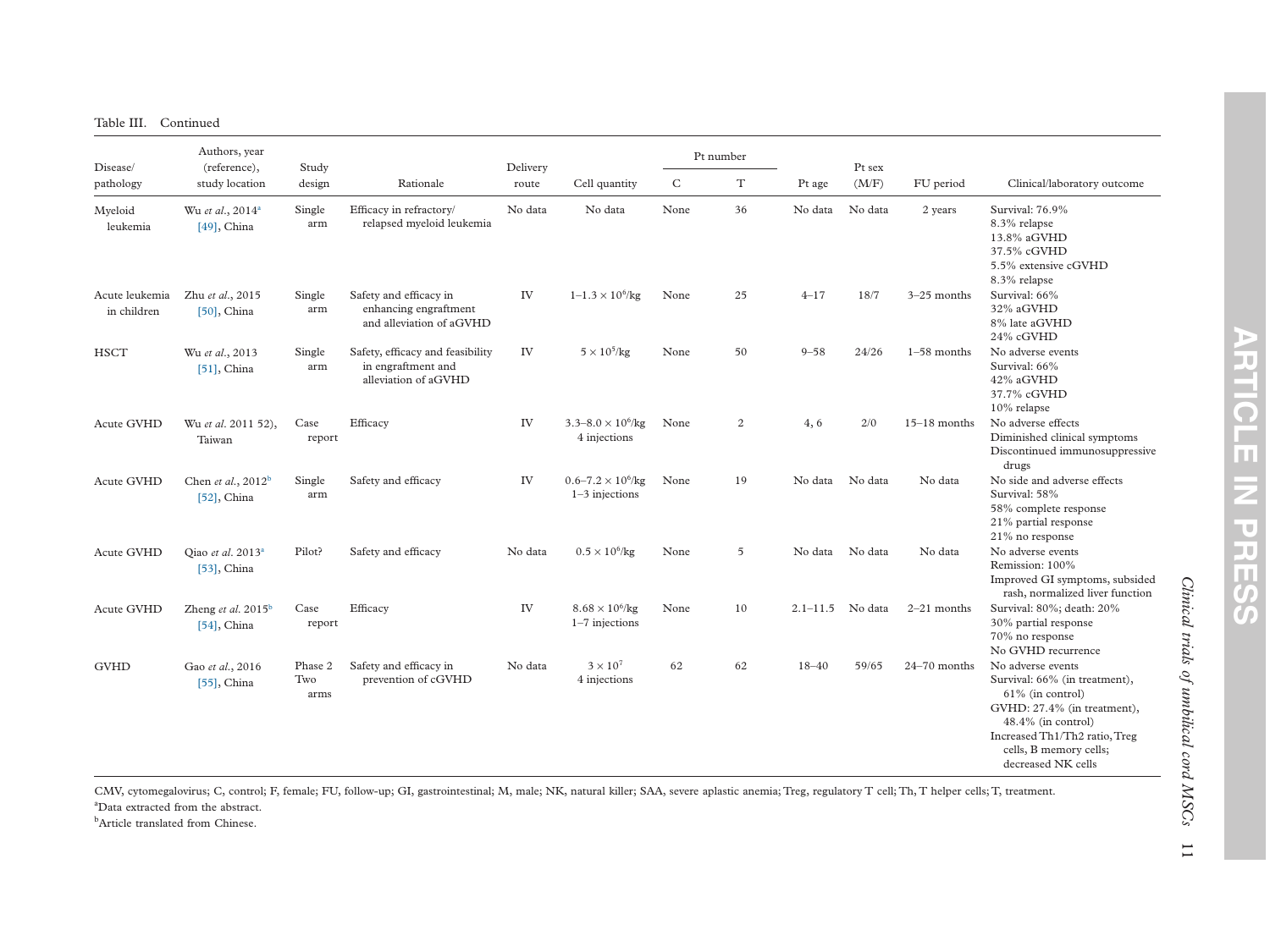Table III. Continued

| Disease/ pathology | Authors, year (reference), study location | Study design | Rationale | Delivery route | Cell quantity | Pt number | | Pt age | Pt sex (M/F) | FU period | Clinical/laboratory outcome |
|---|---|---|---|---|---|---|---|---|---|---|---|
| | | | | | | C | T | | | | |
| Myeloid leukemia | Wu *et al.*, 2014[a] [49], China | Single arm | Efficacy in refractory/ relapsed myeloid leukemia | No data | No data | None | 36 | No data | No data | 2 years | Survival: 76.9%<br>8.3% relapse<br>13.8% aGVHD<br>37.5% cGVHD<br>5.5% extensive cGVHD<br>8.3% relapse |
| Acute leukemia in children | Zhu *et al.*, 2015 [50], China | Single arm | Safety and efficacy in enhancing engraftment and alleviation of aGVHD | IV | $1–1.3 \times 10^6$/kg | None | 25 | 4–17 | 18/7 | 3–25 months | Survival: 66%<br>32% aGVHD<br>8% late aGVHD<br>24% cGVHD |
| HSCT | Wu *et al.*, 2013 [51], China | Single arm | Safety, efficacy and feasibility in engraftment and alleviation of aGVHD | IV | $5 \times 10^5$/kg | None | 50 | 9–58 | 24/26 | 1–58 months | No adverse events<br>Survival: 66%<br>42% aGVHD<br>37.7% cGVHD<br>10% relapse |
| Acute GVHD | Wu *et al.* 2011 52), Taiwan | Case report | Efficacy | IV | $3.3–8.0 \times 10^6$/kg<br>4 injections | None | 2 | 4, 6 | 2/0 | 15–18 months | No adverse effects<br>Diminished clinical symptoms<br>Discontinued immunosuppressive drugs |
| Acute GVHD | Chen *et al.*, 2012[b] [52], China | Single arm | Safety and efficacy | IV | $0.6–7.2 \times 10^6$/kg<br>1–3 injections | None | 19 | No data | No data | No data | No side and adverse effects<br>Survival: 58%<br>58% complete response<br>21% partial response<br>21% no response |
| Acute GVHD | Qiao *et al.* 2013[a] [53], China | Pilot? | Safety and efficacy | No data | $0.5 \times 10^6$/kg | None | 5 | No data | No data | No data | No adverse events<br>Remission: 100%<br>Improved GI symptoms, subsided rash, normalized liver function |
| Acute GVHD | Zheng *et al.* 2015[b] [54], China | Case report | Efficacy | IV | $8.68 \times 10^6$/kg<br>1–7 injections | None | 10 | 2.1–11.5 | No data | 2–21 months | Survival: 80%; death: 20%<br>30% partial response<br>70% no response<br>No GVHD recurrence |
| GVHD | Gao *et al.*, 2016 [55], China | Phase 2 Two arms | Safety and efficacy in prevention of cGVHD | No data | $3 \times 10^7$<br>4 injections | 62 | 62 | 18–40 | 59/65 | 24–70 months | No adverse events<br>Survival: 66% (in treatment), 61% (in control)<br>GVHD: 27.4% (in treatment), 48.4% (in control)<br>Increased Th1/Th2 ratio, Treg cells, B memory cells; decreased NK cells |

CMV, cytomegalovirus; C, control; F, female; FU, follow-up; GI, gastrointestinal; M, male; NK, natural killer; SAA, severe aplastic anemia; Treg, regulatory T cell; Th, T helper cells; T, treatment.
[a]Data extracted from the abstract.
[b]Article translated from Chinese.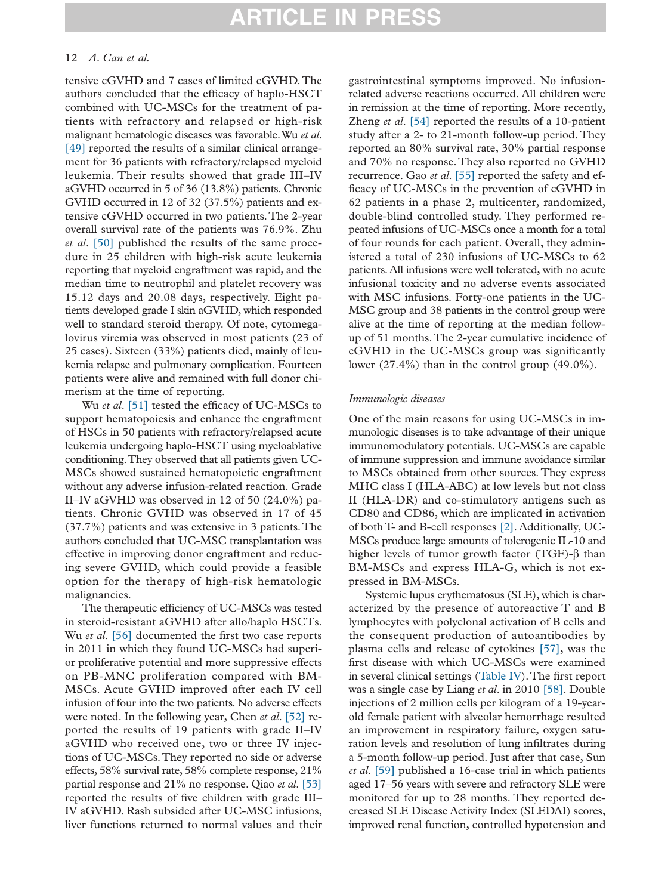tensive cGVHD and 7 cases of limited cGVHD. The authors concluded that the efficacy of haplo-HSCT combined with UC-MSCs for the treatment of patients with refractory and relapsed or high-risk malignant hematologic diseases was favorable. Wu *et al.* [49] reported the results of a similar clinical arrangement for 36 patients with refractory/relapsed myeloid leukemia. Their results showed that grade III–IV aGVHD occurred in 5 of 36 (13.8%) patients. Chronic GVHD occurred in 12 of 32 (37.5%) patients and extensive cGVHD occurred in two patients. The 2-year overall survival rate of the patients was 76.9%. Zhu *et al.* [50] published the results of the same procedure in 25 children with high-risk acute leukemia reporting that myeloid engraftment was rapid, and the median time to neutrophil and platelet recovery was 15.12 days and 20.08 days, respectively. Eight patients developed grade I skin aGVHD, which responded well to standard steroid therapy. Of note, cytomegalovirus viremia was observed in most patients (23 of 25 cases). Sixteen (33%) patients died, mainly of leukemia relapse and pulmonary complication. Fourteen patients were alive and remained with full donor chimerism at the time of reporting.

Wu *et al.* [51] tested the efficacy of UC-MSCs to support hematopoiesis and enhance the engraftment of HSCs in 50 patients with refractory/relapsed acute leukemia undergoing haplo-HSCT using myeloablative conditioning. They observed that all patients given UC-MSCs showed sustained hematopoietic engraftment without any adverse infusion-related reaction. Grade II–IV aGVHD was observed in 12 of 50 (24.0%) patients. Chronic GVHD was observed in 17 of 45 (37.7%) patients and was extensive in 3 patients. The authors concluded that UC-MSC transplantation was effective in improving donor engraftment and reducing severe GVHD, which could provide a feasible option for the therapy of high-risk hematologic malignancies.

The therapeutic efficiency of UC-MSCs was tested in steroid-resistant aGVHD after allo/haplo HSCTs. Wu *et al.* [56] documented the first two case reports in 2011 in which they found UC-MSCs had superior proliferative potential and more suppressive effects on PB-MNC proliferation compared with BM-MSCs. Acute GVHD improved after each IV cell infusion of four into the two patients. No adverse effects were noted. In the following year, Chen *et al.* [52] reported the results of 19 patients with grade II–IV aGVHD who received one, two or three IV injections of UC-MSCs. They reported no side or adverse effects, 58% survival rate, 58% complete response, 21% partial response and 21% no response. Qiao *et al.* [53] reported the results of five children with grade III–IV aGVHD. Rash subsided after UC-MSC infusions, liver functions returned to normal values and their gastrointestinal symptoms improved. No infusion-related adverse reactions occurred. All children were in remission at the time of reporting. More recently, Zheng *et al.* [54] reported the results of a 10-patient study after a 2- to 21-month follow-up period. They reported an 80% survival rate, 30% partial response and 70% no response. They also reported no GVHD recurrence. Gao *et al.* [55] reported the safety and efficacy of UC-MSCs in the prevention of cGVHD in 62 patients in a phase 2, multicenter, randomized, double-blind controlled study. They performed repeated infusions of UC-MSCs once a month for a total of four rounds for each patient. Overall, they administered a total of 230 infusions of UC-MSCs to 62 patients. All infusions were well tolerated, with no acute infusional toxicity and no adverse events associated with MSC infusions. Forty-one patients in the UC-MSC group and 38 patients in the control group were alive at the time of reporting at the median follow-up of 51 months. The 2-year cumulative incidence of cGVHD in the UC-MSCs group was significantly lower (27.4%) than in the control group (49.0%).

### *Immunologic diseases*

One of the main reasons for using UC-MSCs in immunologic diseases is to take advantage of their unique immunomodulatory potentials. UC-MSCs are capable of immune suppression and immune avoidance similar to MSCs obtained from other sources. They express MHC class I (HLA-ABC) at low levels but not class II (HLA-DR) and co-stimulatory antigens such as CD80 and CD86, which are implicated in activation of both T- and B-cell responses [2]. Additionally, UC-MSCs produce large amounts of tolerogenic IL-10 and higher levels of tumor growth factor (TGF)-β than BM-MSCs and express HLA-G, which is not expressed in BM-MSCs.

Systemic lupus erythematosus (SLE), which is characterized by the presence of autoreactive T and B lymphocytes with polyclonal activation of B cells and the consequent production of autoantibodies by plasma cells and release of cytokines [57], was the first disease with which UC-MSCs were examined in several clinical settings (Table IV). The first report was a single case by Liang *et al.* in 2010 [58]. Double injections of 2 million cells per kilogram of a 19-year-old female patient with alveolar hemorrhage resulted an improvement in respiratory failure, oxygen saturation levels and resolution of lung infiltrates during a 5-month follow-up period. Just after that case, Sun *et al.* [59] published a 16-case trial in which patients aged 17–56 years with severe and refractory SLE were monitored for up to 28 months. They reported decreased SLE Disease Activity Index (SLEDAI) scores, improved renal function, controlled hypotension and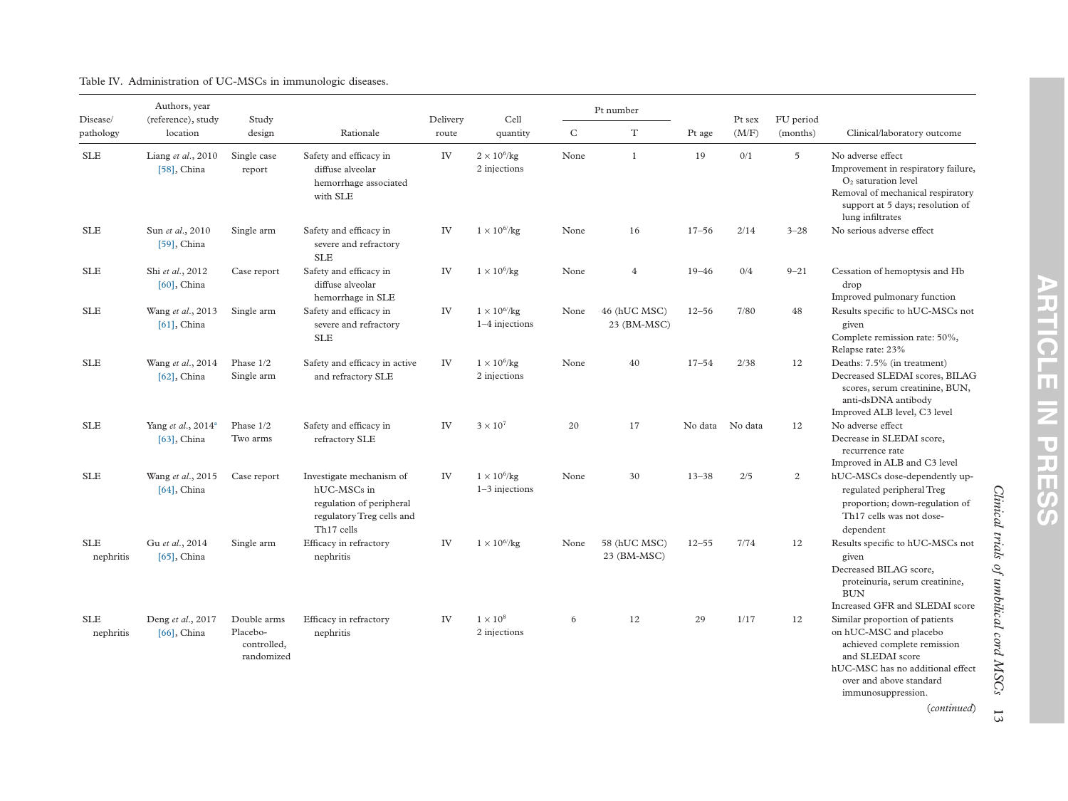Table IV. Administration of UC-MSCs in immunologic diseases.

| Disease/ pathology | Authors, year (reference), study location | Study design | Rationale | Delivery route | Cell quantity | Pt number | | Pt age | Pt sex (M/F) | FU period (months) | Clinical/laboratory outcome |
|---|---|---|---|---|---|---|---|---|---|---|---|
| | | | | | | C | T | | | | |
| SLE | Liang *et al.*, 2010 [58], China | Single case report | Safety and efficacy in diffuse alveolar hemorrhage associated with SLE | IV | $2 \times 10^6$/kg 2 injections | None | 1 | 19 | 0/1 | 5 | No adverse effect<br>Improvement in respiratory failure, $O_2$ saturation level<br>Removal of mechanical respiratory support at 5 days; resolution of lung infiltrates |
| SLE | Sun *et al.*, 2010 [59], China | Single arm | Safety and efficacy in severe and refractory SLE | IV | $1 \times 10^6$/kg | None | 16 | 17–56 | 2/14 | 3–28 | No serious adverse effect |
| SLE | Shi *et al.*, 2012 [60], China | Case report | Safety and efficacy in diffuse alveolar hemorrhage in SLE | IV | $1 \times 10^6$/kg | None | 4 | 19–46 | 0/4 | 9–21 | Cessation of hemoptysis and Hb drop<br>Improved pulmonary function |
| SLE | Wang *et al.*, 2013 [61], China | Single arm | Safety and efficacy in severe and refractory SLE | IV | $1 \times 10^6$/kg 1–4 injections | None | 46 (hUC MSC) 23 (BM-MSC) | 12–56 | 7/80 | 48 | Results specific to hUC-MSCs not given<br>Complete remission rate: 50%, Relapse rate: 23% |
| SLE | Wang *et al.*, 2014 [62], China | Phase 1/2 Single arm | Safety and efficacy in active and refractory SLE | IV | $1 \times 10^6$/kg 2 injections | None | 40 | 17–54 | 2/38 | 12 | Deaths: 7.5% (in treatment)<br>Decreased SLEDAI scores, BILAG scores, serum creatinine, BUN, anti-dsDNA antibody<br>Improved ALB level, C3 level |
| SLE | Yang *et al.*, 2014[a] [63], China | Phase 1/2 Two arms | Safety and efficacy in refractory SLE | IV | $3 \times 10^7$ | 20 | 17 | No data | No data | 12 | No adverse effect<br>Decrease in SLEDAI score, recurrence rate<br>Improved in ALB and C3 level |
| SLE | Wang *et al.*, 2015 [64], China | Case report | Investigate mechanism of hUC-MSCs in regulation of peripheral regulatory Treg cells and Th17 cells | IV | $1 \times 10^6$/kg 1–3 injections | None | 30 | 13–38 | 2/5 | 2 | hUC-MSCs dose-dependently up-regulated peripheral Treg proportion; down-regulation of Th17 cells was not dose-dependent |
| SLE nephritis | Gu *et al.*, 2014 [65], China | Single arm | Efficacy in refractory nephritis | IV | $1 \times 10^6$/kg | None | 58 (hUC MSC) 23 (BM-MSC) | 12–55 | 7/74 | 12 | Results specific to hUC-MSCs not given<br>Decreased BILAG score, proteinuria, serum creatinine, BUN<br>Increased GFR and SLEDAI score |
| SLE nephritis | Deng *et al.*, 2017 [66], China | Double arms Placebo-controlled, randomized | Efficacy in refractory nephritis | IV | $1 \times 10^8$ 2 injections | 6 | 12 | 29 | 1/17 | 12 | Similar proportion of patients on hUC-MSC and placebo achieved complete remission and SLEDAI score<br>hUC-MSC has no additional effect over and above standard immunosuppression. |

(*continued*)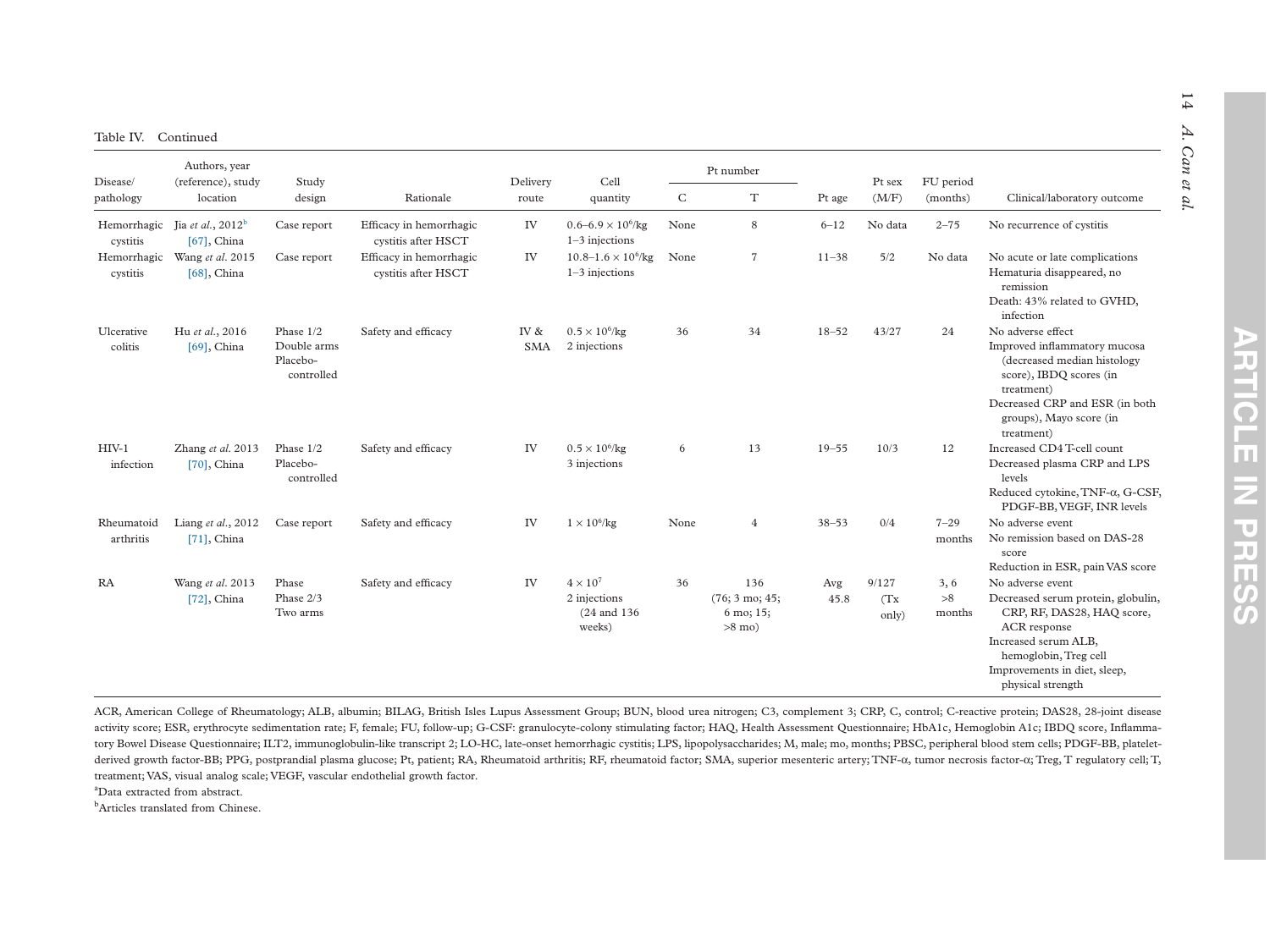Table IV. Continued

| Disease/ pathology | Authors, year (reference), study location | Study design | Rationale | Delivery route | Cell quantity | Pt number | | Pt age | Pt sex (M/F) | FU period (months) | Clinical/laboratory outcome |
|---|---|---|---|---|---|---|---|---|---|---|---|
| | | | | | | C | T | | | | |
| Hemorrhagic cystitis | Jia *et al.*, 2012[b] [67], China | Case report | Efficacy in hemorrhagic cystitis after HSCT | IV | $0.6–6.9 \times 10^6$/kg 1–3 injections | None | 8 | 6–12 | No data | 2–75 | No recurrence of cystitis |
| Hemorrhagic cystitis | Wang *et al.* 2015 [68], China | Case report | Efficacy in hemorrhagic cystitis after HSCT | IV | $10.8–1.6 \times 10^6$/kg 1–3 injections | None | 7 | 11–38 | 5/2 | No data | No acute or late complications<br>Hematuria disappeared, no remission<br>Death: 43% related to GVHD, infection |
| Ulcerative colitis | Hu *et al.*, 2016 [69], China | Phase 1/2 Double arms Placebo-controlled | Safety and efficacy | IV & SMA | $0.5 \times 10^6$/kg 2 injections | 36 | 34 | 18–52 | 43/27 | 24 | No adverse effect<br>Improved inflammatory mucosa (decreased median histology score), IBDQ scores (in treatment)<br>Decreased CRP and ESR (in both groups), Mayo score (in treatment) |
| HIV-1 infection | Zhang *et al.* 2013 [70], China | Phase 1/2 Placebo-controlled | Safety and efficacy | IV | $0.5 \times 10^6$/kg 3 injections | 6 | 13 | 19–55 | 10/3 | 12 | Increased CD4 T-cell count<br>Decreased plasma CRP and LPS levels<br>Reduced cytokine, TNF-α, G-CSF, PDGF-BB, VEGF, INR levels |
| Rheumatoid arthritis | Liang *et al.*, 2012 [71], China | Case report | Safety and efficacy | IV | $1 \times 10^6$/kg | None | 4 | 38–53 | 0/4 | 7–29 months | No adverse event<br>No remission based on DAS-28 score<br>Reduction in ESR, pain VAS score |
| RA | Wang *et al.* 2013 [72], China | Phase Phase 2/3 Two arms | Safety and efficacy | IV | $4 \times 10^7$ 2 injections (24 and 136 weeks) | 36 | 136 (76; 3 mo; 45; 6 mo; 15; >8 mo) | Avg 45.8 | 9/127 (Tx only) | 3, 6 >8 months | No adverse event<br>Decreased serum protein, globulin, CRP, RF, DAS28, HAQ score, ACR response<br>Increased serum ALB, hemoglobin, Treg cell<br>Improvements in diet, sleep, physical strength |

ACR, American College of Rheumatology; ALB, albumin; BILAG, British Isles Lupus Assessment Group; BUN, blood urea nitrogen; C3, complement 3; CRP, C, control; C-reactive protein; DAS28, 28-joint disease activity score; ESR, erythrocyte sedimentation rate; F, female; FU, follow-up; G-CSF: granulocyte-colony stimulating factor; HAQ, Health Assessment Questionnaire; HbA1c, Hemoglobin A1c; IBDQ score, Inflammatory Bowel Disease Questionnaire; ILT2, immunoglobulin-like transcript 2; LO-HC, late-onset hemorrhagic cystitis; LPS, lipopolysaccharides; M, male; mo, months; PBSC, peripheral blood stem cells; PDGF-BB, platelet-derived growth factor-BB; PPG, postprandial plasma glucose; Pt, patient; RA, Rheumatoid arthritis; RF, rheumatoid factor; SMA, superior mesenteric artery; TNF-α, tumor necrosis factor-α; Treg, T regulatory cell; T, treatment; VAS, visual analog scale; VEGF, vascular endothelial growth factor.

[a]Data extracted from abstract.

[b]Articles translated from Chinese.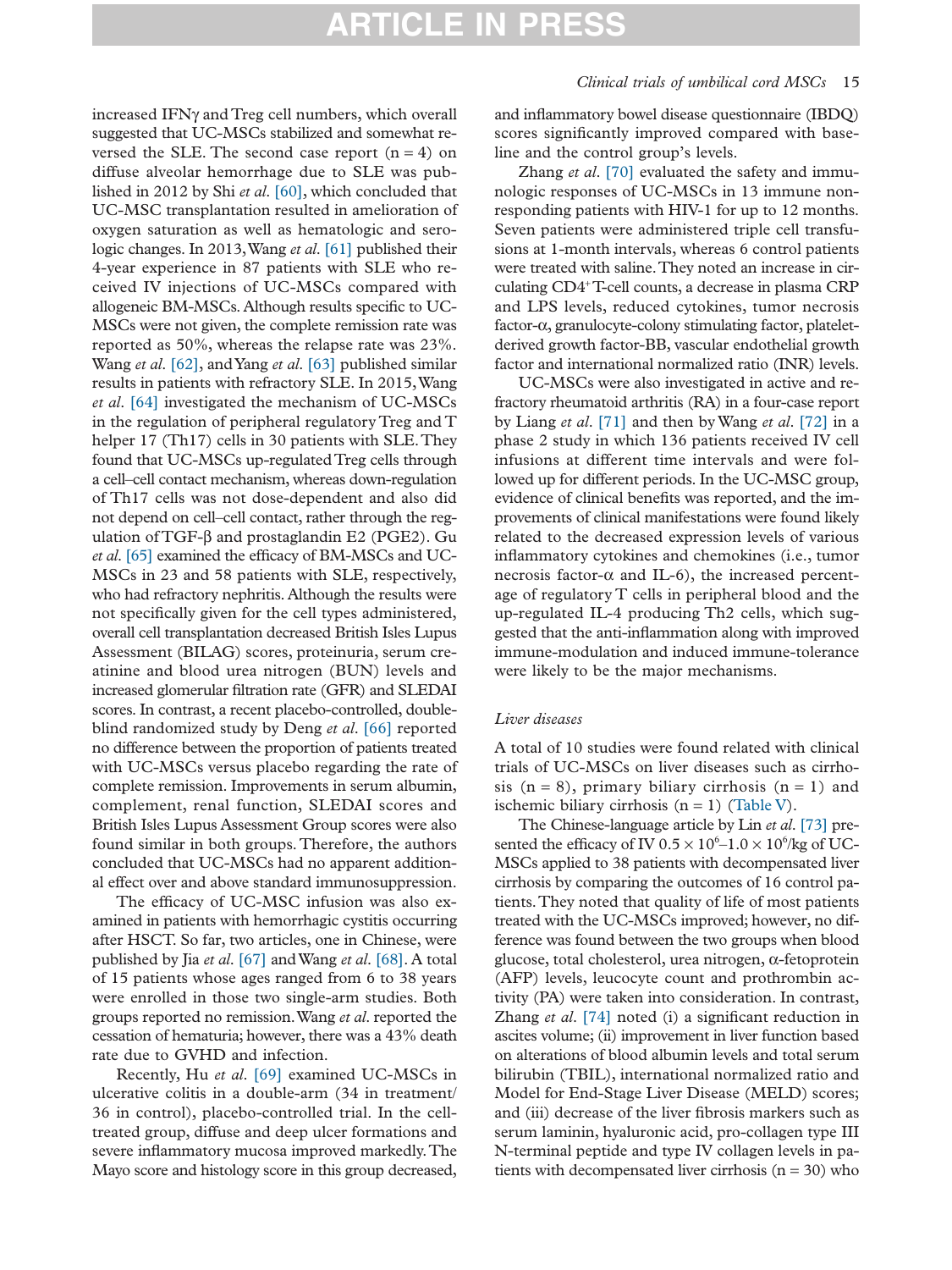increased IFNγ and Treg cell numbers, which overall suggested that UC-MSCs stabilized and somewhat reversed the SLE. The second case report (n = 4) on diffuse alveolar hemorrhage due to SLE was published in 2012 by Shi *et al.* [60], which concluded that UC-MSC transplantation resulted in amelioration of oxygen saturation as well as hematologic and serologic changes. In 2013, Wang *et al.* [61] published their 4-year experience in 87 patients with SLE who received IV injections of UC-MSCs compared with allogeneic BM-MSCs. Although results specific to UC-MSCs were not given, the complete remission rate was reported as 50%, whereas the relapse rate was 23%. Wang *et al.* [62], and Yang *et al.* [63] published similar results in patients with refractory SLE. In 2015, Wang *et al.* [64] investigated the mechanism of UC-MSCs in the regulation of peripheral regulatory Treg and T helper 17 (Th17) cells in 30 patients with SLE. They found that UC-MSCs up-regulated Treg cells through a cell–cell contact mechanism, whereas down-regulation of Th17 cells was not dose-dependent and also did not depend on cell–cell contact, rather through the regulation of TGF-β and prostaglandin E2 (PGE2). Gu *et al.* [65] examined the efficacy of BM-MSCs and UC-MSCs in 23 and 58 patients with SLE, respectively, who had refractory nephritis. Although the results were not specifically given for the cell types administered, overall cell transplantation decreased British Isles Lupus Assessment (BILAG) scores, proteinuria, serum creatinine and blood urea nitrogen (BUN) levels and increased glomerular filtration rate (GFR) and SLEDAI scores. In contrast, a recent placebo-controlled, double-blind randomized study by Deng *et al.* [66] reported no difference between the proportion of patients treated with UC-MSCs versus placebo regarding the rate of complete remission. Improvements in serum albumin, complement, renal function, SLEDAI scores and British Isles Lupus Assessment Group scores were also found similar in both groups. Therefore, the authors concluded that UC-MSCs had no apparent additional effect over and above standard immunosuppression.

The efficacy of UC-MSC infusion was also examined in patients with hemorrhagic cystitis occurring after HSCT. So far, two articles, one in Chinese, were published by Jia *et al.* [67] and Wang *et al.* [68]. A total of 15 patients whose ages ranged from 6 to 38 years were enrolled in those two single-arm studies. Both groups reported no remission. Wang *et al.* reported the cessation of hematuria; however, there was a 43% death rate due to GVHD and infection.

Recently, Hu *et al.* [69] examined UC-MSCs in ulcerative colitis in a double-arm (34 in treatment/36 in control), placebo-controlled trial. In the cell-treated group, diffuse and deep ulcer formations and severe inflammatory mucosa improved markedly. The Mayo score and histology score in this group decreased, and inflammatory bowel disease questionnaire (IBDQ) scores significantly improved compared with baseline and the control group's levels.

Zhang *et al.* [70] evaluated the safety and immunologic responses of UC-MSCs in 13 immune non-responding patients with HIV-1 for up to 12 months. Seven patients were administered triple cell transfusions at 1-month intervals, whereas 6 control patients were treated with saline. They noted an increase in circulating $CD4^{+}$ T-cell counts, a decrease in plasma CRP and LPS levels, reduced cytokines, tumor necrosis factor-α, granulocyte-colony stimulating factor, platelet-derived growth factor-BB, vascular endothelial growth factor and international normalized ratio (INR) levels.

UC-MSCs were also investigated in active and refractory rheumatoid arthritis (RA) in a four-case report by Liang *et al.* [71] and then by Wang *et al.* [72] in a phase 2 study in which 136 patients received IV cell infusions at different time intervals and were followed up for different periods. In the UC-MSC group, evidence of clinical benefits was reported, and the improvements of clinical manifestations were found likely related to the decreased expression levels of various inflammatory cytokines and chemokines (i.e., tumor necrosis factor-α and IL-6), the increased percentage of regulatory T cells in peripheral blood and the up-regulated IL-4 producing Th2 cells, which suggested that the anti-inflammation along with improved immune-modulation and induced immune-tolerance were likely to be the major mechanisms.

### Liver diseases

A total of 10 studies were found related with clinical trials of UC-MSCs on liver diseases such as cirrhosis (n = 8), primary biliary cirrhosis (n = 1) and ischemic biliary cirrhosis (n = 1) (Table V).

The Chinese-language article by Lin *et al.* [73] presented the efficacy of IV $0.5 \times 10^{6}$–$1.0 \times 10^{6}$/kg of UC-MSCs applied to 38 patients with decompensated liver cirrhosis by comparing the outcomes of 16 control patients. They noted that quality of life of most patients treated with the UC-MSCs improved; however, no difference was found between the two groups when blood glucose, total cholesterol, urea nitrogen, α-fetoprotein (AFP) levels, leucocyte count and prothrombin activity (PA) were taken into consideration. In contrast, Zhang *et al.* [74] noted (i) a significant reduction in ascites volume; (ii) improvement in liver function based on alterations of blood albumin levels and total serum bilirubin (TBIL), international normalized ratio and Model for End-Stage Liver Disease (MELD) scores; and (iii) decrease of the liver fibrosis markers such as serum laminin, hyaluronic acid, pro-collagen type III N-terminal peptide and type IV collagen levels in patients with decompensated liver cirrhosis (n = 30) who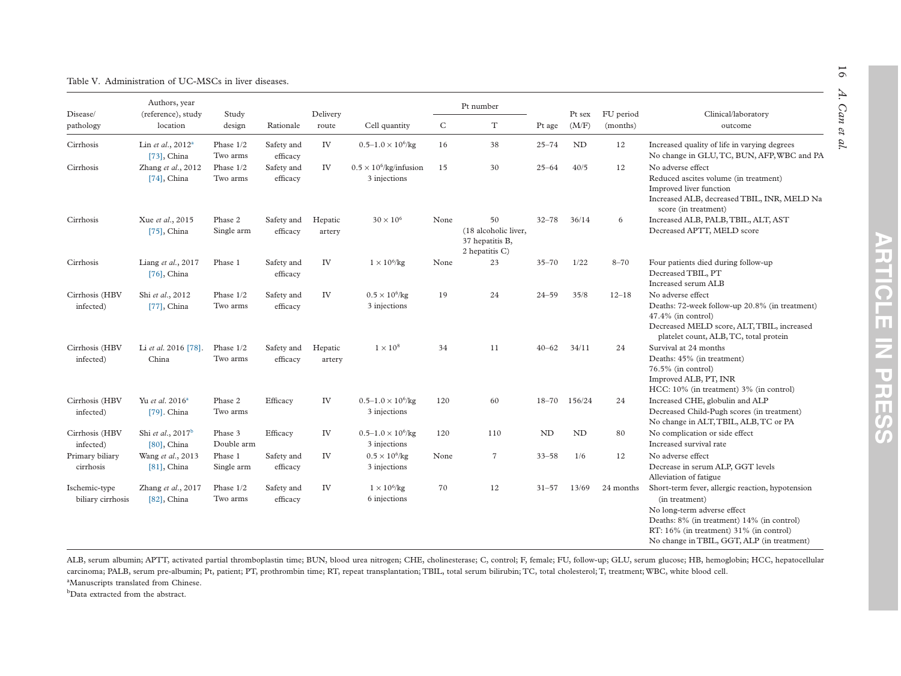Table V. Administration of UC-MSCs in liver diseases.

| Disease/ pathology | Authors, year (reference), study location | Study design | Rationale | Delivery route | Cell quantity | Pt number | | Pt age | Pt sex (M/F) | FU period (months) | Clinical/laboratory outcome |
|---|---|---|---|---|---|---|---|---|---|---|---|
| | | | | | | C | T | | | | |
| Cirrhosis | Lin *et al.*, 2012[a] [73], China | Phase 1/2 Two arms | Safety and efficacy | IV | $0.5–1.0 \times 10^6$/kg | 16 | 38 | 25–74 | ND | 12 | Increased quality of life in varying degrees<br>No change in GLU, TC, BUN, AFP, WBC and PA |
| Cirrhosis | Zhang *et al.*, 2012 [74], China | Phase 1/2 Two arms | Safety and efficacy | IV | $0.5 \times 10^6$/kg/infusion 3 injections | 15 | 30 | 25–64 | 40/5 | 12 | No adverse effect<br>Reduced ascites volume (in treatment)<br>Improved liver function<br>Increased ALB, decreased TBIL, INR, MELD Na score (in treatment) |
| Cirrhosis | Xue *et al.*, 2015 [75], China | Phase 2 Single arm | Safety and efficacy | Hepatic artery | $30 \times 10^6$ | None | 50 (18 alcoholic liver, 37 hepatitis B, 2 hepatitis C) | 32–78 | 36/14 | 6 | Increased ALB, PALB, TBIL, ALT, AST<br>Decreased APTT, MELD score |
| Cirrhosis | Liang *et al.*, 2017 [76], China | Phase 1 | Safety and efficacy | IV | $1 \times 10^6$/kg | None | 23 | 35–70 | 1/22 | 8–70 | Four patients died during follow-up<br>Decreased TBIL, PT<br>Increased serum ALB |
| Cirrhosis (HBV infected) | Shi *et al.*, 2012 [77], China | Phase 1/2 Two arms | Safety and efficacy | IV | $0.5 \times 10^6$/kg 3 injections | 19 | 24 | 24–59 | 35/8 | 12–18 | No adverse effect<br>Deaths: 72-week follow-up 20.8% (in treatment) 47.4% (in control)<br>Decreased MELD score, ALT, TBIL, increased platelet count, ALB, TC, total protein |
| Cirrhosis (HBV infected) | Li *et al.* 2016 [78]. China | Phase 1/2 Two arms | Safety and efficacy | Hepatic artery | $1 \times 10^8$ | 34 | 11 | 40–62 | 34/11 | 24 | Survival at 24 months<br>Deaths: 45% (in treatment) 76.5% (in control)<br>Improved ALB, PT, INR<br>HCC: 10% (in treatment) 3% (in control) |
| Cirrhosis (HBV infected) | Yu *et al.* 2016[a] [79]. China | Phase 2 Two arms | Efficacy | IV | $0.5–1.0 \times 10^6$/kg 3 injections | 120 | 60 | 18–70 | 156/24 | 24 | Increased CHE, globulin and ALP<br>Decreased Child-Pugh scores (in treatment)<br>No change in ALT, TBIL, ALB, TC or PA |
| Cirrhosis (HBV infected) | Shi *et al.*, 2017[b] [80], China | Phase 3 Double arm | Efficacy | IV | $0.5–1.0 \times 10^6$/kg 3 injections | 120 | 110 | ND | ND | 80 | No complication or side effect<br>Increased survival rate |
| Primary biliary cirrhosis | Wang *et al.*, 2013 [81], China | Phase 1 Single arm | Safety and efficacy | IV | $0.5 \times 10^6$/kg 3 injections | None | 7 | 33–58 | 1/6 | 12 | No adverse effect<br>Decrease in serum ALP, GGT levels<br>Alleviation of fatigue |
| Ischemic-type biliary cirrhosis | Zhang *et al.*, 2017 [82], China | Phase 1/2 Two arms | Safety and efficacy | IV | $1 \times 10^6$/kg 6 injections | 70 | 12 | 31–57 | 13/69 | 24 months | Short-term fever, allergic reaction, hypotension (in treatment)<br>No long-term adverse effect<br>Deaths: 8% (in treatment) 14% (in control)<br>RT: 16% (in treatment) 31% (in control)<br>No change in TBIL, GGT, ALP (in treatment) |

ALB, serum albumin; APTT, activated partial thromboplastin time; BUN, blood urea nitrogen; CHE, cholinesterase; C, control; F, female; FU, follow-up; GLU, serum glucose; HB, hemoglobin; HCC, hepatocellular carcinoma; PALB, serum pre-albumin; Pt, patient; PT, prothrombin time; RT, repeat transplantation; TBIL, total serum bilirubin; TC, total cholesterol; T, treatment; WBC, white blood cell.

[a]Manuscripts translated from Chinese.

[b]Data extracted from the abstract.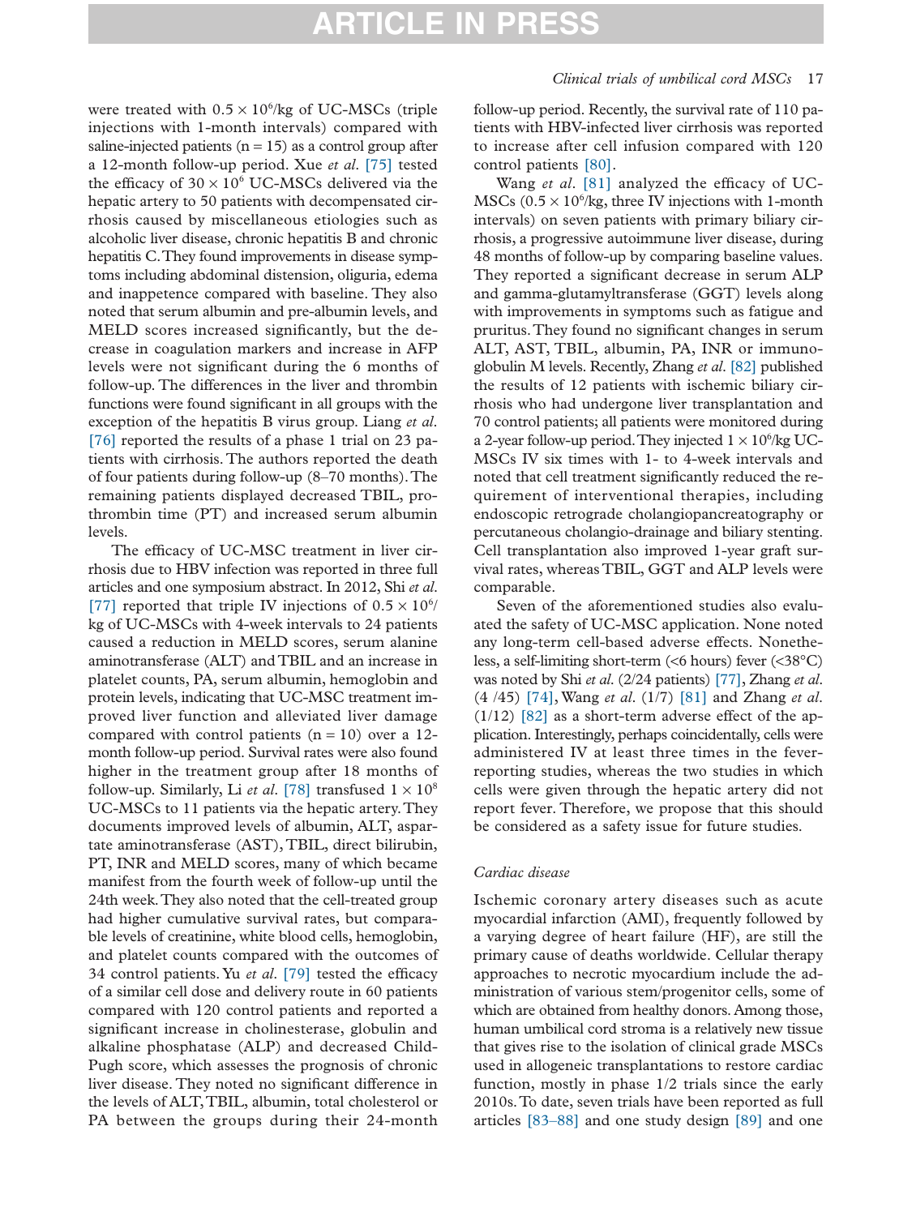were treated with $0.5 \times 10^6$/kg of UC-MSCs (triple injections with 1-month intervals) compared with saline-injected patients (n = 15) as a control group after a 12-month follow-up period. Xue *et al.* [75] tested the efficacy of $30 \times 10^6$ UC-MSCs delivered via the hepatic artery to 50 patients with decompensated cirrhosis caused by miscellaneous etiologies such as alcoholic liver disease, chronic hepatitis B and chronic hepatitis C. They found improvements in disease symptoms including abdominal distension, oliguria, edema and inappetence compared with baseline. They also noted that serum albumin and pre-albumin levels, and MELD scores increased significantly, but the decrease in coagulation markers and increase in AFP levels were not significant during the 6 months of follow-up. The differences in the liver and thrombin functions were found significant in all groups with the exception of the hepatitis B virus group. Liang *et al.* [76] reported the results of a phase 1 trial on 23 patients with cirrhosis. The authors reported the death of four patients during follow-up (8–70 months). The remaining patients displayed decreased TBIL, prothrombin time (PT) and increased serum albumin levels.

The efficacy of UC-MSC treatment in liver cirrhosis due to HBV infection was reported in three full articles and one symposium abstract. In 2012, Shi *et al.* [77] reported that triple IV injections of $0.5 \times 10^6$/kg of UC-MSCs with 4-week intervals to 24 patients caused a reduction in MELD scores, serum alanine aminotransferase (ALT) and TBIL and an increase in platelet counts, PA, serum albumin, hemoglobin and protein levels, indicating that UC-MSC treatment improved liver function and alleviated liver damage compared with control patients (n = 10) over a 12-month follow-up period. Survival rates were also found higher in the treatment group after 18 months of follow-up. Similarly, Li *et al.* [78] transfused $1 \times 10^8$ UC-MSCs to 11 patients via the hepatic artery. They documents improved levels of albumin, ALT, aspartate aminotransferase (AST), TBIL, direct bilirubin, PT, INR and MELD scores, many of which became manifest from the fourth week of follow-up until the 24th week. They also noted that the cell-treated group had higher cumulative survival rates, but comparable levels of creatinine, white blood cells, hemoglobin, and platelet counts compared with the outcomes of 34 control patients. Yu *et al.* [79] tested the efficacy of a similar cell dose and delivery route in 60 patients compared with 120 control patients and reported a significant increase in cholinesterase, globulin and alkaline phosphatase (ALP) and decreased Child-Pugh score, which assesses the prognosis of chronic liver disease. They noted no significant difference in the levels of ALT, TBIL, albumin, total cholesterol or PA between the groups during their 24-month follow-up period. Recently, the survival rate of 110 patients with HBV-infected liver cirrhosis was reported to increase after cell infusion compared with 120 control patients [80].

Wang *et al.* [81] analyzed the efficacy of UC-MSCs ($0.5 \times 10^6$/kg, three IV injections with 1-month intervals) on seven patients with primary biliary cirrhosis, a progressive autoimmune liver disease, during 48 months of follow-up by comparing baseline values. They reported a significant decrease in serum ALP and gamma-glutamyltransferase (GGT) levels along with improvements in symptoms such as fatigue and pruritus. They found no significant changes in serum ALT, AST, TBIL, albumin, PA, INR or immunoglobulin M levels. Recently, Zhang *et al.* [82] published the results of 12 patients with ischemic biliary cirrhosis who had undergone liver transplantation and 70 control patients; all patients were monitored during a 2-year follow-up period. They injected $1 \times 10^6$/kg UC-MSCs IV six times with 1- to 4-week intervals and noted that cell treatment significantly reduced the requirement of interventional therapies, including endoscopic retrograde cholangiopancreatography or percutaneous cholangio-drainage and biliary stenting. Cell transplantation also improved 1-year graft survival rates, whereas TBIL, GGT and ALP levels were comparable.

Seven of the aforementioned studies also evaluated the safety of UC-MSC application. None noted any long-term cell-based adverse effects. Nonetheless, a self-limiting short-term (<6 hours) fever (<38°C) was noted by Shi *et al.* (2/24 patients) [77], Zhang *et al.* (4 /45) [74], Wang *et al.* (1/7) [81] and Zhang *et al.* (1/12) [82] as a short-term adverse effect of the application. Interestingly, perhaps coincidentally, cells were administered IV at least three times in the fever-reporting studies, whereas the two studies in which cells were given through the hepatic artery did not report fever. Therefore, we propose that this should be considered as a safety issue for future studies.

### Cardiac disease

Ischemic coronary artery diseases such as acute myocardial infarction (AMI), frequently followed by a varying degree of heart failure (HF), are still the primary cause of deaths worldwide. Cellular therapy approaches to necrotic myocardium include the administration of various stem/progenitor cells, some of which are obtained from healthy donors. Among those, human umbilical cord stroma is a relatively new tissue that gives rise to the isolation of clinical grade MSCs used in allogeneic transplantations to restore cardiac function, mostly in phase 1/2 trials since the early 2010s. To date, seven trials have been reported as full articles [83–88] and one study design [89] and one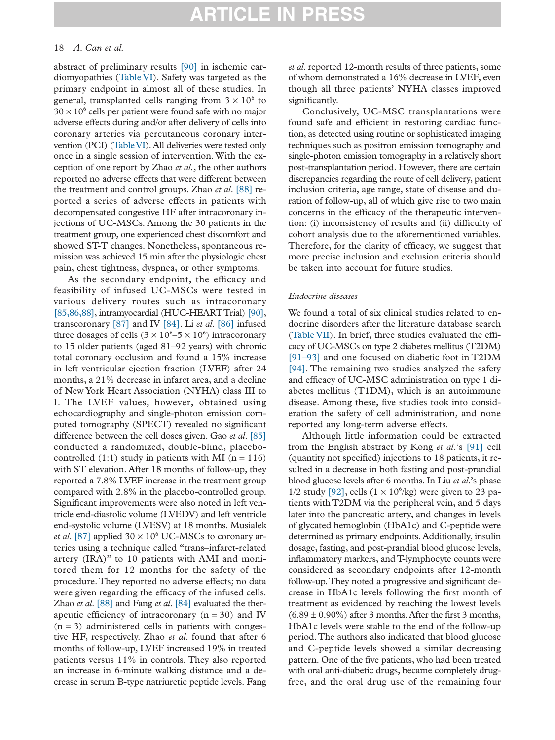abstract of preliminary results [90] in ischemic cardiomyopathies (Table VI). Safety was targeted as the primary endpoint in almost all of these studies. In general, transplanted cells ranging from $3 \times 10^6$ to $30 \times 10^6$ cells per patient were found safe with no major adverse effects during and/or after delivery of cells into coronary arteries via percutaneous coronary intervention (PCI) (Table VI). All deliveries were tested only once in a single session of intervention. With the exception of one report by Zhao *et al.*, the other authors reported no adverse effects that were different between the treatment and control groups. Zhao *et al.* [88] reported a series of adverse effects in patients with decompensated congestive HF after intracoronary injections of UC-MSCs. Among the 30 patients in the treatment group, one experienced chest discomfort and showed ST-T changes. Nonetheless, spontaneous remission was achieved 15 min after the physiologic chest pain, chest tightness, dyspnea, or other symptoms.

As the secondary endpoint, the efficacy and feasibility of infused UC-MSCs were tested in various delivery routes such as intracoronary [85,86,88], intramyocardial (HUC-HEART Trial) [90], transcoronary [87] and IV [84]. Li *et al.* [86] infused three dosages of cells ($3 \times 10^6$–$5 \times 10^6$) intracoronary to 15 older patients (aged 81–92 years) with chronic total coronary occlusion and found a 15% increase in left ventricular ejection fraction (LVEF) after 24 months, a 21% decrease in infarct area, and a decline of New York Heart Association (NYHA) class III to I. The LVEF values, however, obtained using echocardiography and single-photon emission computed tomography (SPECT) revealed no significant difference between the cell doses given. Gao *et al.* [85] conducted a randomized, double-blind, placebo-controlled (1:1) study in patients with MI (n = 116) with ST elevation. After 18 months of follow-up, they reported a 7.8% LVEF increase in the treatment group compared with 2.8% in the placebo-controlled group. Significant improvements were also noted in left ventricle end-diastolic volume (LVEDV) and left ventricle end-systolic volume (LVESV) at 18 months. Musialek *et al.* [87] applied $30 \times 10^6$ UC-MSCs to coronary arteries using a technique called "trans–infarct-related artery (IRA)" to 10 patients with AMI and monitored them for 12 months for the safety of the procedure. They reported no adverse effects; no data were given regarding the efficacy of the infused cells. Zhao *et al.* [88] and Fang *et al.* [84] evaluated the therapeutic efficiency of intracoronary (n = 30) and IV (n = 3) administered cells in patients with congestive HF, respectively. Zhao *et al.* found that after 6 months of follow-up, LVEF increased 19% in treated patients versus 11% in controls. They also reported an increase in 6-minute walking distance and a decrease in serum B-type natriuretic peptide levels. Fang *et al.* reported 12-month results of three patients, some of whom demonstrated a 16% decrease in LVEF, even though all three patients' NYHA classes improved significantly.

Conclusively, UC-MSC transplantations were found safe and efficient in restoring cardiac function, as detected using routine or sophisticated imaging techniques such as positron emission tomography and single-photon emission tomography in a relatively short post-transplantation period. However, there are certain discrepancies regarding the route of cell delivery, patient inclusion criteria, age range, state of disease and duration of follow-up, all of which give rise to two main concerns in the efficacy of the therapeutic intervention: (i) inconsistency of results and (ii) difficulty of cohort analysis due to the aforementioned variables. Therefore, for the clarity of efficacy, we suggest that more precise inclusion and exclusion criteria should be taken into account for future studies.

### *Endocrine diseases*

We found a total of six clinical studies related to endocrine disorders after the literature database search (Table VII). In brief, three studies evaluated the efficacy of UC-MSCs on type 2 diabetes mellitus (T2DM) [91–93] and one focused on diabetic foot in T2DM [94]. The remaining two studies analyzed the safety and efficacy of UC-MSC administration on type 1 diabetes mellitus (T1DM), which is an autoimmune disease. Among these, five studies took into consideration the safety of cell administration, and none reported any long-term adverse effects.

Although little information could be extracted from the English abstract by Kong *et al.*'s [91] cell (quantity not specified) injections to 18 patients, it resulted in a decrease in both fasting and post-prandial blood glucose levels after 6 months. In Liu *et al.*'s phase 1/2 study [92], cells ($1 \times 10^6$/kg) were given to 23 patients with T2DM via the peripheral vein, and 5 days later into the pancreatic artery, and changes in levels of glycated hemoglobin (HbA1c) and C-peptide were determined as primary endpoints. Additionally, insulin dosage, fasting, and post-prandial blood glucose levels, inflammatory markers, and T-lymphocyte counts were considered as secondary endpoints after 12-month follow-up. They noted a progressive and significant decrease in HbA1c levels following the first month of treatment as evidenced by reaching the lowest levels (6.89 ± 0.90%) after 3 months. After the first 3 months, HbA1c levels were stable to the end of the follow-up period. The authors also indicated that blood glucose and C-peptide levels showed a similar decreasing pattern. One of the five patients, who had been treated with oral anti-diabetic drugs, became completely drug-free, and the oral drug use of the remaining four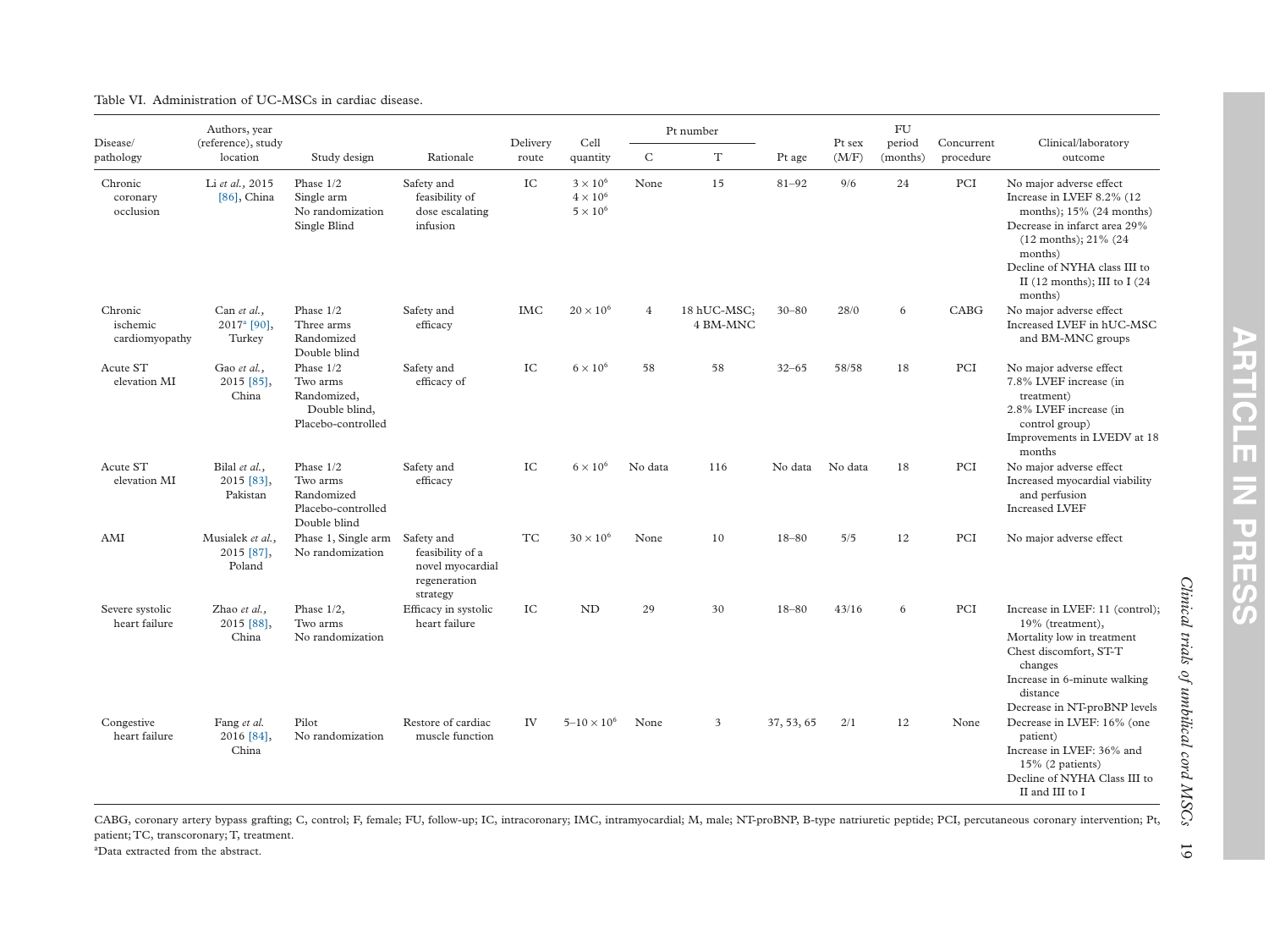Table VI. Administration of UC-MSCs in cardiac disease.

| Disease/ pathology | Authors, year (reference), study location | Study design | Rationale | Delivery route | Cell quantity | Pt number | | Pt age | Pt sex (M/F) | FU period (months) | Concurrent procedure | Clinical/laboratory outcome |
|---|---|---|---|---|---|---|---|---|---|---|---|---|
| | | | | | | C | T | | | | | |
| Chronic coronary occlusion | Li *et al.*, 2015 [86], China | Phase 1/2<br>Single arm<br>No randomization<br>Single Blind | Safety and feasibility of dose escalating infusion | IC | $3 \times 10^6$<br>$4 \times 10^6$<br>$5 \times 10^6$ | None | 15 | 81–92 | 9/6 | 24 | PCI | No major adverse effect<br>Increase in LVEF 8.2% (12 months); 15% (24 months)<br>Decrease in infarct area 29% (12 months); 21% (24 months)<br>Decline of NYHA class III to II (12 months); III to I (24 months) |
| Chronic ischemic cardiomyopathy | Can *et al.*, 2017[a] [90], Turkey | Phase 1/2<br>Three arms<br>Randomized<br>Double blind | Safety and efficacy | IMC | $20 \times 10^6$ | 4 | 18 hUC-MSC; 4 BM-MNC | 30–80 | 28/0 | 6 | CABG | No major adverse effect<br>Increased LVEF in hUC-MSC and BM-MNC groups |
| Acute ST elevation MI | Gao *et al.*, 2015 [85], China | Phase 1/2<br>Two arms<br>Randomized, Double blind, Placebo-controlled | Safety and efficacy of | IC | $6 \times 10^6$ | 58 | 58 | 32–65 | 58/58 | 18 | PCI | No major adverse effect<br>7.8% LVEF increase (in treatment)<br>2.8% LVEF increase (in control group)<br>Improvements in LVEDV at 18 months |
| Acute ST elevation MI | Bilal *et al.*, 2015 [83], Pakistan | Phase 1/2<br>Two arms<br>Randomized<br>Placebo-controlled<br>Double blind | Safety and efficacy | IC | $6 \times 10^6$ | No data | 116 | No data | No data | 18 | PCI | No major adverse effect<br>Increased myocardial viability and perfusion<br>Increased LVEF |
| AMI | Musialek *et al.*, 2015 [87], Poland | Phase 1, Single arm<br>No randomization | Safety and feasibility of a novel myocardial regeneration strategy | TC | $30 \times 10^6$ | None | 10 | 18–80 | 5/5 | 12 | PCI | No major adverse effect |
| Severe systolic heart failure | Zhao *et al.*, 2015 [88], China | Phase 1/2,<br>Two arms<br>No randomization | Efficacy in systolic heart failure | IC | ND | 29 | 30 | 18–80 | 43/16 | 6 | PCI | Increase in LVEF: 11 (control); 19% (treatment),<br>Mortality low in treatment<br>Chest discomfort, ST-T changes<br>Increase in 6-minute walking distance<br>Decrease in NT-proBNP levels |
| Congestive heart failure | Fang *et al.* 2016 [84], China | Pilot<br>No randomization | Restore of cardiac muscle function | IV | $5–10 \times 10^6$ | None | 3 | 37, 53, 65 | 2/1 | 12 | None | Decrease in LVEF: 16% (one patient)<br>Increase in LVEF: 36% and 15% (2 patients)<br>Decline of NYHA Class III to II and III to I |

CABG, coronary artery bypass grafting; C, control; F, female; FU, follow-up; IC, intracoronary; IMC, intramyocardial; M, male; NT-proBNP, B-type natriuretic peptide; PCI, percutaneous coronary intervention; Pt, patient; TC, transcoronary; T, treatment.

[a]Data extracted from the abstract.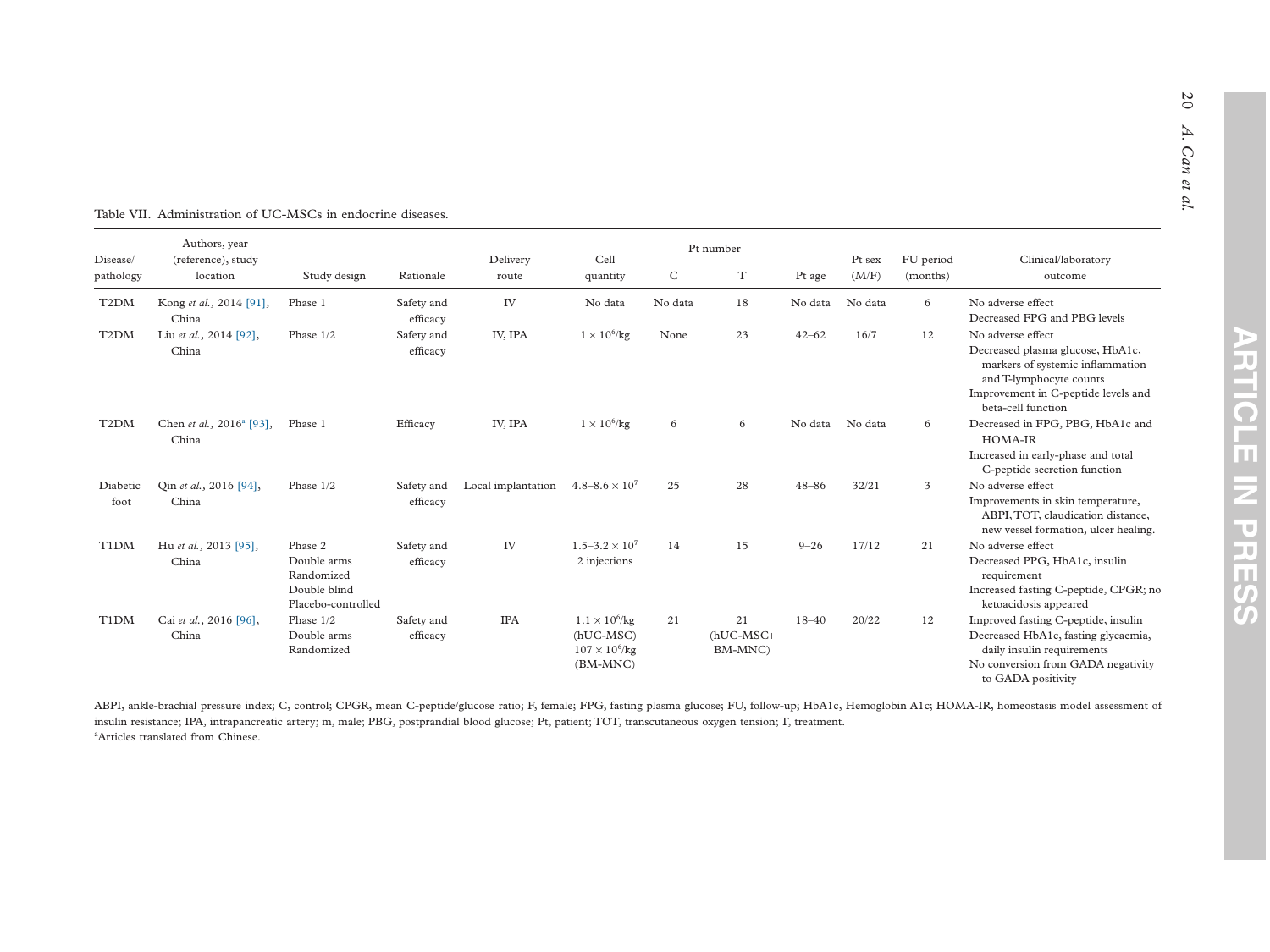Table VII. Administration of UC-MSCs in endocrine diseases.

| Disease/ pathology | Authors, year (reference), study location | Study design | Rationale | Delivery route | Cell quantity | Pt number | | Pt age | Pt sex (M/F) | FU period (months) | Clinical/laboratory outcome |
|---|---|---|---|---|---|---|---|---|---|---|---|
| | | | | | | C | T | | | | |
| T2DM | Kong *et al.*, 2014 [91], China | Phase 1 | Safety and efficacy | IV | No data | No data | 18 | No data | No data | 6 | No adverse effect<br>Decreased FPG and PBG levels |
| T2DM | Liu *et al.*, 2014 [92], China | Phase 1/2 | Safety and efficacy | IV, IPA | $1 \times 10^6$/kg | None | 23 | 42–62 | 16/7 | 12 | No adverse effect<br>Decreased plasma glucose, HbA1c, markers of systemic inflammation and T-lymphocyte counts<br>Improvement in C-peptide levels and beta-cell function |
| T2DM | Chen *et al.*, 2016[a] [93], China | Phase 1 | Efficacy | IV, IPA | $1 \times 10^6$/kg | 6 | 6 | No data | No data | 6 | Decreased in FPG, PBG, HbA1c and HOMA-IR<br>Increased in early-phase and total C-peptide secretion function |
| Diabetic foot | Qin *et al.*, 2016 [94], China | Phase 1/2 | Safety and efficacy | Local implantation | $4.8–8.6 \times 10^7$ | 25 | 28 | 48–86 | 32/21 | 3 | No adverse effect<br>Improvements in skin temperature, ABPI, TOT, claudication distance, new vessel formation, ulcer healing. |
| T1DM | Hu *et al.*, 2013 [95], China | Phase 2<br>Double arms<br>Randomized<br>Double blind<br>Placebo-controlled | Safety and efficacy | IV | $1.5–3.2 \times 10^7$<br>2 injections | 14 | 15 | 9–26 | 17/12 | 21 | No adverse effect<br>Decreased PPG, HbA1c, insulin requirement<br>Increased fasting C-peptide, CPGR; no ketoacidosis appeared |
| T1DM | Cai *et al.*, 2016 [96], China | Phase 1/2<br>Double arms<br>Randomized | Safety and efficacy | IPA | $1.1 \times 10^6$/kg (hUC-MSC)<br>$107 \times 10^6$/kg (BM-MNC) | 21 | 21 (hUC-MSC+ BM-MNC) | 18–40 | 20/22 | 12 | Improved fasting C-peptide, insulin<br>Decreased HbA1c, fasting glycaemia, daily insulin requirements<br>No conversion from GADA negativity to GADA positivity |

ABPI, ankle-brachial pressure index; C, control; CPGR, mean C-peptide/glucose ratio; F, female; FPG, fasting plasma glucose; FU, follow-up; HbA1c, Hemoglobin A1c; HOMA-IR, homeostasis model assessment of insulin resistance; IPA, intrapancreatic artery; m, male; PBG, postprandial blood glucose; Pt, patient; TOT, transcutaneous oxygen tension; T, treatment.
[a]Articles translated from Chinese.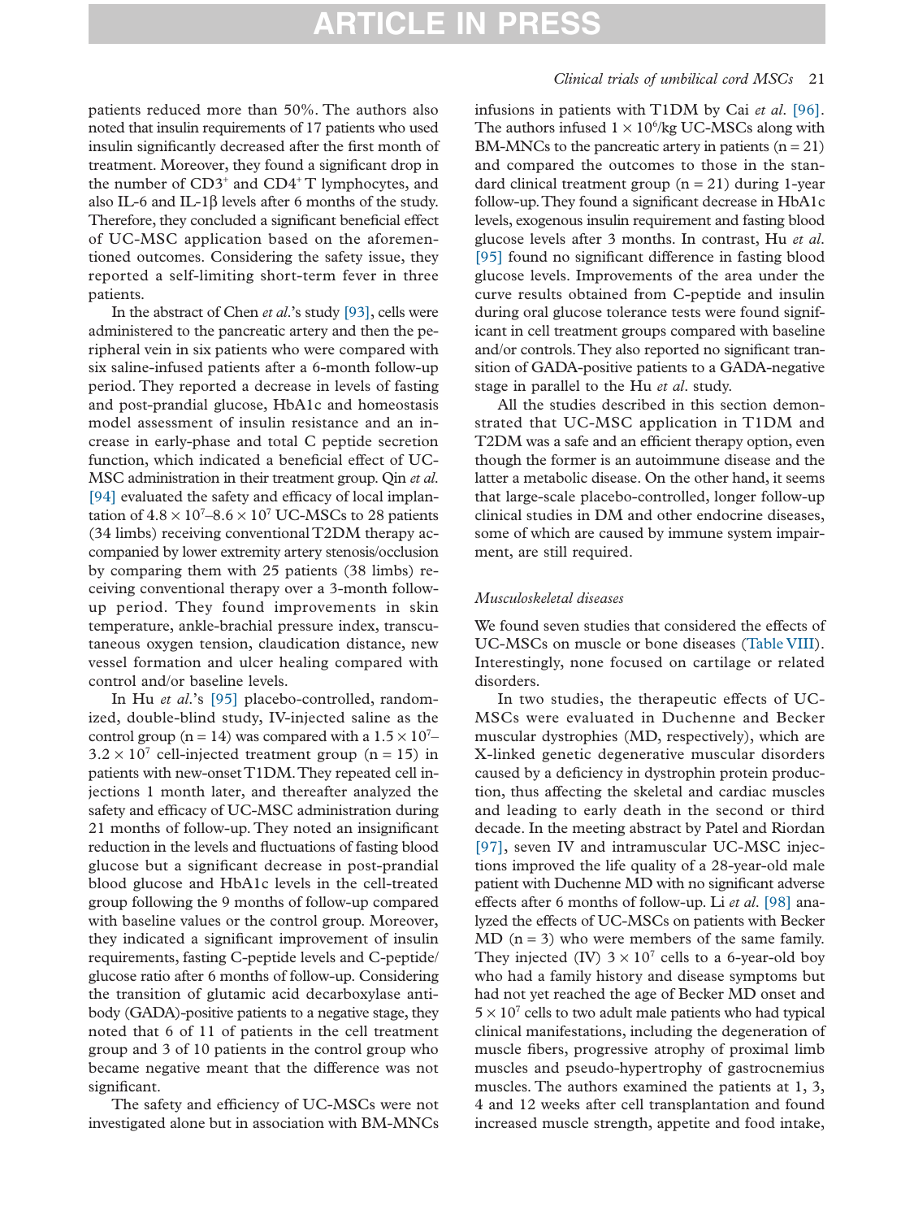patients reduced more than 50%. The authors also noted that insulin requirements of 17 patients who used insulin significantly decreased after the first month of treatment. Moreover, they found a significant drop in the number of $CD3^+$ and $CD4^+$ T lymphocytes, and also IL-6 and IL-1β levels after 6 months of the study. Therefore, they concluded a significant beneficial effect of UC-MSC application based on the aforementioned outcomes. Considering the safety issue, they reported a self-limiting short-term fever in three patients.

In the abstract of Chen *et al*.'s study [93], cells were administered to the pancreatic artery and then the peripheral vein in six patients who were compared with six saline-infused patients after a 6-month follow-up period. They reported a decrease in levels of fasting and post-prandial glucose, HbA1c and homeostasis model assessment of insulin resistance and an increase in early-phase and total C peptide secretion function, which indicated a beneficial effect of UC-MSC administration in their treatment group. Qin *et al.* [94] evaluated the safety and efficacy of local implantation of $4.8 \times 10^7$–$8.6 \times 10^7$ UC-MSCs to 28 patients (34 limbs) receiving conventional T2DM therapy accompanied by lower extremity artery stenosis/occlusion by comparing them with 25 patients (38 limbs) receiving conventional therapy over a 3-month follow-up period. They found improvements in skin temperature, ankle-brachial pressure index, transcutaneous oxygen tension, claudication distance, new vessel formation and ulcer healing compared with control and/or baseline levels.

In Hu *et al.*'s [95] placebo-controlled, randomized, double-blind study, IV-injected saline as the control group (n = 14) was compared with a $1.5 \times 10^7$–$3.2 \times 10^7$ cell-injected treatment group (n = 15) in patients with new-onset T1DM. They repeated cell injections 1 month later, and thereafter analyzed the safety and efficacy of UC-MSC administration during 21 months of follow-up. They noted an insignificant reduction in the levels and fluctuations of fasting blood glucose but a significant decrease in post-prandial blood glucose and HbA1c levels in the cell-treated group following the 9 months of follow-up compared with baseline values or the control group. Moreover, they indicated a significant improvement of insulin requirements, fasting C-peptide levels and C-peptide/glucose ratio after 6 months of follow-up. Considering the transition of glutamic acid decarboxylase antibody (GADA)-positive patients to a negative stage, they noted that 6 of 11 patients in the cell treatment group and 3 of 10 patients in the control group who became negative meant that the difference was not significant.

The safety and efficiency of UC-MSCs were not investigated alone but in association with BM-MNCs infusions in patients with T1DM by Cai *et al.* [96]. The authors infused $1 \times 10^6$/kg UC-MSCs along with BM-MNCs to the pancreatic artery in patients (n = 21) and compared the outcomes to those in the standard clinical treatment group (n = 21) during 1-year follow-up. They found a significant decrease in HbA1c levels, exogenous insulin requirement and fasting blood glucose levels after 3 months. In contrast, Hu *et al.* [95] found no significant difference in fasting blood glucose levels. Improvements of the area under the curve results obtained from C-peptide and insulin during oral glucose tolerance tests were found significant in cell treatment groups compared with baseline and/or controls. They also reported no significant transition of GADA-positive patients to a GADA-negative stage in parallel to the Hu *et al.* study.

All the studies described in this section demonstrated that UC-MSC application in T1DM and T2DM was a safe and an efficient therapy option, even though the former is an autoimmune disease and the latter a metabolic disease. On the other hand, it seems that large-scale placebo-controlled, longer follow-up clinical studies in DM and other endocrine diseases, some of which are caused by immune system impairment, are still required.

### *Musculoskeletal diseases*

We found seven studies that considered the effects of UC-MSCs on muscle or bone diseases (Table VIII). Interestingly, none focused on cartilage or related disorders.

In two studies, the therapeutic effects of UC-MSCs were evaluated in Duchenne and Becker muscular dystrophies (MD, respectively), which are X-linked genetic degenerative muscular disorders caused by a deficiency in dystrophin protein production, thus affecting the skeletal and cardiac muscles and leading to early death in the second or third decade. In the meeting abstract by Patel and Riordan [97], seven IV and intramuscular UC-MSC injections improved the life quality of a 28-year-old male patient with Duchenne MD with no significant adverse effects after 6 months of follow-up. Li *et al.* [98] analyzed the effects of UC-MSCs on patients with Becker MD (n = 3) who were members of the same family. They injected (IV) $3 \times 10^7$ cells to a 6-year-old boy who had a family history and disease symptoms but had not yet reached the age of Becker MD onset and $5 \times 10^7$ cells to two adult male patients who had typical clinical manifestations, including the degeneration of muscle fibers, progressive atrophy of proximal limb muscles and pseudo-hypertrophy of gastrocnemius muscles. The authors examined the patients at 1, 3, 4 and 12 weeks after cell transplantation and found increased muscle strength, appetite and food intake,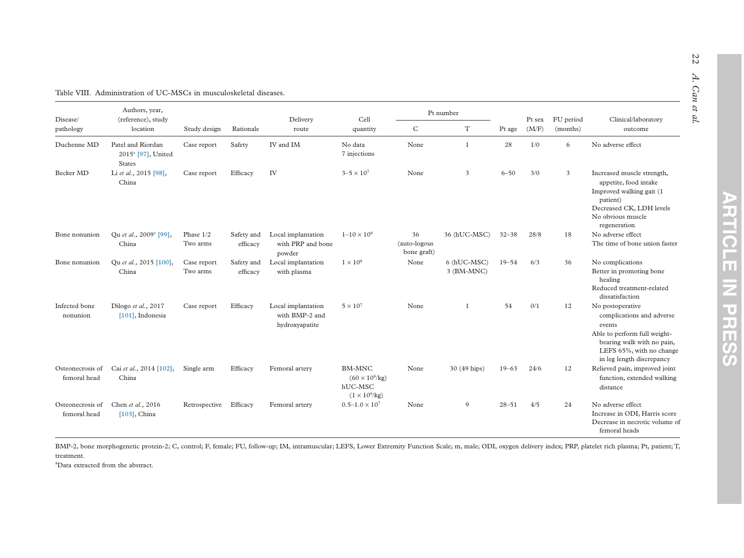Table VIII. Administration of UC-MSCs in musculoskeletal diseases.

| Disease/ pathology | Authors, year, (reference), study location | Study design | Rationale | Delivery route | Cell quantity | Pt number | | Pt age | Pt sex (M/F) | FU period (months) | Clinical/laboratory outcome |
|---|---|---|---|---|---|---|---|---|---|---|---|
| | | | | | | C | T | | | | |
| Duchenne MD | Patel and Riordan 2015[a] [97], United States | Case report | Safety | IV and IM | No data 7 injections | None | 1 | 28 | 1/0 | 6 | No adverse effect |
| Becker MD | Li *et al.*, 2015 [98], China | Case report | Efficacy | IV | $3–5 \times 10^7$ | None | 3 | 6–50 | 3/0 | 3 | Increased muscle strength, appetite, food intake<br>Improved walking gait (1 patient)<br>Decreased CK, LDH levels<br>No obvious muscle regeneration |
| Bone nonunion | Qu *et al.*, 2009[a] [99], China | Phase 1/2 Two arms | Safety and efficacy | Local implantation with PRP and bone powder | $1–10 \times 10^6$ | 36 (auto-logous bone graft) | 36 (hUC-MSC) | 32–38 | 28/8 | 18 | No adverse effect<br>The time of bone union faster |
| Bone nonunion | Qu *et al.*, 2015 [100], China | Case report Two arms | Safety and efficacy | Local implantation with plasma | $1 \times 10^8$ | None | 6 (hUC-MSC)<br>3 (BM-MNC) | 19–54 | 6/3 | 36 | No complications<br>Better in promoting bone healing<br>Reduced treatment-related dissatisfaction |
| Infected bone nonunion | Dilogo *et al.*, 2017 [101], Indonesia | Case report | Efficacy | Local implantation with BMP-2 and hydroxyapatite | $5 \times 10^7$ | None | 1 | 54 | 0/1 | 12 | No postoperative complications and adverse events<br>Able to perform full weight-bearing walk with no pain, LEFS 65%, with no change in leg length discrepancy |
| Osteonecrosis of femoral head | Cai *et al.*, 2014 [102], China | Single arm | Efficacy | Femoral artery | BM-MNC ($60 \times 10^6$/kg)<br>hUC-MSC ($1 \times 10^6$/kg) | None | 30 (49 hips) | 19–63 | 24/6 | 12 | Relieved pain, improved joint function, extended walking distance |
| Osteonecrosis of femoral head | Chen *et al.*, 2016 [103], China | Retrospective | Efficacy | Femoral artery | $0.5–1.0 \times 10^7$ | None | 9 | 28–51 | 4/5 | 24 | No adverse effect<br>Increase in ODI, Harris score<br>Decrease in necrotic volume of femoral heads |

BMP-2, bone morphogenetic protein-2; C, control; F, female; FU, follow-up; IM, intramuscular; LEFS, Lower Extremity Function Scale; m, male; ODI, oxygen delivery index; PRP, platelet rich plasma; Pt, patient; T, treatment.

[a]Data extracted from the abstract.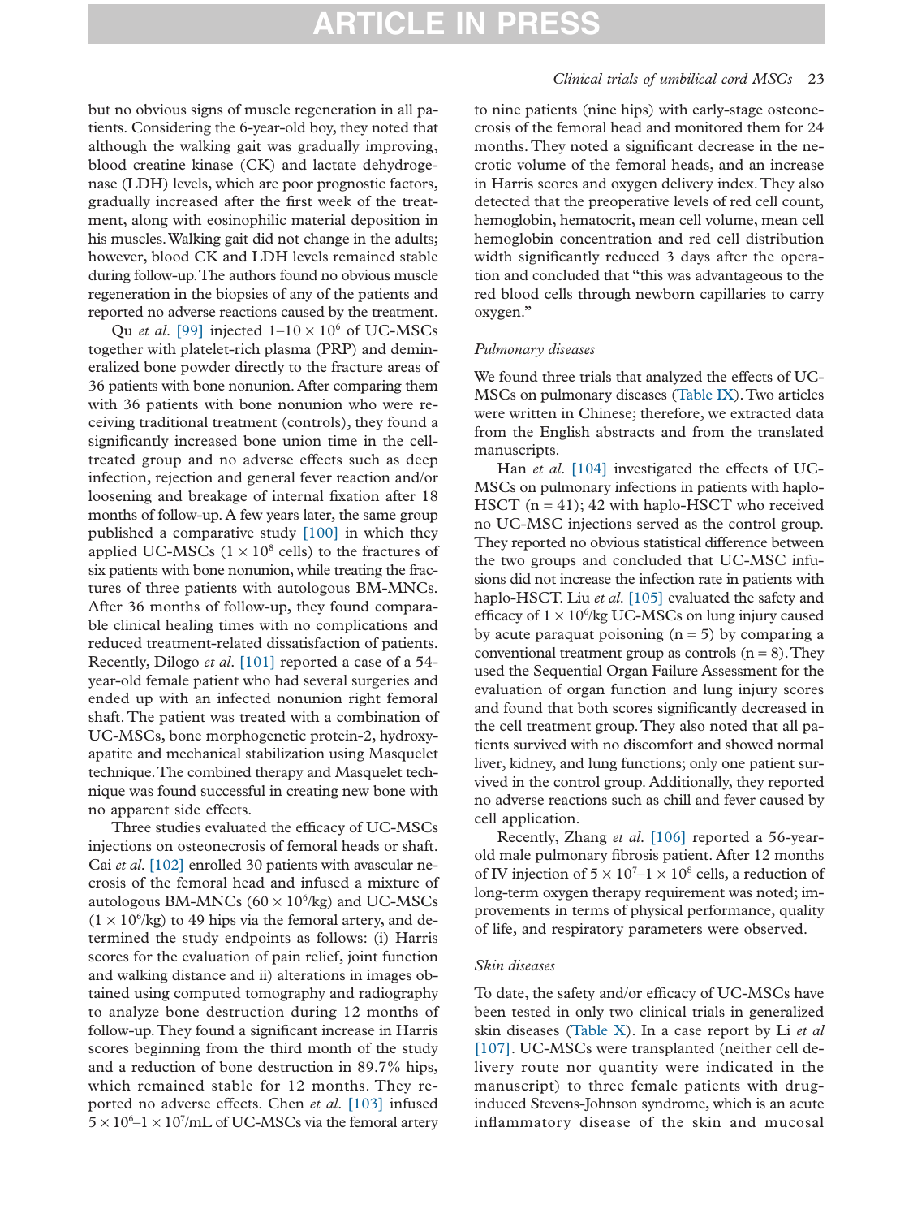but no obvious signs of muscle regeneration in all patients. Considering the 6-year-old boy, they noted that although the walking gait was gradually improving, blood creatine kinase (CK) and lactate dehydrogenase (LDH) levels, which are poor prognostic factors, gradually increased after the first week of the treatment, along with eosinophilic material deposition in his muscles. Walking gait did not change in the adults; however, blood CK and LDH levels remained stable during follow-up. The authors found no obvious muscle regeneration in the biopsies of any of the patients and reported no adverse reactions caused by the treatment.

Qu *et al.* [99] injected $1–10 \times 10^6$ of UC-MSCs together with platelet-rich plasma (PRP) and demineralized bone powder directly to the fracture areas of 36 patients with bone nonunion. After comparing them with 36 patients with bone nonunion who were receiving traditional treatment (controls), they found a significantly increased bone union time in the cell-treated group and no adverse effects such as deep infection, rejection and general fever reaction and/or loosening and breakage of internal fixation after 18 months of follow-up. A few years later, the same group published a comparative study [100] in which they applied UC-MSCs ($1 \times 10^8$ cells) to the fractures of six patients with bone nonunion, while treating the fractures of three patients with autologous BM-MNCs. After 36 months of follow-up, they found comparable clinical healing times with no complications and reduced treatment-related dissatisfaction of patients. Recently, Dilogo *et al.* [101] reported a case of a 54-year-old female patient who had several surgeries and ended up with an infected nonunion right femoral shaft. The patient was treated with a combination of UC-MSCs, bone morphogenetic protein-2, hydroxyapatite and mechanical stabilization using Masquelet technique. The combined therapy and Masquelet technique was found successful in creating new bone with no apparent side effects.

Three studies evaluated the efficacy of UC-MSCs injections on osteonecrosis of femoral heads or shaft. Cai *et al.* [102] enrolled 30 patients with avascular necrosis of the femoral head and infused a mixture of autologous BM-MNCs ($60 \times 10^6$/kg) and UC-MSCs ($1 \times 10^6$/kg) to 49 hips via the femoral artery, and determined the study endpoints as follows: (i) Harris scores for the evaluation of pain relief, joint function and walking distance and ii) alterations in images obtained using computed tomography and radiography to analyze bone destruction during 12 months of follow-up. They found a significant increase in Harris scores beginning from the third month of the study and a reduction of bone destruction in 89.7% hips, which remained stable for 12 months. They reported no adverse effects. Chen *et al.* [103] infused $5 \times 10^6–1 \times 10^7$/mL of UC-MSCs via the femoral artery to nine patients (nine hips) with early-stage osteonecrosis of the femoral head and monitored them for 24 months. They noted a significant decrease in the necrotic volume of the femoral heads, and an increase in Harris scores and oxygen delivery index. They also detected that the preoperative levels of red cell count, hemoglobin, hematocrit, mean cell volume, mean cell hemoglobin concentration and red cell distribution width significantly reduced 3 days after the operation and concluded that "this was advantageous to the red blood cells through newborn capillaries to carry oxygen."

### *Pulmonary diseases*

We found three trials that analyzed the effects of UC-MSCs on pulmonary diseases (Table IX). Two articles were written in Chinese; therefore, we extracted data from the English abstracts and from the translated manuscripts.

Han *et al.* [104] investigated the effects of UC-MSCs on pulmonary infections in patients with haplo-HSCT (n = 41); 42 with haplo-HSCT who received no UC-MSC injections served as the control group. They reported no obvious statistical difference between the two groups and concluded that UC-MSC infusions did not increase the infection rate in patients with haplo-HSCT. Liu *et al.* [105] evaluated the safety and efficacy of $1 \times 10^6$/kg UC-MSCs on lung injury caused by acute paraquat poisoning (n = 5) by comparing a conventional treatment group as controls (n = 8). They used the Sequential Organ Failure Assessment for the evaluation of organ function and lung injury scores and found that both scores significantly decreased in the cell treatment group. They also noted that all patients survived with no discomfort and showed normal liver, kidney, and lung functions; only one patient survived in the control group. Additionally, they reported no adverse reactions such as chill and fever caused by cell application.

Recently, Zhang *et al.* [106] reported a 56-year-old male pulmonary fibrosis patient. After 12 months of IV injection of $5 \times 10^7–1 \times 10^8$ cells, a reduction of long-term oxygen therapy requirement was noted; improvements in terms of physical performance, quality of life, and respiratory parameters were observed.

### *Skin diseases*

To date, the safety and/or efficacy of UC-MSCs have been tested in only two clinical trials in generalized skin diseases (Table X). In a case report by Li *et al* [107]. UC-MSCs were transplanted (neither cell delivery route nor quantity were indicated in the manuscript) to three female patients with drug-induced Stevens-Johnson syndrome, which is an acute inflammatory disease of the skin and mucosal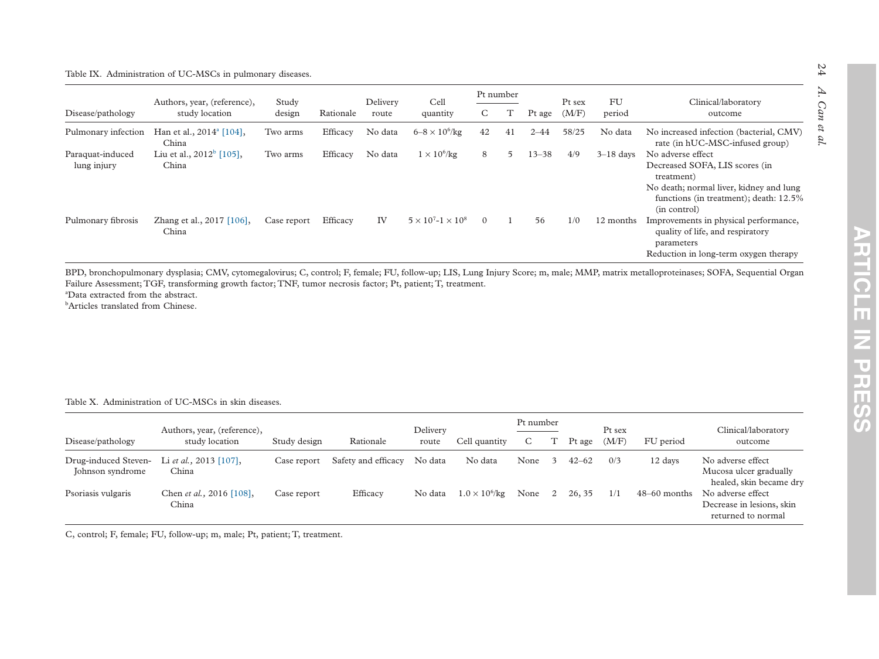Table IX. Administration of UC-MSCs in pulmonary diseases.

| Disease/pathology | Authors, year, (reference), study location | Study design | Rationale | Delivery route | Cell quantity | Pt number | | Pt age | Pt sex (M/F) | FU period | Clinical/laboratory outcome |
|---|---|---|---|---|---|---|---|---|---|---|---|
| | | | | | | C | T | | | | |
| Pulmonary infection | Han et al., 2014[a] [104], China | Two arms | Efficacy | No data | $6–8 \times 10^6$/kg | 42 | 41 | 2–44 | 58/25 | No data | No increased infection (bacterial, CMV) rate (in hUC-MSC-infused group) |
| Paraquat-induced lung injury | Liu et al., 2012[b] [105], China | Two arms | Efficacy | No data | $1 \times 10^6$/kg | 8 | 5 | 13–38 | 4/9 | 3–18 days | No adverse effect<br>Decreased SOFA, LIS scores (in treatment)<br>No death; normal liver, kidney and lung functions (in treatment); death: 12.5% (in control) |
| Pulmonary fibrosis | Zhang et al., 2017 [106], China | Case report | Efficacy | IV | $5 \times 10^7$-$1 \times 10^8$ | 0 | 1 | 56 | 1/0 | 12 months | Improvements in physical performance, quality of life, and respiratory parameters<br>Reduction in long-term oxygen therapy |

BPD, bronchopulmonary dysplasia; CMV, cytomegalovirus; C, control; F, female; FU, follow-up; LIS, Lung Injury Score; m, male; MMP, matrix metalloproteinases; SOFA, Sequential Organ Failure Assessment; TGF, transforming growth factor; TNF, tumor necrosis factor; Pt, patient; T, treatment.
[a]Data extracted from the abstract.
[b]Articles translated from Chinese.

Table X. Administration of UC-MSCs in skin diseases.

| Disease/pathology | Authors, year, (reference), study location | Study design | Rationale | Delivery route | Cell quantity | Pt number | | Pt age | Pt sex (M/F) | FU period | Clinical/laboratory outcome |
|---|---|---|---|---|---|---|---|---|---|---|---|
| | | | | | | C | T | | | | |
| Drug-induced Steven-Johnson syndrome | Li *et al.,* 2013 [107], China | Case report | Safety and efficacy | No data | No data | None | 3 | 42–62 | 0/3 | 12 days | No adverse effect<br>Mucosa ulcer gradually healed, skin became dry |
| Psoriasis vulgaris | Chen *et al.,* 2016 [108], China | Case report | Efficacy | No data | $1.0 \times 10^6$/kg | None | 2 | 26, 35 | 1/1 | 48–60 months | No adverse effect<br>Decrease in lesions, skin returned to normal |

C, control; F, female; FU, follow-up; m, male; Pt, patient; T, treatment.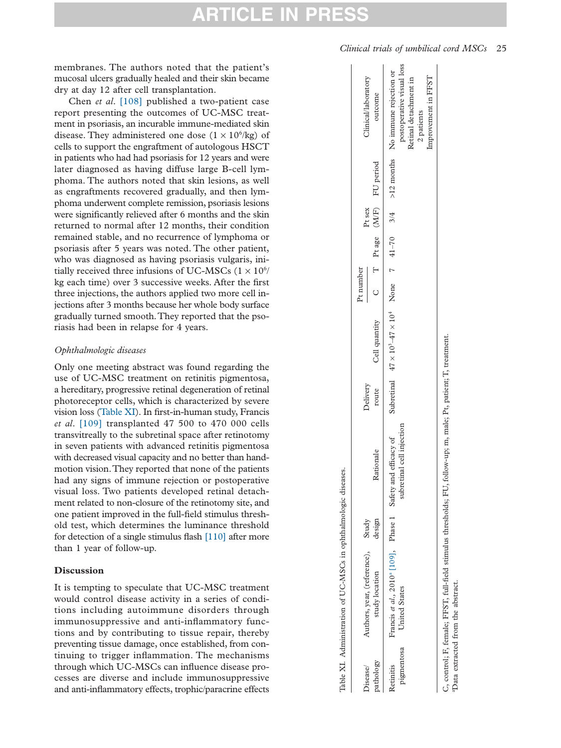membranes. The authors noted that the patient's mucosal ulcers gradually healed and their skin became dry at day 12 after cell transplantation.

Chen *et al*. [108] published a two-patient case report presenting the outcomes of UC-MSC treatment in psoriasis, an incurable immune-mediated skin disease. They administered one dose ($1 \times 10^6$/kg) of cells to support the engraftment of autologous HSCT in patients who had had psoriasis for 12 years and were later diagnosed as having diffuse large B-cell lymphoma. The authors noted that skin lesions, as well as engraftments recovered gradually, and then lymphoma underwent complete remission, psoriasis lesions were significantly relieved after 6 months and the skin returned to normal after 12 months, their condition remained stable, and no recurrence of lymphoma or psoriasis after 5 years was noted. The other patient, who was diagnosed as having psoriasis vulgaris, initially received three infusions of UC-MSCs ($1 \times 10^6$/kg each time) over 3 successive weeks. After the first three injections, the authors applied two more cell injections after 3 months because her whole body surface gradually turned smooth. They reported that the psoriasis had been in relapse for 4 years.

*Ophthalmologic diseases*

Only one meeting abstract was found regarding the use of UC-MSC treatment on retinitis pigmentosa, a hereditary, progressive retinal degeneration of retinal photoreceptor cells, which is characterized by severe vision loss (Table XI). In first-in-human study, Francis *et al*. [109] transplanted 47 500 to 470 000 cells transvitreally to the subretinal space after retinotomy in seven patients with advanced retinitis pigmentosa with decreased visual capacity and no better than hand-motion vision. They reported that none of the patients had any signs of immune rejection or postoperative visual loss. Two patients developed retinal detachment related to non-closure of the retinotomy site, and one patient improved in the full-field stimulus threshold test, which determines the luminance threshold for detection of a single stimulus flash [110] after more than 1 year of follow-up.

## Discussion

It is tempting to speculate that UC-MSC treatment would control disease activity in a series of conditions including autoimmune disorders through immunosuppressive and anti-inflammatory functions and by contributing to tissue repair, thereby preventing tissue damage, once established, from continuing to trigger inflammation. The mechanisms through which UC-MSCs can influence disease processes are diverse and include immunosuppressive and anti-inflammatory effects, trophic/paracrine effects

Table XI. Administration of UC-MSCs in ophthalmologic diseases.

| Disease/pathology | Authors, year, (reference), study location | Study design | Rationale | Delivery route | Cell quantity | Pt number C | Pt number T | Pt age | Pt sex (M/F) | FU period | Clinical/laboratory outcome |
|---|---|---|---|---|---|---|---|---|---|---|---|
| Retinitis pigmentosa | Francis *et al*., 2010[a] [109], United States | Phase 1 | Safety and efficacy of subretinal cell injection | Subretinal | $47 \times 10^3$–$47 \times 10^4$ | None | 7 | 41–70 | 3/4 | >12 months | No immune rejection or postoperative visual loss<br>Retinal detachment in 2 patients<br>Improvement in FFST |

C, control; F, female; FFST, full-field stimulus thresholds; FU, follow-up; m, male; Pt, patient; T, treatment.
[a]Data extracted from the abstract.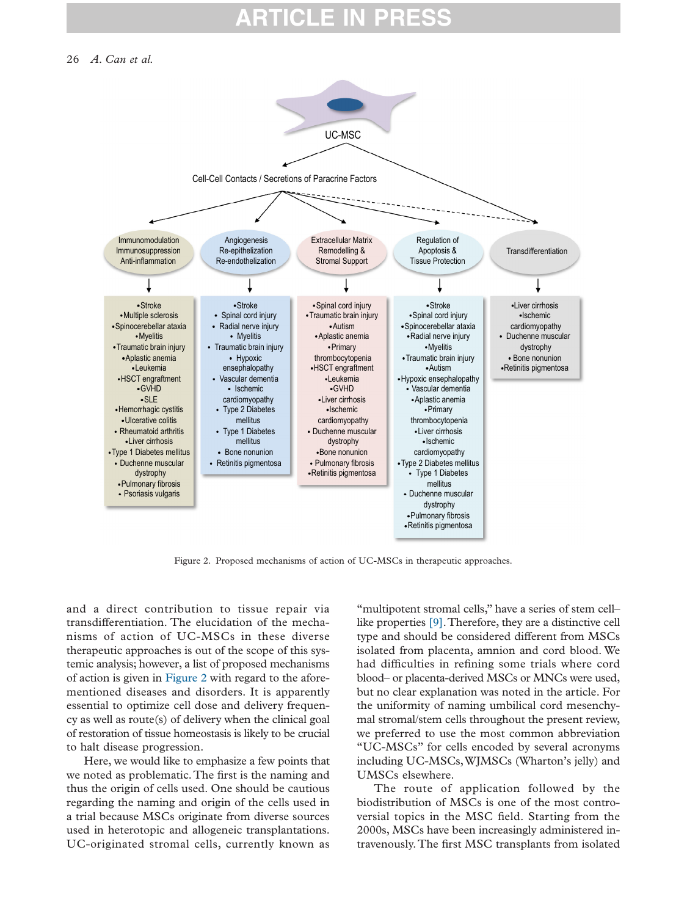Figure 2. Proposed mechanisms of action of UC-MSCs in therapeutic approaches.

and a direct contribution to tissue repair via transdifferentiation. The elucidation of the mechanisms of action of UC-MSCs in these diverse therapeutic approaches is out of the scope of this systemic analysis; however, a list of proposed mechanisms of action is given in Figure 2 with regard to the aforementioned diseases and disorders. It is apparently essential to optimize cell dose and delivery frequency as well as route(s) of delivery when the clinical goal of restoration of tissue homeostasis is likely to be crucial to halt disease progression.

Here, we would like to emphasize a few points that we noted as problematic. The first is the naming and thus the origin of cells used. One should be cautious regarding the naming and origin of the cells used in a trial because MSCs originate from diverse sources used in heterotopic and allogeneic transplantations. UC-originated stromal cells, currently known as "multipotent stromal cells," have a series of stem cell–like properties [9]. Therefore, they are a distinctive cell type and should be considered different from MSCs isolated from placenta, amnion and cord blood. We had difficulties in refining some trials where cord blood– or placenta-derived MSCs or MNCs were used, but no clear explanation was noted in the article. For the uniformity of naming umbilical cord mesenchymal stromal/stem cells throughout the present review, we preferred to use the most common abbreviation "UC-MSCs" for cells encoded by several acronyms including UC-MSCs, WJMSCs (Wharton's jelly) and UMSCs elsewhere.

The route of application followed by the biodistribution of MSCs is one of the most controversial topics in the MSC field. Starting from the 2000s, MSCs have been increasingly administered intravenously. The first MSC transplants from isolated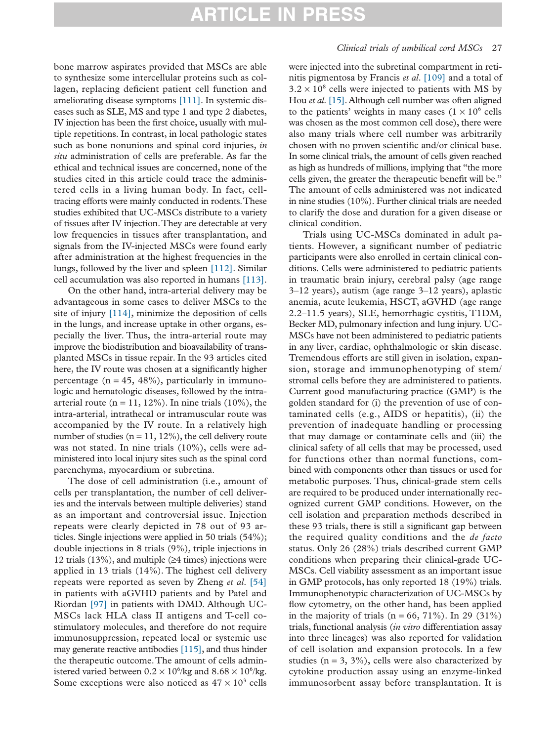bone marrow aspirates provided that MSCs are able to synthesize some intercellular proteins such as collagen, replacing deficient patient cell function and ameliorating disease symptoms [111]. In systemic diseases such as SLE, MS and type 1 and type 2 diabetes, IV injection has been the first choice, usually with multiple repetitions. In contrast, in local pathologic states such as bone nonunions and spinal cord injuries, *in situ* administration of cells are preferable. As far the ethical and technical issues are concerned, none of the studies cited in this article could trace the administered cells in a living human body. In fact, cell-tracing efforts were mainly conducted in rodents. These studies exhibited that UC-MSCs distribute to a variety of tissues after IV injection. They are detectable at very low frequencies in tissues after transplantation, and signals from the IV-injected MSCs were found early after administration at the highest frequencies in the lungs, followed by the liver and spleen [112]. Similar cell accumulation was also reported in humans [113].

On the other hand, intra-arterial delivery may be advantageous in some cases to deliver MSCs to the site of injury [114], minimize the deposition of cells in the lungs, and increase uptake in other organs, especially the liver. Thus, the intra-arterial route may improve the biodistribution and bioavailability of transplanted MSCs in tissue repair. In the 93 articles cited here, the IV route was chosen at a significantly higher percentage (n = 45, 48%), particularly in immunologic and hematologic diseases, followed by the intra-arterial route (n = 11, 12%). In nine trials (10%), the intra-arterial, intrathecal or intramuscular route was accompanied by the IV route. In a relatively high number of studies (n = 11, 12%), the cell delivery route was not stated. In nine trials (10%), cells were administered into local injury sites such as the spinal cord parenchyma, myocardium or subretina.

The dose of cell administration (i.e., amount of cells per transplantation, the number of cell deliveries and the intervals between multiple deliveries) stand as an important and controversial issue. Injection repeats were clearly depicted in 78 out of 93 articles. Single injections were applied in 50 trials (54%); double injections in 8 trials (9%), triple injections in 12 trials (13%), and multiple (≥4 times) injections were applied in 13 trials (14%). The highest cell delivery repeats were reported as seven by Zheng *et al.* [54] in patients with aGVHD patients and by Patel and Riordan [97] in patients with DMD. Although UC-MSCs lack HLA class II antigens and T-cell co-stimulatory molecules, and therefore do not require immunosuppression, repeated local or systemic use may generate reactive antibodies [115], and thus hinder the therapeutic outcome. The amount of cells administered varied between $0.2 \times 10^6$/kg and $8.68 \times 10^6$/kg. Some exceptions were also noticed as $47 \times 10^3$ cells were injected into the subretinal compartment in retinitis pigmentosa by Francis *et al.* [109] and a total of $3.2 \times 10^8$ cells were injected to patients with MS by Hou *et al.* [15]. Although cell number was often aligned to the patients' weights in many cases ($1 \times 10^6$ cells was chosen as the most common cell dose), there were also many trials where cell number was arbitrarily chosen with no proven scientific and/or clinical base. In some clinical trials, the amount of cells given reached as high as hundreds of millions, implying that "the more cells given, the greater the therapeutic benefit will be." The amount of cells administered was not indicated in nine studies (10%). Further clinical trials are needed to clarify the dose and duration for a given disease or clinical condition.

Trials using UC-MSCs dominated in adult patients. However, a significant number of pediatric participants were also enrolled in certain clinical conditions. Cells were administered to pediatric patients in traumatic brain injury, cerebral palsy (age range 3–12 years), autism (age range 3–12 years), aplastic anemia, acute leukemia, HSCT, aGVHD (age range 2.2–11.5 years), SLE, hemorrhagic cystitis, T1DM, Becker MD, pulmonary infection and lung injury. UC-MSCs have not been administered to pediatric patients in any liver, cardiac, ophthalmologic or skin disease. Tremendous efforts are still given in isolation, expansion, storage and immunophenotyping of stem/stromal cells before they are administered to patients. Current good manufacturing practice (GMP) is the golden standard for (i) the prevention of use of contaminated cells (e.g., AIDS or hepatitis), (ii) the prevention of inadequate handling or processing that may damage or contaminate cells and (iii) the clinical safety of all cells that may be processed, used for functions other than normal functions, combined with components other than tissues or used for metabolic purposes. Thus, clinical-grade stem cells are required to be produced under internationally recognized current GMP conditions. However, on the cell isolation and preparation methods described in these 93 trials, there is still a significant gap between the required quality conditions and the *de facto* status. Only 26 (28%) trials described current GMP conditions when preparing their clinical-grade UC-MSCs. Cell viability assessment as an important issue in GMP protocols, has only reported 18 (19%) trials. Immunophenotypic characterization of UC-MSCs by flow cytometry, on the other hand, has been applied in the majority of trials (n = 66, 71%). In 29 (31%) trials, functional analysis (*in vitro* differentiation assay into three lineages) was also reported for validation of cell isolation and expansion protocols. In a few studies (n = 3, 3%), cells were also characterized by cytokine production assay using an enzyme-linked immunosorbent assay before transplantation. It is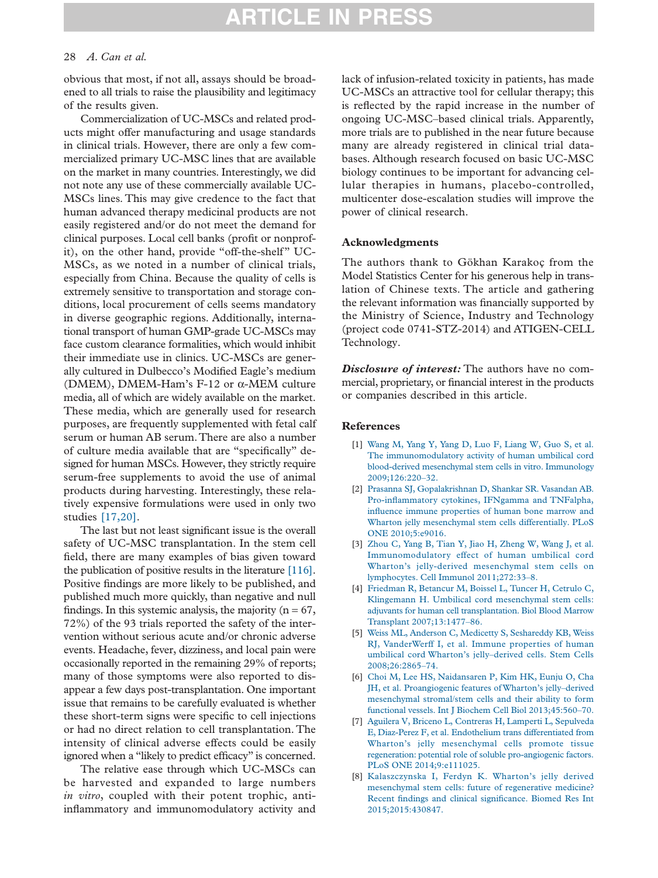obvious that most, if not all, assays should be broadened to all trials to raise the plausibility and legitimacy of the results given.

Commercialization of UC-MSCs and related products might offer manufacturing and usage standards in clinical trials. However, there are only a few commercialized primary UC-MSC lines that are available on the market in many countries. Interestingly, we did not note any use of these commercially available UC-MSCs lines. This may give credence to the fact that human advanced therapy medicinal products are not easily registered and/or do not meet the demand for clinical purposes. Local cell banks (profit or nonprofit), on the other hand, provide "off-the-shelf" UC-MSCs, as we noted in a number of clinical trials, especially from China. Because the quality of cells is extremely sensitive to transportation and storage conditions, local procurement of cells seems mandatory in diverse geographic regions. Additionally, international transport of human GMP-grade UC-MSCs may face custom clearance formalities, which would inhibit their immediate use in clinics. UC-MSCs are generally cultured in Dulbecco's Modified Eagle's medium (DMEM), DMEM-Ham's F-12 or α-MEM culture media, all of which are widely available on the market. These media, which are generally used for research purposes, are frequently supplemented with fetal calf serum or human AB serum. There are also a number of culture media available that are "specifically" designed for human MSCs. However, they strictly require serum-free supplements to avoid the use of animal products during harvesting. Interestingly, these relatively expensive formulations were used in only two studies [17,20].

The last but not least significant issue is the overall safety of UC-MSC transplantation. In the stem cell field, there are many examples of bias given toward the publication of positive results in the literature [116]. Positive findings are more likely to be published, and published much more quickly, than negative and null findings. In this systemic analysis, the majority ($n = 67$, 72%) of the 93 trials reported the safety of the intervention without serious acute and/or chronic adverse events. Headache, fever, dizziness, and local pain were occasionally reported in the remaining 29% of reports; many of those symptoms were also reported to disappear a few days post-transplantation. One important issue that remains to be carefully evaluated is whether these short-term signs were specific to cell injections or had no direct relation to cell transplantation. The intensity of clinical adverse effects could be easily ignored when a "likely to predict efficacy" is concerned.

The relative ease through which UC-MSCs can be harvested and expanded to large numbers *in vitro*, coupled with their potent trophic, anti-inflammatory and immunomodulatory activity and lack of infusion-related toxicity in patients, has made UC-MSCs an attractive tool for cellular therapy; this is reflected by the rapid increase in the number of ongoing UC-MSC–based clinical trials. Apparently, more trials are to published in the near future because many are already registered in clinical trial databases. Although research focused on basic UC-MSC biology continues to be important for advancing cellular therapies in humans, placebo-controlled, multicenter dose-escalation studies will improve the power of clinical research.

## Acknowledgments

The authors thank to Gökhan Karakoç from the Model Statistics Center for his generous help in translation of Chinese texts. The article and gathering the relevant information was financially supported by the Ministry of Science, Industry and Technology (project code 0741-STZ-2014) and ATIGEN-CELL Technology.

***Disclosure of interest:*** The authors have no commercial, proprietary, or financial interest in the products or companies described in this article.

## References

[1] Wang M, Yang Y, Yang D, Luo F, Liang W, Guo S, et al. The immunomodulatory activity of human umbilical cord blood-derived mesenchymal stem cells in vitro. Immunology 2009;126:220–32.

[2] Prasanna SJ, Gopalakrishnan D, Shankar SR. Vasandan AB. Pro-inflammatory cytokines, IFNgamma and TNFalpha, influence immune properties of human bone marrow and Wharton jelly mesenchymal stem cells differentially. PLoS ONE 2010;5:e9016.

[3] Zhou C, Yang B, Tian Y, Jiao H, Zheng W, Wang J, et al. Immunomodulatory effect of human umbilical cord Wharton's jelly-derived mesenchymal stem cells on lymphocytes. Cell Immunol 2011;272:33–8.

[4] Friedman R, Betancur M, Boissel L, Tuncer H, Cetrulo C, Klingemann H. Umbilical cord mesenchymal stem cells: adjuvants for human cell transplantation. Biol Blood Marrow Transplant 2007;13:1477–86.

[5] Weiss ML, Anderson C, Medicetty S, Seshareddy KB, Weiss RJ, VanderWerff I, et al. Immune properties of human umbilical cord Wharton's jelly–derived cells. Stem Cells 2008;26:2865–74.

[6] Choi M, Lee HS, Naidansaren P, Kim HK, Eunju O, Cha JH, et al. Proangiogenic features of Wharton's jelly–derived mesenchymal stromal/stem cells and their ability to form functional vessels. Int J Biochem Cell Biol 2013;45:560–70.

[7] Aguilera V, Briceno L, Contreras H, Lamperti L, Sepulveda E, Diaz-Perez F, et al. Endothelium trans differentiated from Wharton's jelly mesenchymal cells promote tissue regeneration: potential role of soluble pro-angiogenic factors. PLoS ONE 2014;9:e111025.

[8] Kalaszczynska I, Ferdyn K. Wharton's jelly derived mesenchymal stem cells: future of regenerative medicine? Recent findings and clinical significance. Biomed Res Int 2015;2015:430847.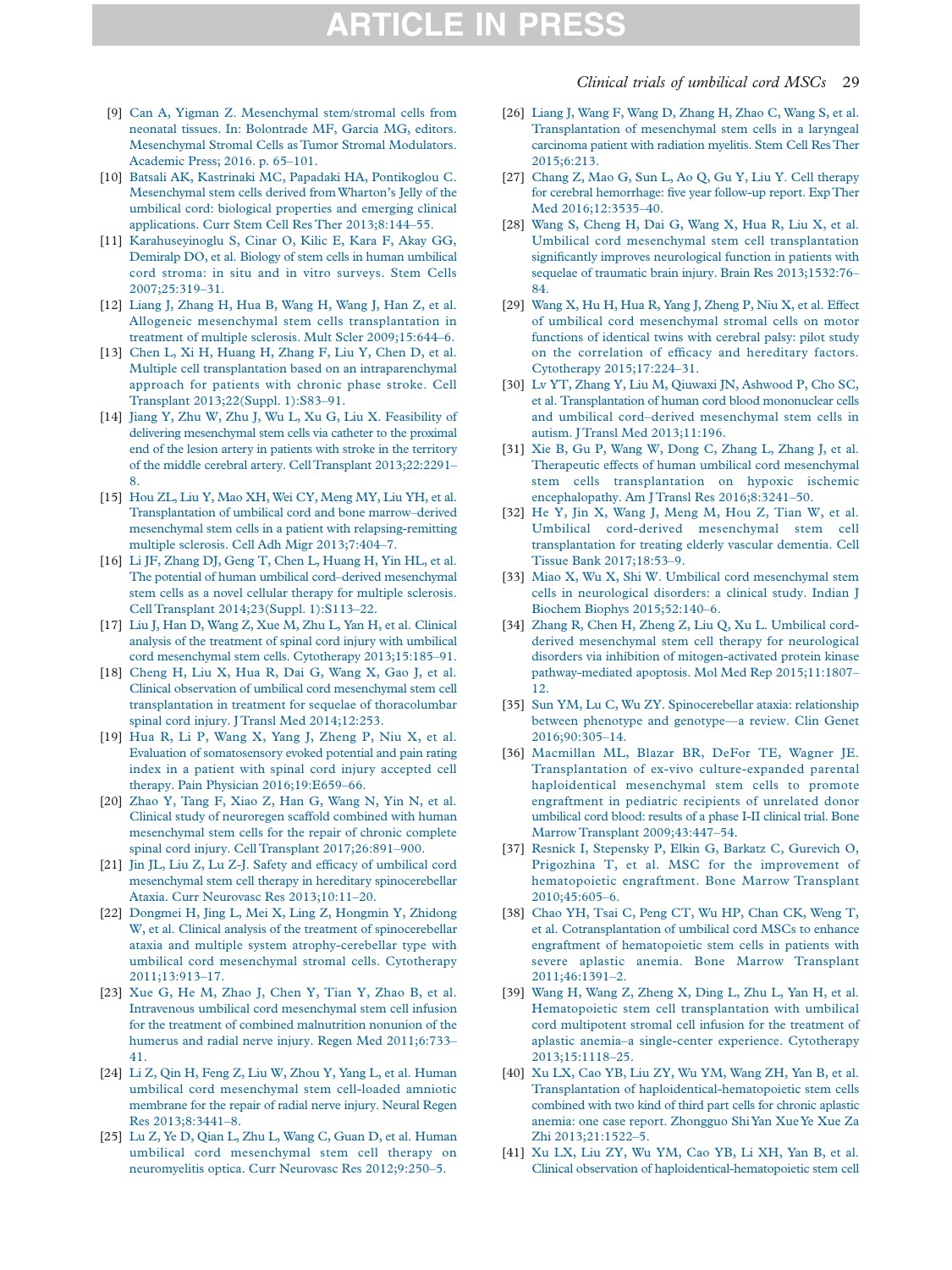[9] Can A, Yigman Z. Mesenchymal stem/stromal cells from neonatal tissues. In: Bolontrade MF, Garcia MG, editors. Mesenchymal Stromal Cells as Tumor Stromal Modulators. Academic Press; 2016. p. 65–101.

[10] Batsali AK, Kastrinaki MC, Papadaki HA, Pontikoglou C. Mesenchymal stem cells derived from Wharton's Jelly of the umbilical cord: biological properties and emerging clinical applications. Curr Stem Cell Res Ther 2013;8:144–55.

[11] Karahuseyinoglu S, Cinar O, Kilic E, Kara F, Akay GG, Demiralp DO, et al. Biology of stem cells in human umbilical cord stroma: in situ and in vitro surveys. Stem Cells 2007;25:319–31.

[12] Liang J, Zhang H, Hua B, Wang H, Wang J, Han Z, et al. Allogeneic mesenchymal stem cells transplantation in treatment of multiple sclerosis. Mult Scler 2009;15:644–6.

[13] Chen L, Xi H, Huang H, Zhang F, Liu Y, Chen D, et al. Multiple cell transplantation based on an intraparenchymal approach for patients with chronic phase stroke. Cell Transplant 2013;22(Suppl. 1):S83–91.

[14] Jiang Y, Zhu W, Zhu J, Wu L, Xu G, Liu X. Feasibility of delivering mesenchymal stem cells via catheter to the proximal end of the lesion artery in patients with stroke in the territory of the middle cerebral artery. Cell Transplant 2013;22:2291–8.

[15] Hou ZL, Liu Y, Mao XH, Wei CY, Meng MY, Liu YH, et al. Transplantation of umbilical cord and bone marrow–derived mesenchymal stem cells in a patient with relapsing-remitting multiple sclerosis. Cell Adh Migr 2013;7:404–7.

[16] Li JF, Zhang DJ, Geng T, Chen L, Huang H, Yin HL, et al. The potential of human umbilical cord–derived mesenchymal stem cells as a novel cellular therapy for multiple sclerosis. Cell Transplant 2014;23(Suppl. 1):S113–22.

[17] Liu J, Han D, Wang Z, Xue M, Zhu L, Yan H, et al. Clinical analysis of the treatment of spinal cord injury with umbilical cord mesenchymal stem cells. Cytotherapy 2013;15:185–91.

[18] Cheng H, Liu X, Hua R, Dai G, Wang X, Gao J, et al. Clinical observation of umbilical cord mesenchymal stem cell transplantation in treatment for sequelae of thoracolumbar spinal cord injury. J Transl Med 2014;12:253.

[19] Hua R, Li P, Wang X, Yang J, Zheng P, Niu X, et al. Evaluation of somatosensory evoked potential and pain rating index in a patient with spinal cord injury accepted cell therapy. Pain Physician 2016;19:E659–66.

[20] Zhao Y, Tang F, Xiao Z, Han G, Wang N, Yin N, et al. Clinical study of neuroregen scaffold combined with human mesenchymal stem cells for the repair of chronic complete spinal cord injury. Cell Transplant 2017;26:891–900.

[21] Jin JL, Liu Z, Lu Z-J. Safety and efficacy of umbilical cord mesenchymal stem cell therapy in hereditary spinocerebellar Ataxia. Curr Neurovasc Res 2013;10:11–20.

[22] Dongmei H, Jing L, Mei X, Ling Z, Hongmin Y, Zhidong W, et al. Clinical analysis of the treatment of spinocerebellar ataxia and multiple system atrophy-cerebellar type with umbilical cord mesenchymal stromal cells. Cytotherapy 2011;13:913–17.

[23] Xue G, He M, Zhao J, Chen Y, Tian Y, Zhao B, et al. Intravenous umbilical cord mesenchymal stem cell infusion for the treatment of combined malnutrition nonunion of the humerus and radial nerve injury. Regen Med 2011;6:733–41.

[24] Li Z, Qin H, Feng Z, Liu W, Zhou Y, Yang L, et al. Human umbilical cord mesenchymal stem cell-loaded amniotic membrane for the repair of radial nerve injury. Neural Regen Res 2013;8:3441–8.

[25] Lu Z, Ye D, Qian L, Zhu L, Wang C, Guan D, et al. Human umbilical cord mesenchymal stem cell therapy on neuromyelitis optica. Curr Neurovasc Res 2012;9:250–5.

[26] Liang J, Wang F, Wang D, Zhang H, Zhao C, Wang S, et al. Transplantation of mesenchymal stem cells in a laryngeal carcinoma patient with radiation myelitis. Stem Cell Res Ther 2015;6:213.

[27] Chang Z, Mao G, Sun L, Ao Q, Gu Y, Liu Y. Cell therapy for cerebral hemorrhage: five year follow-up report. Exp Ther Med 2016;12:3535–40.

[28] Wang S, Cheng H, Dai G, Wang X, Hua R, Liu X, et al. Umbilical cord mesenchymal stem cell transplantation significantly improves neurological function in patients with sequelae of traumatic brain injury. Brain Res 2013;1532:76–84.

[29] Wang X, Hu H, Hua R, Yang J, Zheng P, Niu X, et al. Effect of umbilical cord mesenchymal stromal cells on motor functions of identical twins with cerebral palsy: pilot study on the correlation of efficacy and hereditary factors. Cytotherapy 2015;17:224–31.

[30] Lv YT, Zhang Y, Liu M, Qiuwaxi JN, Ashwood P, Cho SC, et al. Transplantation of human cord blood mononuclear cells and umbilical cord–derived mesenchymal stem cells in autism. J Transl Med 2013;11:196.

[31] Xie B, Gu P, Wang W, Dong C, Zhang L, Zhang J, et al. Therapeutic effects of human umbilical cord mesenchymal stem cells transplantation on hypoxic ischemic encephalopathy. Am J Transl Res 2016;8:3241–50.

[32] He Y, Jin X, Wang J, Meng M, Hou Z, Tian W, et al. Umbilical cord-derived mesenchymal stem cell transplantation for treating elderly vascular dementia. Cell Tissue Bank 2017;18:53–9.

[33] Miao X, Wu X, Shi W. Umbilical cord mesenchymal stem cells in neurological disorders: a clinical study. Indian J Biochem Biophys 2015;52:140–6.

[34] Zhang R, Chen H, Zheng Z, Liu Q, Xu L. Umbilical cord-derived mesenchymal stem cell therapy for neurological disorders via inhibition of mitogen-activated protein kinase pathway-mediated apoptosis. Mol Med Rep 2015;11:1807–12.

[35] Sun YM, Lu C, Wu ZY. Spinocerebellar ataxia: relationship between phenotype and genotype—a review. Clin Genet 2016;90:305–14.

[36] Macmillan ML, Blazar BR, DeFor TE, Wagner JE. Transplantation of ex-vivo culture-expanded parental haploidentical mesenchymal stem cells to promote engraftment in pediatric recipients of unrelated donor umbilical cord blood: results of a phase I-II clinical trial. Bone Marrow Transplant 2009;43:447–54.

[37] Resnick I, Stepensky P, Elkin G, Barkatz C, Gurevich O, Prigozhina T, et al. MSC for the improvement of hematopoietic engraftment. Bone Marrow Transplant 2010;45:605–6.

[38] Chao YH, Tsai C, Peng CT, Wu HP, Chan CK, Weng T, et al. Cotransplantation of umbilical cord MSCs to enhance engraftment of hematopoietic stem cells in patients with severe aplastic anemia. Bone Marrow Transplant 2011;46:1391–2.

[39] Wang H, Wang Z, Zheng X, Ding L, Zhu L, Yan H, et al. Hematopoietic stem cell transplantation with umbilical cord multipotent stromal cell infusion for the treatment of aplastic anemia–a single-center experience. Cytotherapy 2013;15:1118–25.

[40] Xu LX, Cao YB, Liu ZY, Wu YM, Wang ZH, Yan B, et al. Transplantation of haploidentical-hematopoietic stem cells combined with two kind of third part cells for chronic aplastic anemia: one case report. Zhongguo Shi Yan Xue Ye Xue Za Zhi 2013;21:1522–5.

[41] Xu LX, Liu ZY, Wu YM, Cao YB, Li XH, Yan B, et al. Clinical observation of haploidentical-hematopoietic stem cell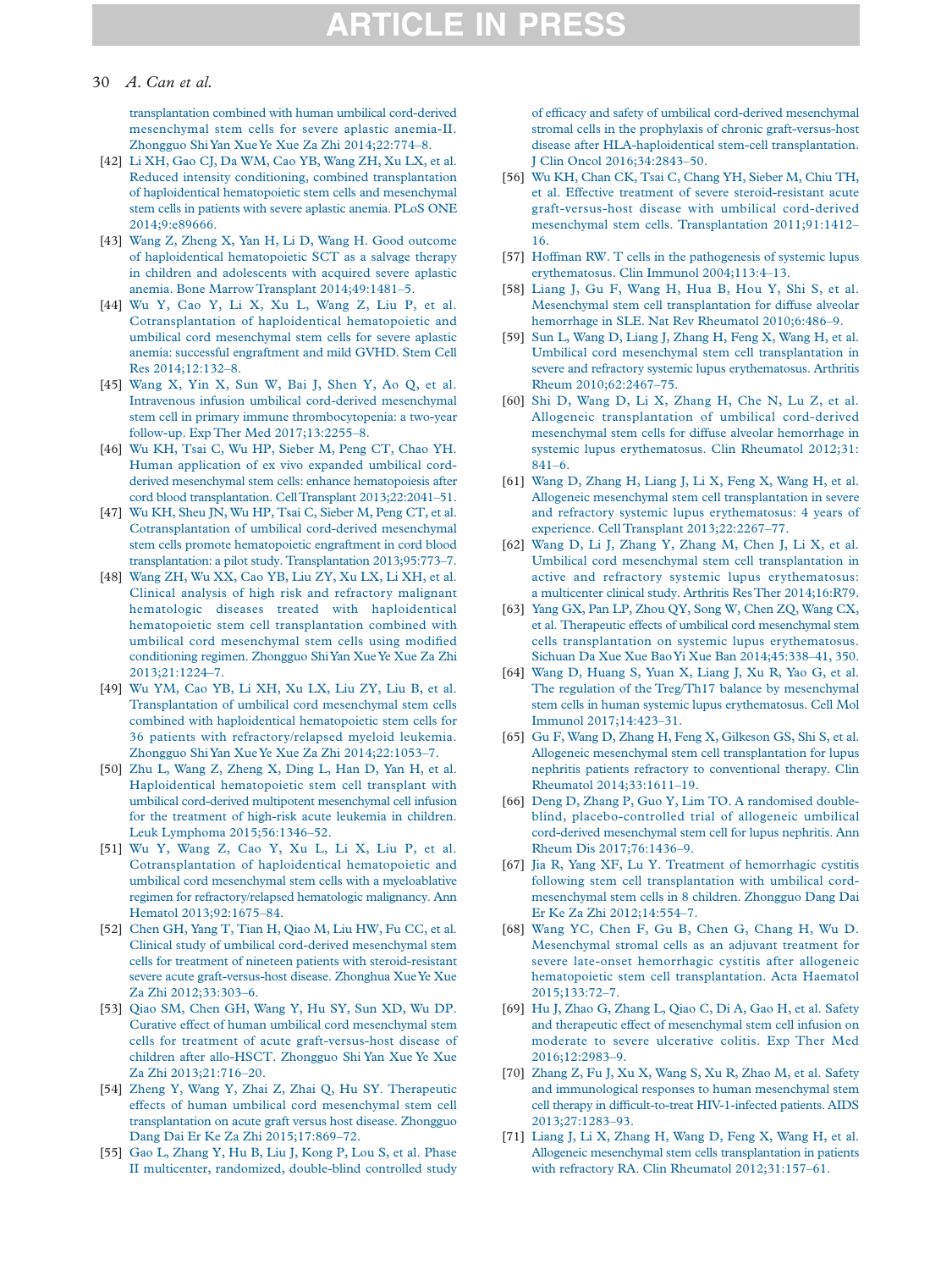transplantation combined with human umbilical cord-derived mesenchymal stem cells for severe aplastic anemia-II. Zhongguo Shi Yan Xue Ye Xue Za Zhi 2014;22:774–8.

[42] Li XH, Gao CJ, Da WM, Cao YB, Wang ZH, Xu LX, et al. Reduced intensity conditioning, combined transplantation of haploidentical hematopoietic stem cells and mesenchymal stem cells in patients with severe aplastic anemia. PLoS ONE 2014;9:e89666.

[43] Wang Z, Zheng X, Yan H, Li D, Wang H. Good outcome of haploidentical hematopoietic SCT as a salvage therapy in children and adolescents with acquired severe aplastic anemia. Bone Marrow Transplant 2014;49:1481–5.

[44] Wu Y, Cao Y, Li X, Xu L, Wang Z, Liu P, et al. Cotransplantation of haploidentical hematopoietic and umbilical cord mesenchymal stem cells for severe aplastic anemia: successful engraftment and mild GVHD. Stem Cell Res 2014;12:132–8.

[45] Wang X, Yin X, Sun W, Bai J, Shen Y, Ao Q, et al. Intravenous infusion umbilical cord-derived mesenchymal stem cell in primary immune thrombocytopenia: a two-year follow-up. Exp Ther Med 2017;13:2255–8.

[46] Wu KH, Tsai C, Wu HP, Sieber M, Peng CT, Chao YH. Human application of ex vivo expanded umbilical cord-derived mesenchymal stem cells: enhance hematopoiesis after cord blood transplantation. Cell Transplant 2013;22:2041–51.

[47] Wu KH, Sheu JN, Wu HP, Tsai C, Sieber M, Peng CT, et al. Cotransplantation of umbilical cord-derived mesenchymal stem cells promote hematopoietic engraftment in cord blood transplantation: a pilot study. Transplantation 2013;95:773–7.

[48] Wang ZH, Wu XX, Cao YB, Liu ZY, Xu LX, Li XH, et al. Clinical analysis of high risk and refractory malignant hematologic diseases treated with haploidentical hematopoietic stem cell transplantation combined with umbilical cord mesenchymal stem cells using modified conditioning regimen. Zhongguo Shi Yan Xue Ye Xue Za Zhi 2013;21:1224–7.

[49] Wu YM, Cao YB, Li XH, Xu LX, Liu ZY, Liu B, et al. Transplantation of umbilical cord mesenchymal stem cells combined with haploidentical hematopoietic stem cells for 36 patients with refractory/relapsed myeloid leukemia. Zhongguo Shi Yan Xue Ye Xue Za Zhi 2014;22:1053–7.

[50] Zhu L, Wang Z, Zheng X, Ding L, Han D, Yan H, et al. Haploidentical hematopoietic stem cell transplant with umbilical cord-derived multipotent mesenchymal cell infusion for the treatment of high-risk acute leukemia in children. Leuk Lymphoma 2015;56:1346–52.

[51] Wu Y, Wang Z, Cao Y, Xu L, Li X, Liu P, et al. Cotransplantation of haploidentical hematopoietic and umbilical cord mesenchymal stem cells with a myeloablative regimen for refractory/relapsed hematologic malignancy. Ann Hematol 2013;92:1675–84.

[52] Chen GH, Yang T, Tian H, Qiao M, Liu HW, Fu CC, et al. Clinical study of umbilical cord-derived mesenchymal stem cells for treatment of nineteen patients with steroid-resistant severe acute graft-versus-host disease. Zhonghua Xue Ye Xue Za Zhi 2012;33:303–6.

[53] Qiao SM, Chen GH, Wang Y, Hu SY, Sun XD, Wu DP. Curative effect of human umbilical cord mesenchymal stem cells for treatment of acute graft-versus-host disease of children after allo-HSCT. Zhongguo Shi Yan Xue Ye Xue Za Zhi 2013;21:716–20.

[54] Zheng Y, Wang Y, Zhai Z, Zhai Q, Hu SY. Therapeutic effects of human umbilical cord mesenchymal stem cell transplantation on acute graft versus host disease. Zhongguo Dang Dai Er Ke Za Zhi 2015;17:869–72.

[55] Gao L, Zhang Y, Hu B, Liu J, Kong P, Lou S, et al. Phase II multicenter, randomized, double-blind controlled study of efficacy and safety of umbilical cord-derived mesenchymal stromal cells in the prophylaxis of chronic graft-versus-host disease after HLA-haploidentical stem-cell transplantation. J Clin Oncol 2016;34:2843–50.

[56] Wu KH, Chan CK, Tsai C, Chang YH, Sieber M, Chiu TH, et al. Effective treatment of severe steroid-resistant acute graft-versus-host disease with umbilical cord-derived mesenchymal stem cells. Transplantation 2011;91:1412–16.

[57] Hoffman RW. T cells in the pathogenesis of systemic lupus erythematosus. Clin Immunol 2004;113:4–13.

[58] Liang J, Gu F, Wang H, Hua B, Hou Y, Shi S, et al. Mesenchymal stem cell transplantation for diffuse alveolar hemorrhage in SLE. Nat Rev Rheumatol 2010;6:486–9.

[59] Sun L, Wang D, Liang J, Zhang H, Feng X, Wang H, et al. Umbilical cord mesenchymal stem cell transplantation in severe and refractory systemic lupus erythematosus. Arthritis Rheum 2010;62:2467–75.

[60] Shi D, Wang D, Li X, Zhang H, Che N, Lu Z, et al. Allogeneic transplantation of umbilical cord-derived mesenchymal stem cells for diffuse alveolar hemorrhage in systemic lupus erythematosus. Clin Rheumatol 2012;31:841–6.

[61] Wang D, Zhang H, Liang J, Li X, Feng X, Wang H, et al. Allogeneic mesenchymal stem cell transplantation in severe and refractory systemic lupus erythematosus: 4 years of experience. Cell Transplant 2013;22:2267–77.

[62] Wang D, Li J, Zhang Y, Zhang M, Chen J, Li X, et al. Umbilical cord mesenchymal stem cell transplantation in active and refractory systemic lupus erythematosus: a multicenter clinical study. Arthritis Res Ther 2014;16:R79.

[63] Yang GX, Pan LP, Zhou QY, Song W, Chen ZQ, Wang CX, et al. Therapeutic effects of umbilical cord mesenchymal stem cells transplantation on systemic lupus erythematosus. Sichuan Da Xue Xue Bao Yi Xue Ban 2014;45:338–41, 350.

[64] Wang D, Huang S, Yuan X, Liang J, Xu R, Yao G, et al. The regulation of the Treg/Th17 balance by mesenchymal stem cells in human systemic lupus erythematosus. Cell Mol Immunol 2017;14:423–31.

[65] Gu F, Wang D, Zhang H, Feng X, Gilkeson GS, Shi S, et al. Allogeneic mesenchymal stem cell transplantation for lupus nephritis patients refractory to conventional therapy. Clin Rheumatol 2014;33:1611–19.

[66] Deng D, Zhang P, Guo Y, Lim TO. A randomised double-blind, placebo-controlled trial of allogeneic umbilical cord-derived mesenchymal stem cell for lupus nephritis. Ann Rheum Dis 2017;76:1436–9.

[67] Jia R, Yang XF, Lu Y. Treatment of hemorrhagic cystitis following stem cell transplantation with umbilical cord-mesenchymal stem cells in 8 children. Zhongguo Dang Dai Er Ke Za Zhi 2012;14:554–7.

[68] Wang YC, Chen F, Gu B, Chen G, Chang H, Wu D. Mesenchymal stromal cells as an adjuvant treatment for severe late-onset hemorrhagic cystitis after allogeneic hematopoietic stem cell transplantation. Acta Haematol 2015;133:72–7.

[69] Hu J, Zhao G, Zhang L, Qiao C, Di A, Gao H, et al. Safety and therapeutic effect of mesenchymal stem cell infusion on moderate to severe ulcerative colitis. Exp Ther Med 2016;12:2983–9.

[70] Zhang Z, Fu J, Xu X, Wang S, Xu R, Zhao M, et al. Safety and immunological responses to human mesenchymal stem cell therapy in difficult-to-treat HIV-1-infected patients. AIDS 2013;27:1283–93.

[71] Liang J, Li X, Zhang H, Wang D, Feng X, Wang H, et al. Allogeneic mesenchymal stem cells transplantation in patients with refractory RA. Clin Rheumatol 2012;31:157–61.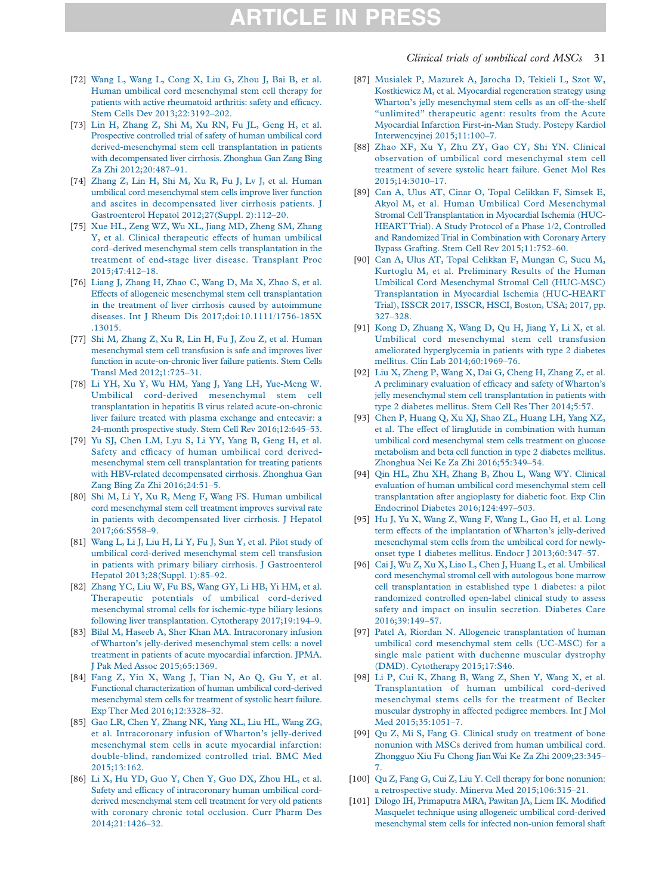[72] Wang L, Wang L, Cong X, Liu G, Zhou J, Bai B, et al. Human umbilical cord mesenchymal stem cell therapy for patients with active rheumatoid arthritis: safety and efficacy. Stem Cells Dev 2013;22:3192–202.

[73] Lin H, Zhang Z, Shi M, Xu RN, Fu JL, Geng H, et al. Prospective controlled trial of safety of human umbilical cord derived-mesenchymal stem cell transplantation in patients with decompensated liver cirrhosis. Zhonghua Gan Zang Bing Za Zhi 2012;20:487–91.

[74] Zhang Z, Lin H, Shi M, Xu R, Fu J, Lv J, et al. Human umbilical cord mesenchymal stem cells improve liver function and ascites in decompensated liver cirrhosis patients. J Gastroenterol Hepatol 2012;27(Suppl. 2):112–20.

[75] Xue HL, Zeng WZ, Wu XL, Jiang MD, Zheng SM, Zhang Y, et al. Clinical therapeutic effects of human umbilical cord–derived mesenchymal stem cells transplantation in the treatment of end-stage liver disease. Transplant Proc 2015;47:412–18.

[76] Liang J, Zhang H, Zhao C, Wang D, Ma X, Zhao S, et al. Effects of allogeneic mesenchymal stem cell transplantation in the treatment of liver cirrhosis caused by autoimmune diseases. Int J Rheum Dis 2017;doi:10.1111/1756-185X.13015.

[77] Shi M, Zhang Z, Xu R, Lin H, Fu J, Zou Z, et al. Human mesenchymal stem cell transfusion is safe and improves liver function in acute-on-chronic liver failure patients. Stem Cells Transl Med 2012;1:725–31.

[78] Li YH, Xu Y, Wu HM, Yang J, Yang LH, Yue-Meng W. Umbilical cord-derived mesenchymal stem cell transplantation in hepatitis B virus related acute-on-chronic liver failure treated with plasma exchange and entecavir: a 24-month prospective study. Stem Cell Rev 2016;12:645–53.

[79] Yu SJ, Chen LM, Lyu S, Li YY, Yang B, Geng H, et al. Safety and efficacy of human umbilical cord derived-mesenchymal stem cell transplantation for treating patients with HBV-related decompensated cirrhosis. Zhonghua Gan Zang Bing Za Zhi 2016;24:51–5.

[80] Shi M, Li Y, Xu R, Meng F, Wang FS. Human umbilical cord mesenchymal stem cell treatment improves survival rate in patients with decompensated liver cirrhosis. J Hepatol 2017;66:S558–9.

[81] Wang L, Li J, Liu H, Li Y, Fu J, Sun Y, et al. Pilot study of umbilical cord-derived mesenchymal stem cell transfusion in patients with primary biliary cirrhosis. J Gastroenterol Hepatol 2013;28(Suppl. 1):85–92.

[82] Zhang YC, Liu W, Fu BS, Wang GY, Li HB, Yi HM, et al. Therapeutic potentials of umbilical cord-derived mesenchymal stromal cells for ischemic-type biliary lesions following liver transplantation. Cytotherapy 2017;19:194–9.

[83] Bilal M, Haseeb A, Sher Khan MA. Intracoronary infusion of Wharton's jelly-derived mesenchymal stem cells: a novel treatment in patients of acute myocardial infarction. JPMA. J Pak Med Assoc 2015;65:1369.

[84] Fang Z, Yin X, Wang J, Tian N, Ao Q, Gu Y, et al. Functional characterization of human umbilical cord-derived mesenchymal stem cells for treatment of systolic heart failure. Exp Ther Med 2016;12:3328–32.

[85] Gao LR, Chen Y, Zhang NK, Yang XL, Liu HL, Wang ZG, et al. Intracoronary infusion of Wharton's jelly-derived mesenchymal stem cells in acute myocardial infarction: double-blind, randomized controlled trial. BMC Med 2015;13:162.

[86] Li X, Hu YD, Guo Y, Chen Y, Guo DX, Zhou HL, et al. Safety and efficacy of intracoronary human umbilical cord-derived mesenchymal stem cell treatment for very old patients with coronary chronic total occlusion. Curr Pharm Des 2014;21:1426–32.

[87] Musialek P, Mazurek A, Jarocha D, Tekieli L, Szot W, Kostkiewicz M, et al. Myocardial regeneration strategy using Wharton's jelly mesenchymal stem cells as an off-the-shelf "unlimited" therapeutic agent: results from the Acute Myocardial Infarction First-in-Man Study. Postepy Kardiol Interwencyjnej 2015;11:100–7.

[88] Zhao XF, Xu Y, Zhu ZY, Gao CY, Shi YN. Clinical observation of umbilical cord mesenchymal stem cell treatment of severe systolic heart failure. Genet Mol Res 2015;14:3010–17.

[89] Can A, Ulus AT, Cinar O, Topal Celikkan F, Simsek E, Akyol M, et al. Human Umbilical Cord Mesenchymal Stromal Cell Transplantation in Myocardial Ischemia (HUC-HEART Trial). A Study Protocol of a Phase 1/2, Controlled and Randomized Trial in Combination with Coronary Artery Bypass Grafting. Stem Cell Rev 2015;11:752–60.

[90] Can A, Ulus AT, Topal Celikkan F, Mungan C, Sucu M, Kurtoglu M, et al. Preliminary Results of the Human Umbilical Cord Mesenchymal Stromal Cell (HUC-MSC) Transplantation in Myocardial Ischemia (HUC-HEART Trial), ISSCR 2017, ISSCR, HSCI, Boston, USA; 2017, pp. 327–328.

[91] Kong D, Zhuang X, Wang D, Qu H, Jiang Y, Li X, et al. Umbilical cord mesenchymal stem cell transfusion ameliorated hyperglycemia in patients with type 2 diabetes mellitus. Clin Lab 2014;60:1969–76.

[92] Liu X, Zheng P, Wang X, Dai G, Cheng H, Zhang Z, et al. A preliminary evaluation of efficacy and safety of Wharton's jelly mesenchymal stem cell transplantation in patients with type 2 diabetes mellitus. Stem Cell Res Ther 2014;5:57.

[93] Chen P, Huang Q, Xu XJ, Shao ZL, Huang LH, Yang XZ, et al. The effect of liraglutide in combination with human umbilical cord mesenchymal stem cells treatment on glucose metabolism and beta cell function in type 2 diabetes mellitus. Zhonghua Nei Ke Za Zhi 2016;55:349–54.

[94] Qin HL, Zhu XH, Zhang B, Zhou L, Wang WY. Clinical evaluation of human umbilical cord mesenchymal stem cell transplantation after angioplasty for diabetic foot. Exp Clin Endocrinol Diabetes 2016;124:497–503.

[95] Hu J, Yu X, Wang Z, Wang F, Wang L, Gao H, et al. Long term effects of the implantation of Wharton's jelly-derived mesenchymal stem cells from the umbilical cord for newly-onset type 1 diabetes mellitus. Endocr J 2013;60:347–57.

[96] Cai J, Wu Z, Xu X, Liao L, Chen J, Huang L, et al. Umbilical cord mesenchymal stromal cell with autologous bone marrow cell transplantation in established type 1 diabetes: a pilot randomized controlled open-label clinical study to assess safety and impact on insulin secretion. Diabetes Care 2016;39:149–57.

[97] Patel A, Riordan N. Allogeneic transplantation of human umbilical cord mesenchymal stem cells (UC-MSC) for a single male patient with duchenne muscular dystrophy (DMD). Cytotherapy 2015;17:S46.

[98] Li P, Cui K, Zhang B, Wang Z, Shen Y, Wang X, et al. Transplantation of human umbilical cord-derived mesenchymal stems cells for the treatment of Becker muscular dystrophy in affected pedigree members. Int J Mol Med 2015;35:1051–7.

[99] Qu Z, Mi S, Fang G. Clinical study on treatment of bone nonunion with MSCs derived from human umbilical cord. Zhongguo Xiu Fu Chong Jian Wai Ke Za Zhi 2009;23:345–7.

[100] Qu Z, Fang G, Cui Z, Liu Y. Cell therapy for bone nonunion: a retrospective study. Minerva Med 2015;106:315–21.

[101] Dilogo IH, Primaputra MRA, Pawitan JA, Liem IK. Modified Masquelet technique using allogeneic umbilical cord-derived mesenchymal stem cells for infected non-union femoral shaft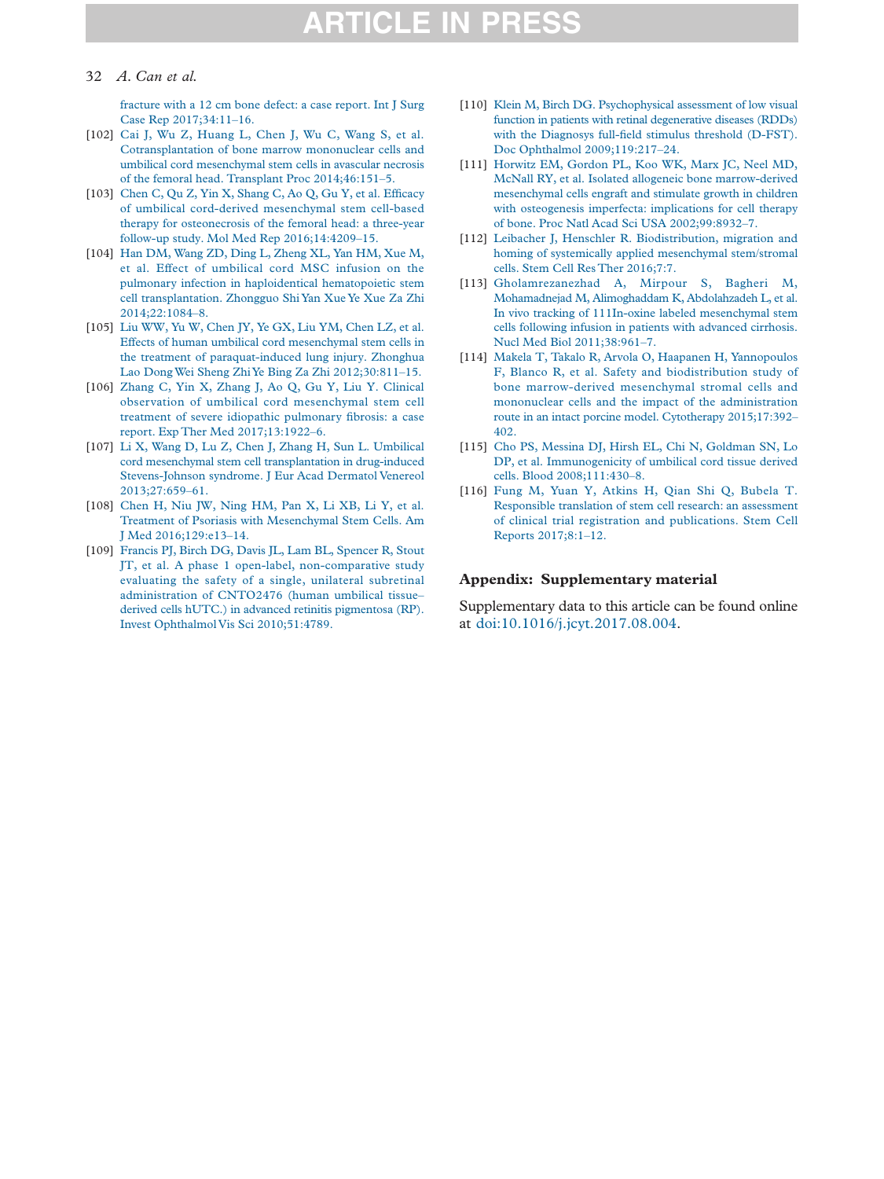fracture with a 12 cm bone defect: a case report. Int J Surg Case Rep 2017;34:11–16.

[102] Cai J, Wu Z, Huang L, Chen J, Wu C, Wang S, et al. Cotransplantation of bone marrow mononuclear cells and umbilical cord mesenchymal stem cells in avascular necrosis of the femoral head. Transplant Proc 2014;46:151–5.

[103] Chen C, Qu Z, Yin X, Shang C, Ao Q, Gu Y, et al. Efficacy of umbilical cord-derived mesenchymal stem cell-based therapy for osteonecrosis of the femoral head: a three-year follow-up study. Mol Med Rep 2016;14:4209–15.

[104] Han DM, Wang ZD, Ding L, Zheng XL, Yan HM, Xue M, et al. Effect of umbilical cord MSC infusion on the pulmonary infection in haploidentical hematopoietic stem cell transplantation. Zhongguo Shi Yan Xue Ye Xue Za Zhi 2014;22:1084–8.

[105] Liu WW, Yu W, Chen JY, Ye GX, Liu YM, Chen LZ, et al. Effects of human umbilical cord mesenchymal stem cells in the treatment of paraquat-induced lung injury. Zhonghua Lao Dong Wei Sheng Zhi Ye Bing Za Zhi 2012;30:811–15.

[106] Zhang C, Yin X, Zhang J, Ao Q, Gu Y, Liu Y. Clinical observation of umbilical cord mesenchymal stem cell treatment of severe idiopathic pulmonary fibrosis: a case report. Exp Ther Med 2017;13:1922–6.

[107] Li X, Wang D, Lu Z, Chen J, Zhang H, Sun L. Umbilical cord mesenchymal stem cell transplantation in drug-induced Stevens-Johnson syndrome. J Eur Acad Dermatol Venereol 2013;27:659–61.

[108] Chen H, Niu JW, Ning HM, Pan X, Li XB, Li Y, et al. Treatment of Psoriasis with Mesenchymal Stem Cells. Am J Med 2016;129:e13–14.

[109] Francis PJ, Birch DG, Davis JL, Lam BL, Spencer R, Stout JT, et al. A phase 1 open-label, non-comparative study evaluating the safety of a single, unilateral subretinal administration of CNTO2476 (human umbilical tissue–derived cells hUTC.) in advanced retinitis pigmentosa (RP). Invest Ophthalmol Vis Sci 2010;51:4789.

[110] Klein M, Birch DG. Psychophysical assessment of low visual function in patients with retinal degenerative diseases (RDDs) with the Diagnosys full-field stimulus threshold (D-FST). Doc Ophthalmol 2009;119:217–24.

[111] Horwitz EM, Gordon PL, Koo WK, Marx JC, Neel MD, McNall RY, et al. Isolated allogeneic bone marrow-derived mesenchymal cells engraft and stimulate growth in children with osteogenesis imperfecta: implications for cell therapy of bone. Proc Natl Acad Sci USA 2002;99:8932–7.

[112] Leibacher J, Henschler R. Biodistribution, migration and homing of systemically applied mesenchymal stem/stromal cells. Stem Cell Res Ther 2016;7:7.

[113] Gholamrezanezhad A, Mirpour S, Bagheri M, Mohamadnejad M, Alimoghaddam K, Abdolahzadeh L, et al. In vivo tracking of 111In-oxine labeled mesenchymal stem cells following infusion in patients with advanced cirrhosis. Nucl Med Biol 2011;38:961–7.

[114] Makela T, Takalo R, Arvola O, Haapanen H, Yannopoulos F, Blanco R, et al. Safety and biodistribution study of bone marrow-derived mesenchymal stromal cells and mononuclear cells and the impact of the administration route in an intact porcine model. Cytotherapy 2015;17:392–402.

[115] Cho PS, Messina DJ, Hirsh EL, Chi N, Goldman SN, Lo DP, et al. Immunogenicity of umbilical cord tissue derived cells. Blood 2008;111:430–8.

[116] Fung M, Yuan Y, Atkins H, Qian Shi Q, Bubela T. Responsible translation of stem cell research: an assessment of clinical trial registration and publications. Stem Cell Reports 2017;8:1–12.

## Appendix: Supplementary material

Supplementary data to this article can be found online at doi:10.1016/j.jcyt.2017.08.004.